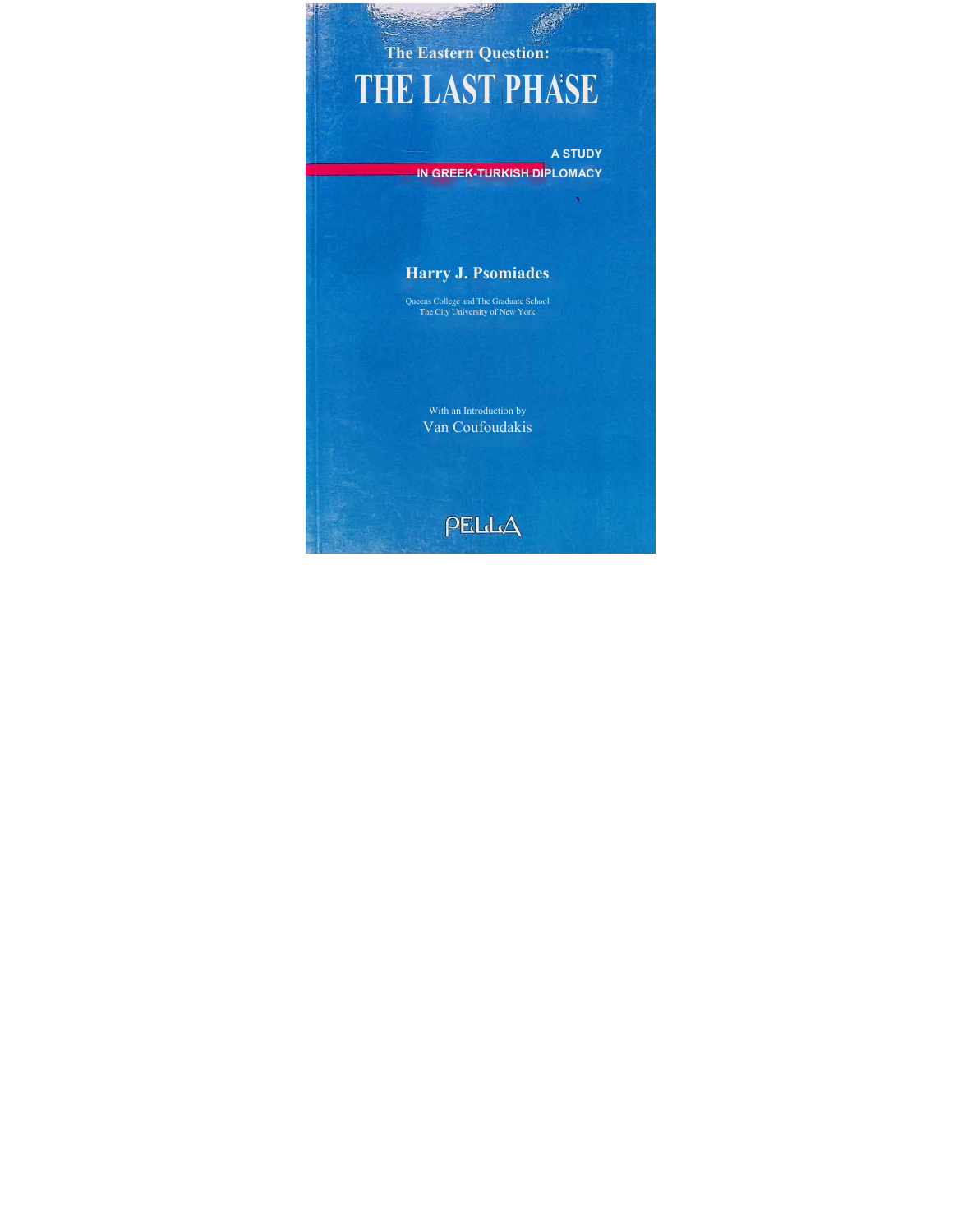The Eastern Question:

# THE LAST PHASE

A STUDY
IN GREEK-TURKISH DIPLOMACY

**Harry J. Psomiades**

Queens College and The Graduate School
The City University of New York

With an Introduction by
Van Coufoudakis

PELLA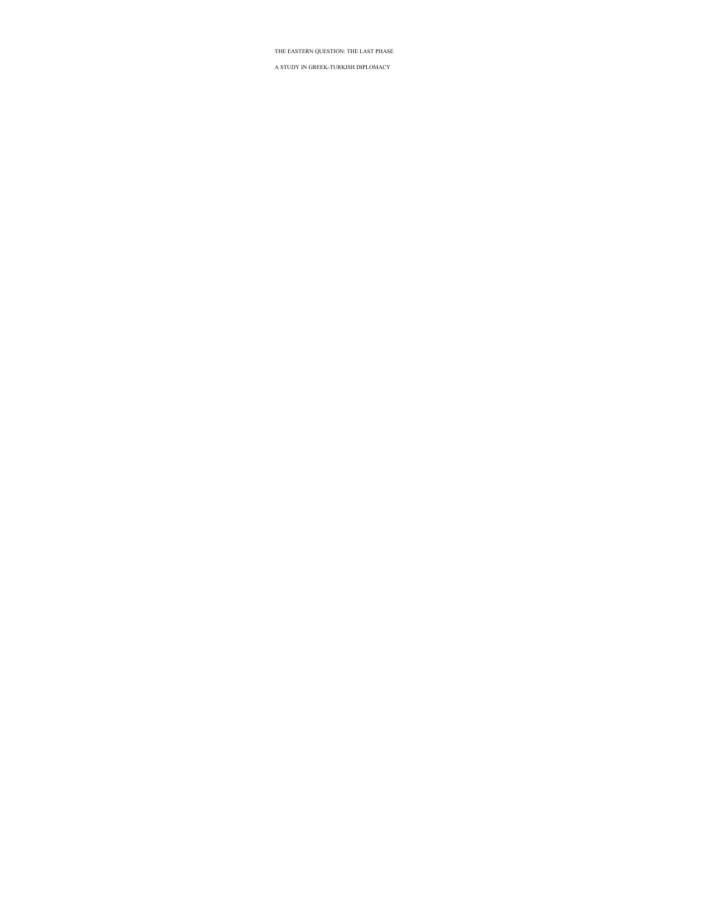THE EASTERN QUESTION: THE LAST PHASE

A STUDY IN GREEK-TURKISH DIPLOMACY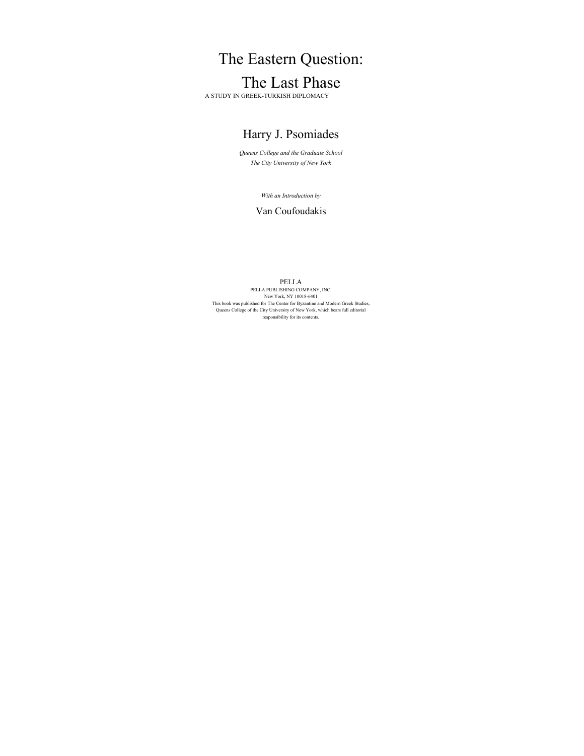# The Eastern Question: The Last Phase

A STUDY IN GREEK-TURKISH DIPLOMACY

## Harry J. Psomiades

*Queens College and the Graduate School*
*The City University of New York*

*With an Introduction by*

Van Coufoudakis

PELLA
PELLA PUBLISHING COMPANY, INC.
New York, NY 10018-6401
This book was published for The Center for Byzantine and Modern Greek Studies, Queens College of the City University of New York, which bears full editorial responsibility for its contents.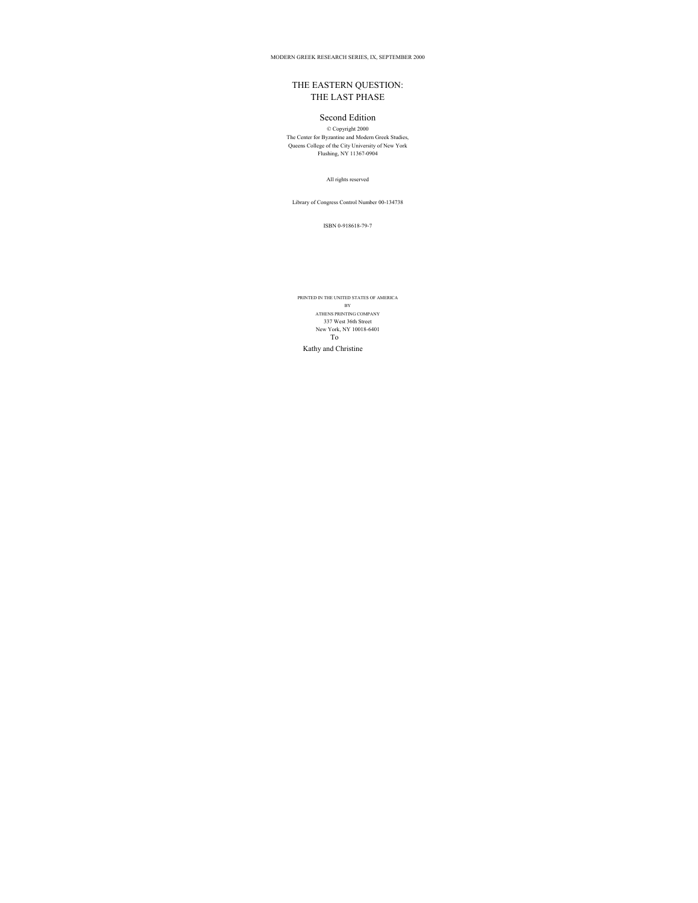MODERN GREEK RESEARCH SERIES, IX, SEPTEMBER 2000

# THE EASTERN QUESTION: THE LAST PHASE

## Second Edition

© Copyright 2000
The Center for Byzantine and Modern Greek Studies,
Queens College of the City University of New York
Flushing, NY 11367-0904

All rights reserved

Library of Congress Control Number 00-134738

ISBN 0-918618-79-7

PRINTED IN THE UNITED STATES OF AMERICA
BY
ATHENS PRINTING COMPANY
337 West 36th Street
New York, NY 10018-6401

To

Kathy and Christine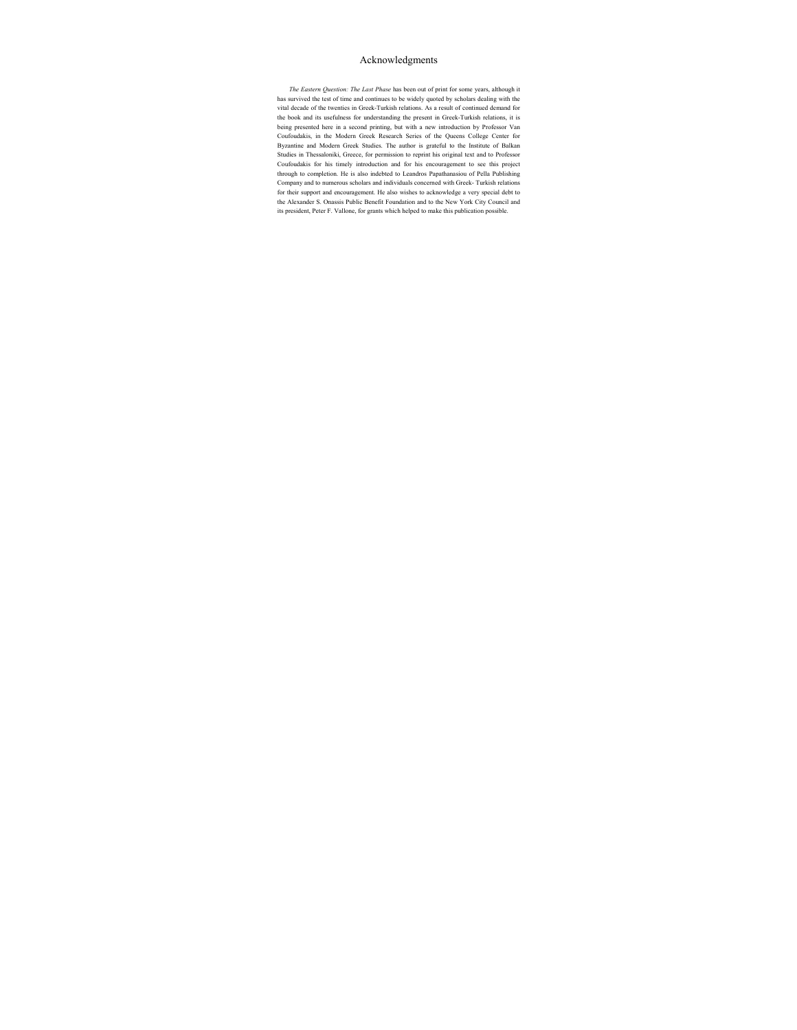# Acknowledgments

*The Eastern Question: The Last Phase* has been out of print for some years, although it has survived the test of time and continues to be widely quoted by scholars dealing with the vital decade of the twenties in Greek-Turkish relations. As a result of continued demand for the book and its usefulness for understanding the present in Greek-Turkish relations, it is being presented here in a second printing, but with a new introduction by Professor Van Coufoudakis, in the Modern Greek Research Series of the Queens College Center for Byzantine and Modern Greek Studies. The author is grateful to the Institute of Balkan Studies in Thessaloniki, Greece, for permission to reprint his original text and to Professor Coufoudakis for his timely introduction and for his encouragement to see this project through to completion. He is also indebted to Leandros Papathanasiou of Pella Publishing Company and to numerous scholars and individuals concerned with Greek- Turkish relations for their support and encouragement. He also wishes to acknowledge a very special debt to the Alexander S. Onassis Public Benefit Foundation and to the New York City Council and its president, Peter F. Vallone, for grants which helped to make this publication possible.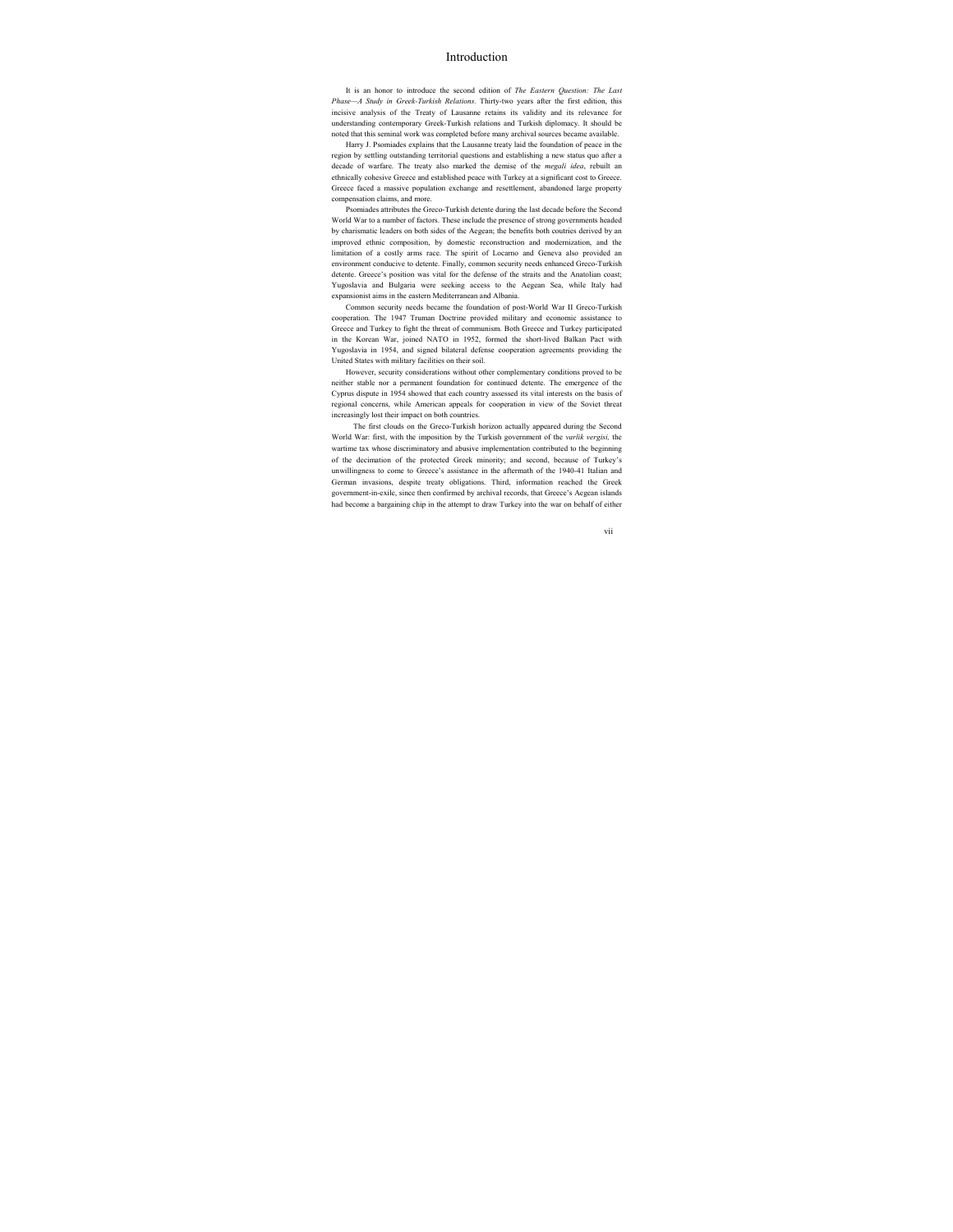# Introduction

It is an honor to introduce the second edition of *The Eastern Question: The Last Phase—A Study in Greek-Turkish Relations*. Thirty-two years after the first edition, this incisive analysis of the Treaty of Lausanne retains its validity and its relevance for understanding contemporary Greek-Turkish relations and Turkish diplomacy. It should be noted that this seminal work was completed before many archival sources became available.

Harry J. Psomiades explains that the Lausanne treaty laid the foundation of peace in the region by settling outstanding territorial questions and establishing a new status quo after a decade of warfare. The treaty also marked the demise of the *megali idea*, rebuilt an ethnically cohesive Greece and established peace with Turkey at a significant cost to Greece. Greece faced a massive population exchange and resettlement, abandoned large property compensation claims, and more.

Psomiades attributes the Greco-Turkish detente during the last decade before the Second World War to a number of factors. These include the presence of strong governments headed by charismatic leaders on both sides of the Aegean; the benefits both coutries derived by an improved ethnic composition, by domestic reconstruction and modernization, and the limitation of a costly arms race. The spirit of Locarno and Geneva also provided an environment conducive to detente. Finally, common security needs enhanced Greco-Turkish detente. Greece's position was vital for the defense of the straits and the Anatolian coast; Yugoslavia and Bulgaria were seeking access to the Aegean Sea, while Italy had expansionist aims in the eastern Mediterranean and Albania.

Common security needs became the foundation of post-World War II Greco-Turkish cooperation. The 1947 Truman Doctrine provided military and economic assistance to Greece and Turkey to fight the threat of communism. Both Greece and Turkey participated in the Korean War, joined NATO in 1952, formed the short-lived Balkan Pact with Yugoslavia in 1954, and signed bilateral defense cooperation agreements providing the United States with military facilities on their soil.

However, security considerations without other complementary conditions proved to be neither stable nor a permanent foundation for continued detente. The emergence of the Cyprus dispute in 1954 showed that each country assessed its vital interests on the basis of regional concerns, while American appeals for cooperation in view of the Soviet threat increasingly lost their impact on both countries.

The first clouds on the Greco-Turkish horizon actually appeared during the Second World War: first, with the imposition by the Turkish government of the *varlik vergisi,* the wartime tax whose discriminatory and abusive implementation contributed to the beginning of the decimation of the protected Greek minority; and second, because of Turkey's unwillingness to come to Greece's assistance in the aftermath of the 1940-41 Italian and German invasions, despite treaty obligations. Third, information reached the Greek government-in-exile, since then confirmed by archival records, that Greece's Aegean islands had become a bargaining chip in the attempt to draw Turkey into the war on behalf of either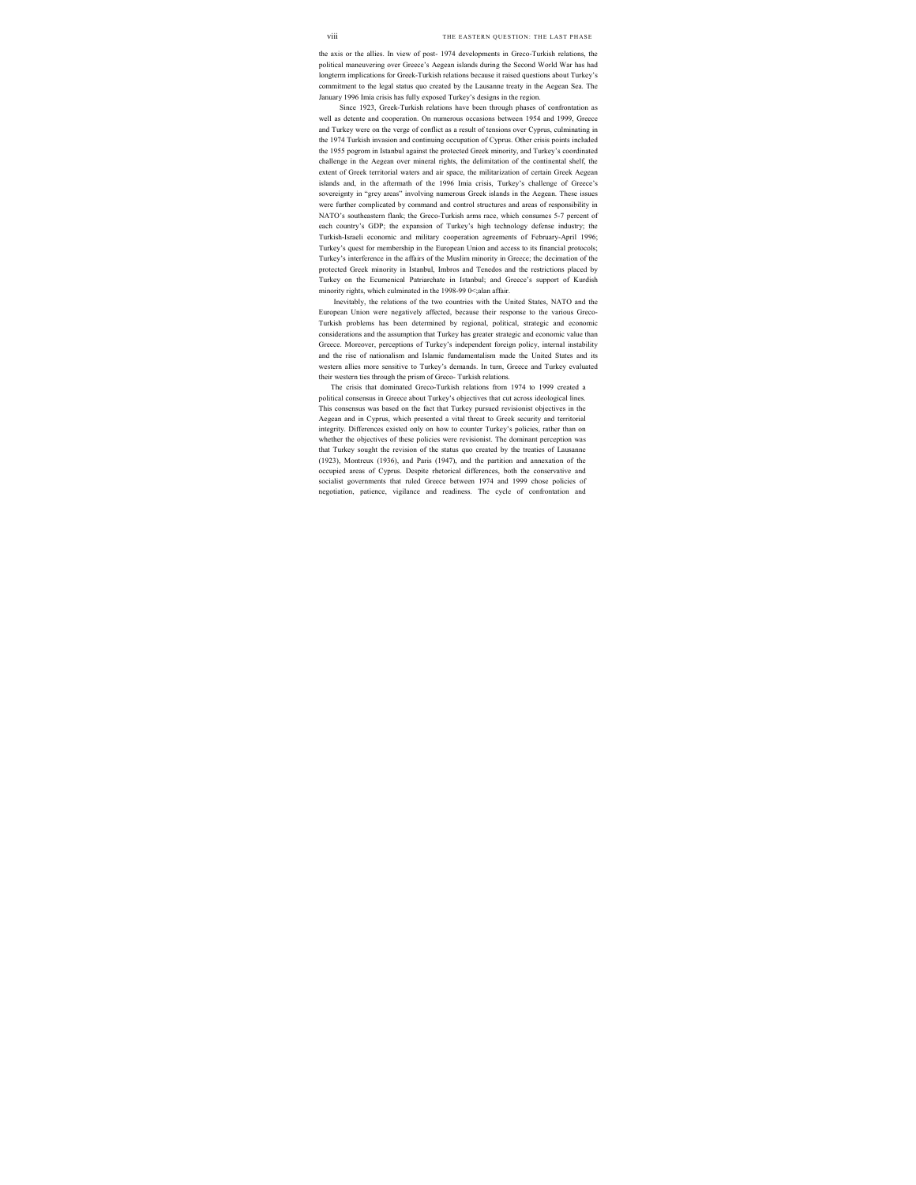the axis or the allies. In view of post- 1974 developments in Greco-Turkish relations, the political maneuvering over Greece's Aegean islands during the Second World War has had longterm implications for Greek-Turkish relations because it raised questions about Turkey's commitment to the legal status quo created by the Lausanne treaty in the Aegean Sea. The January 1996 Imia crisis has fully exposed Turkey's designs in the region.

Since 1923, Greek-Turkish relations have been through phases of confrontation as well as detente and cooperation. On numerous occasions between 1954 and 1999, Greece and Turkey were on the verge of conflict as a result of tensions over Cyprus, culminating in the 1974 Turkish invasion and continuing occupation of Cyprus. Other crisis points included the 1955 pogrom in Istanbul against the protected Greek minority, and Turkey's coordinated challenge in the Aegean over mineral rights, the delimitation of the continental shelf, the extent of Greek territorial waters and air space, the militarization of certain Greek Aegean islands and, in the aftermath of the 1996 Imia crisis, Turkey's challenge of Greece's sovereignty in "grey areas" involving numerous Greek islands in the Aegean. These issues were further complicated by command and control structures and areas of responsibility in NATO's southeastern flank; the Greco-Turkish arms race, which consumes 5-7 percent of each country's GDP; the expansion of Turkey's high technology defense industry; the Turkish-Israeli economic and military cooperation agreements of February-April 1996; Turkey's quest for membership in the European Union and access to its financial protocols; Turkey's interference in the affairs of the Muslim minority in Greece; the decimation of the protected Greek minority in Istanbul, Imbros and Tenedos and the restrictions placed by Turkey on the Ecumenical Patriarchate in Istanbul; and Greece's support of Kurdish minority rights, which culminated in the 1998-99 0<;alan affair.

Inevitably, the relations of the two countries with the United States, NATO and the European Union were negatively affected, because their response to the various Greco-Turkish problems has been determined by regional, political, strategic and economic considerations and the assumption that Turkey has greater strategic and economic value than Greece. Moreover, perceptions of Turkey's independent foreign policy, internal instability and the rise of nationalism and Islamic fundamentalism made the United States and its western allies more sensitive to Turkey's demands. In turn, Greece and Turkey evaluated their western ties through the prism of Greco- Turkish relations.

The crisis that dominated Greco-Turkish relations from 1974 to 1999 created a political consensus in Greece about Turkey's objectives that cut across ideological lines. This consensus was based on the fact that Turkey pursued revisionist objectives in the Aegean and in Cyprus, which presented a vital threat to Greek security and territorial integrity. Differences existed only on how to counter Turkey's policies, rather than on whether the objectives of these policies were revisionist. The dominant perception was that Turkey sought the revision of the status quo created by the treaties of Lausanne (1923), Montreux (1936), and Paris (1947), and the partition and annexation of the occupied areas of Cyprus. Despite rhetorical differences, both the conservative and socialist governments that ruled Greece between 1974 and 1999 chose policies of negotiation, patience, vigilance and readiness. The cycle of confrontation and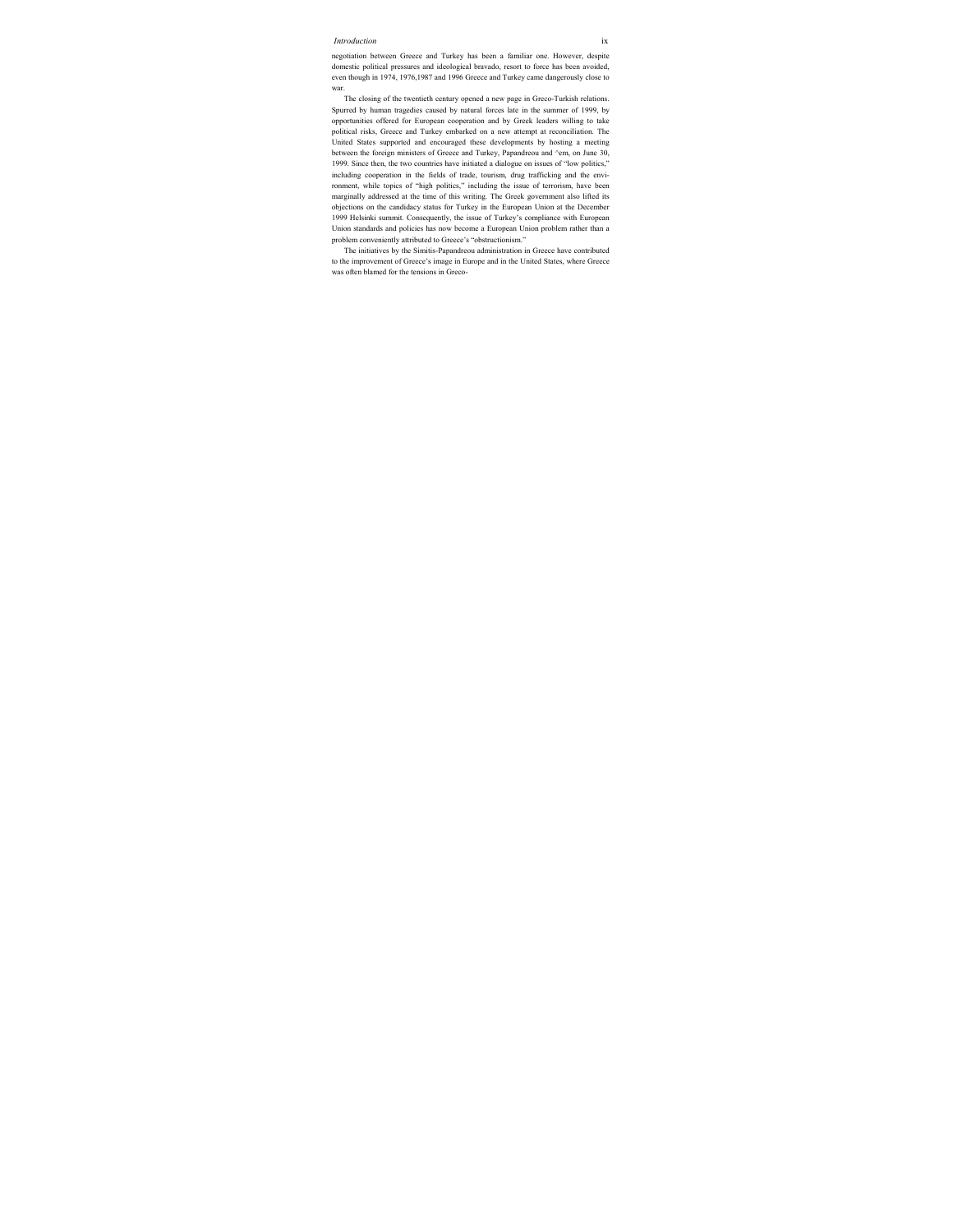negotiation between Greece and Turkey has been a familiar one. However, despite domestic political pressures and ideological bravado, resort to force has been avoided, even though in 1974, 1976,1987 and 1996 Greece and Turkey came dangerously close to war.

The closing of the twentieth century opened a new page in Greco-Turkish relations. Spurred by human tragedies caused by natural forces late in the summer of 1999, by opportunities offered for European cooperation and by Greek leaders willing to take political risks, Greece and Turkey embarked on a new attempt at reconciliation. The United States supported and encouraged these developments by hosting a meeting between the foreign ministers of Greece and Turkey, Papandreou and ^em, on June 30, 1999. Since then, the two countries have initiated a dialogue on issues of "low politics," including cooperation in the fields of trade, tourism, drug trafficking and the environment, while topics of "high politics," including the issue of terrorism, have been marginally addressed at the time of this writing. The Greek government also lifted its objections on the candidacy status for Turkey in the European Union at the December 1999 Helsinki summit. Consequently, the issue of Turkey's compliance with European Union standards and policies has now become a European Union problem rather than a problem conveniently attributed to Greece's "obstructionism."

The initiatives by the Simitis-Papandreou administration in Greece have contributed to the improvement of Greece's image in Europe and in the United States, where Greece was often blamed for the tensions in Greco-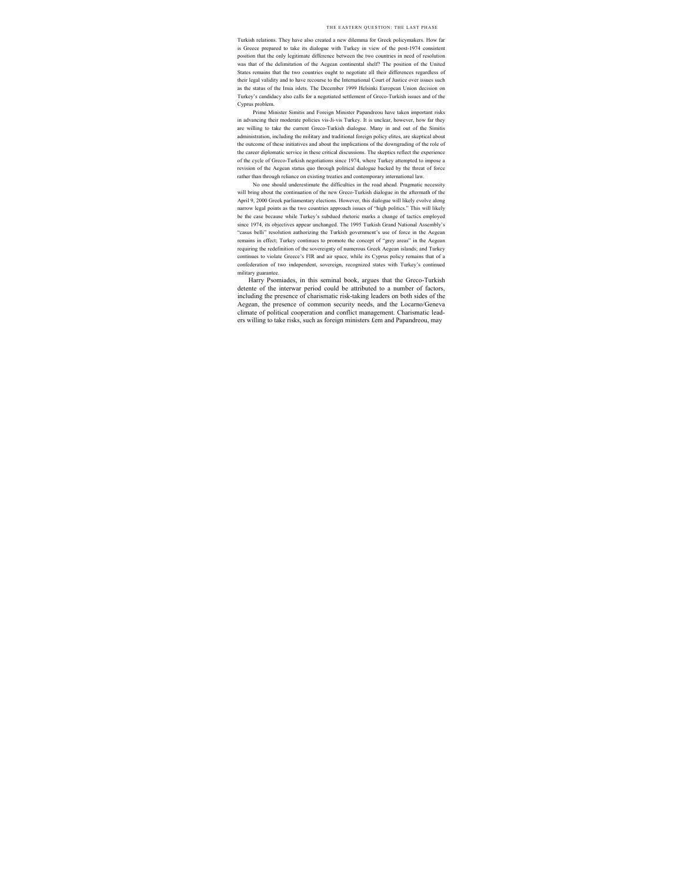Turkish relations. They have also created a new dilemma for Greek policymakers. How far is Greece prepared to take its dialogue with Turkey in view of the post-1974 consistent position that the only legitimate difference between the two countries in need of resolution was that of the delimitation of the Aegean continental shelf? The position of the United States remains that the two countries ought to negotiate all their differences regardless of their legal validity and to have recourse to the International Court of Justice over issues such as the status of the Imia islets. The December 1999 Helsinki European Union decision on Turkey's candidacy also calls for a negotiated settlement of Greco-Turkish issues and of the Cyprus problem.

Prime Minister Simitis and Foreign Minister Papandreou have taken important risks in advancing their moderate policies vis-Ji-vis Turkey. It is unclear, however, how far they are willing to take the current Greco-Turkish dialogue. Many in and out of the Simitis administration, including the military and traditional foreign policy elites, are skeptical about the outcome of these initiatives and about the implications of the downgrading of the role of the career diplomatic service in these critical discussions. The skeptics reflect the experience of the cycle of Greco-Turkish negotiations since 1974, where Turkey attempted to impose a revision of the Aegean status quo through political dialogue backed by the threat of force rather than through reliance on existing treaties and contemporary international law.

No one should underestimate the difficulties in the road ahead. Pragmatic necessity will bring about the continuation of the new Greco-Turkish dialogue in the aftermath of the April 9, 2000 Greek parliamentary elections. However, this dialogue will likely evolve along narrow legal points as the two countries approach issues of "high politics." This will likely be the case because while Turkey's subdued rhetoric marks a change of tactics employed since 1974, its objectives appear unchanged. The 1995 Turkish Grand National Assembly's "casus belli" resolution authorizing the Turkish government's use of force in the Aegean remains in effect; Turkey continues to promote the concept of "grey areas" in the Aegean requiring the redefinition of the sovereignty of numerous Greek Aegean islands; and Turkey continues to violate Greece's FIR and air space, while its Cyprus policy remains that of a confederation of two independent, sovereign, recognized states with Turkey's continued military guarantee.

Harry Psomiades, in this seminal book, argues that the Greco-Turkish detente of the interwar period could be attributed to a number of factors, including the presence of charismatic risk-taking leaders on both sides of the Aegean, the presence of common security needs, and the Locarno/Geneva climate of political cooperation and conflict management. Charismatic leaders willing to take risks, such as foreign ministers £em and Papandreou, may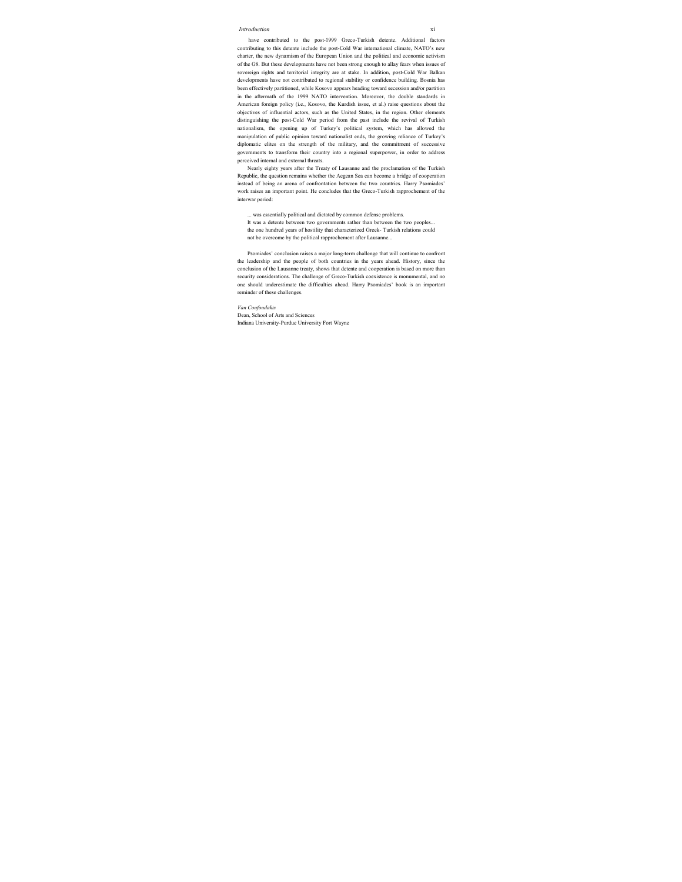have contributed to the post-1999 Greco-Turkish detente. Additional factors contributing to this detente include the post-Cold War international climate, NATO's new charter, the new dynamism of the European Union and the political and economic activism of the G8. But these developments have not been strong enough to allay fears when issues of sovereign rights and territorial integrity are at stake. In addition, post-Cold War Balkan developments have not contributed to regional stability or confidence building. Bosnia has been effectively partitioned, while Kosovo appears heading toward secession and/or partition in the aftermath of the 1999 NATO intervention. Moreover, the double standards in American foreign policy (i.e., Kosovo, the Kurdish issue, et al.) raise questions about the objectives of influential actors, such as the United States, in the region. Other elements distinguishing the post-Cold War period from the past include the revival of Turkish nationalism, the opening up of Turkey's political system, which has allowed the manipulation of public opinion toward nationalist ends, the growing reliance of Turkey's diplomatic elites on the strength of the military, and the commitment of successive governments to transform their country into a regional superpower, in order to address perceived internal and external threats.

Nearly eighty years after the Treaty of Lausanne and the proclamation of the Turkish Republic, the question remains whether the Aegean Sea can become a bridge of cooperation instead of being an arena of confrontation between the two countries. Harry Psomiades' work raises an important point. He concludes that the Greco-Turkish rapprochement of the interwar period:

> ... was essentially political and dictated by common defense problems.
> It was a detente between two governments rather than between the two peoples...
> the one hundred years of hostility that characterized Greek- Turkish relations could not be overcome by the political rapprochement after Lausanne...

Psomiades' conclusion raises a major long-term challenge that will continue to confront the leadership and the people of both countries in the years ahead. History, since the conclusion of the Lausanne treaty, shows that detente and cooperation is based on more than security considerations. The challenge of Greco-Turkish coexistence is monumental, and no one should underestimate the difficulties ahead. Harry Psomiades' book is an important reminder of these challenges.

*Van Coufoudakis*
Dean, School of Arts and Sciences
Indiana University-Purdue University Fort Wayne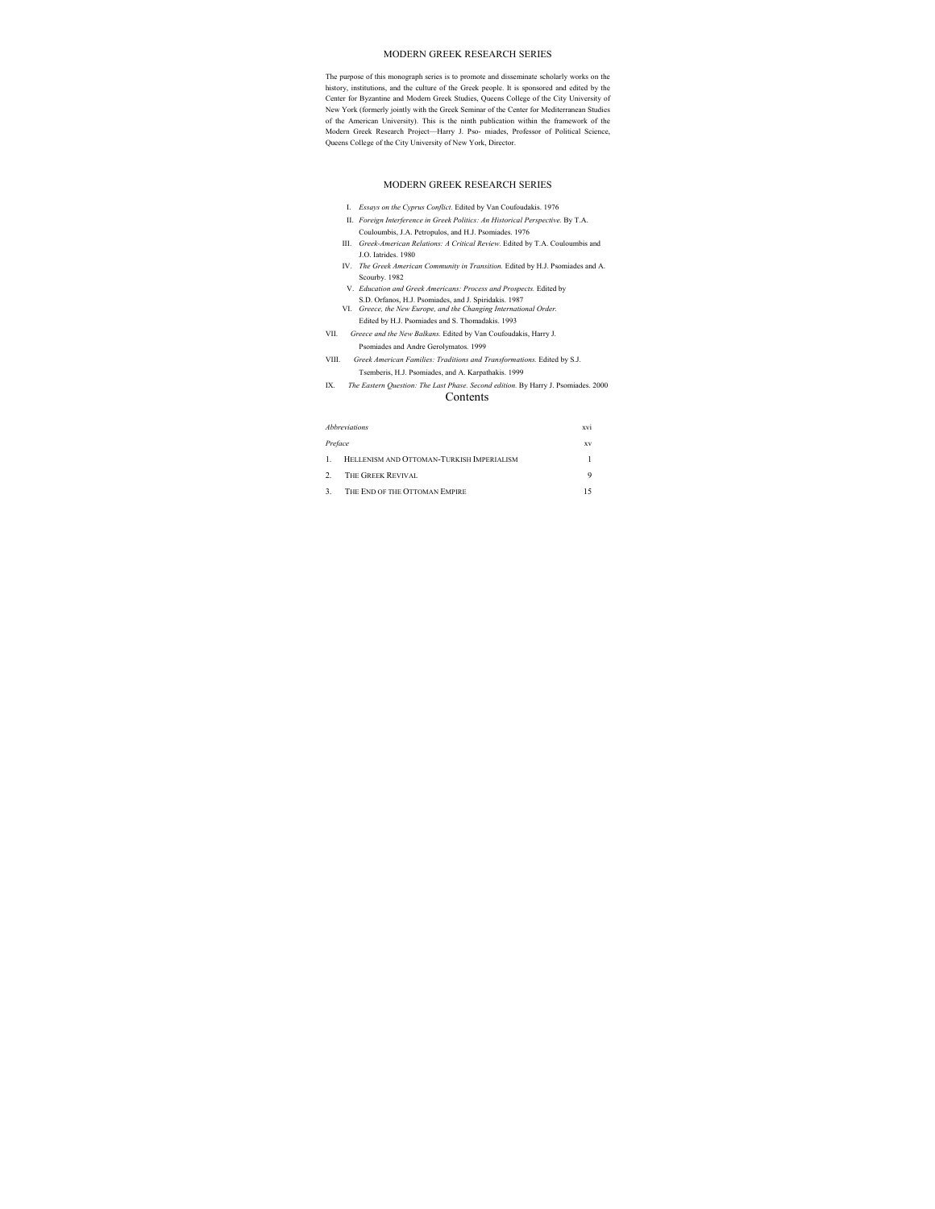# MODERN GREEK RESEARCH SERIES

The purpose of this monograph series is to promote and disseminate scholarly works on the history, institutions, and the culture of the Greek people. It is sponsored and edited by the Center for Byzantine and Modern Greek Studies, Queens College of the City University of New York (formerly jointly with the Greek Seminar of the Center for Mediterranean Studies of the American University). This is the ninth publication within the framework of the Modern Greek Research Project—Harry J. Pso- miades, Professor of Political Science, Queens College of the City University of New York, Director.

# MODERN GREEK RESEARCH SERIES

I. *Essays on the Cyprus Conflict.* Edited by Van Coufoudakis. 1976

II. *Foreign Interference in Greek Politics: An Historical Perspective.* By T.A. Couloumbis, J.A. Petropulos, and H.J. Psomiades. 1976

III. *Greek-American Relations: A Critical Review.* Edited by T.A. Couloumbis and J.O. Iatrides. 1980

IV. *The Greek American Community in Transition.* Edited by H.J. Psomiades and A. Scourby. 1982

V. *Education and Greek Americans: Process and Prospects.* Edited by S.D. Orfanos, H.J. Psomiades, and J. Spiridakis. 1987

VI. *Greece, the New Europe, and the Changing International Order.* Edited by H.J. Psomiades and S. Thomadakis. 1993

VII. *Greece and the New Balkans.* Edited by Van Coufoudakis, Harry J. Psomiades and Andre Gerolymatos. 1999

VIII. *Greek American Families: Traditions and Transformations.* Edited by S.J. Tsemberis, H.J. Psomiades, and A. Karpathakis. 1999

IX. *The Eastern Question: The Last Phase. Second edition.* By Harry J. Psomiades. 2000

# Contents

| | |
|---|---|
| *Abbreviations* | xvi |
| *Preface* | xv |
| 1. Hellenism and Ottoman-Turkish Imperialism | 1 |
| 2. The Greek Revival | 9 |
| 3. The End of the Ottoman Empire | 15 |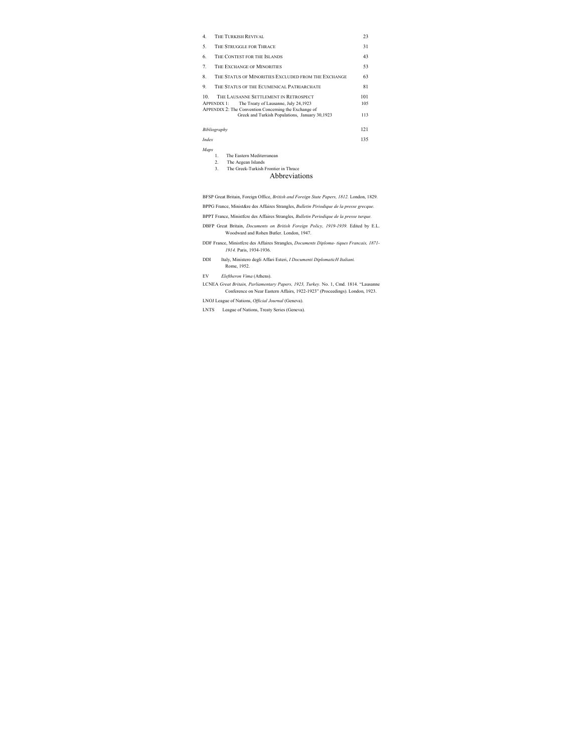| | | |
|---|---|---|
| 4. | The Turkish Revival | 23 |
| 5. | The Struggle for Thrace | 31 |
| 6. | The Contest for the Islands | 43 |
| 7. | The Exchange of Minorities | 53 |
| 8. | The Status of Minorities Excluded from the Exchange | 63 |
| 9. | The Status of the Ecumenical Patriarchate | 81 |
| 10. | The Lausanne Settlement in Retrospect | 101 |
| Appendix 1: | The Treaty of Lausanne, July 24,1923 | 105 |
| Appendix 2: | The Convention Concerning the Exchange of Greek and Turkish Populations, January 30,1923 | 113 |
| *Bibliography* | | 121 |
| *Index* | | 135 |

*Maps*

1. The Eastern Mediterranean
2. The Aegean Islands
3. The Greek-Turkish Frontier in Thrace

# Abbreviations

BFSP Great Britain, Foreign Office, *British and Foreign State Papers, 1812.* London, 1829.

BPPG France, Minist&re des Affaires Strangles, *Bulletin Piriodique de la presse grecque.*

BPPT France, Ministfcre des Affaires Strangles, *Bulletin Periodique de la presse turque.*

DBFP Great Britain, *Documents on British Foreign Policy, 1919-1939.* Edited by E.L. Woodward and Rohen Butler. London, 1947.

DDF France, Ministfcre des Affaires Strangles, *Documents Diploma- tiques Francais, 1871-1914.* Paris, 1934-1936.

DDI Italy, Ministero degli Affari Esteri, *I Documenti DiplomaticH Italiani.* Rome, 1952.

EV *Eleftheron Vima* (Athens).

LCNEA *Great Britain, Parliamentary Papers, 1923, Turkey.* No. 1, Cmd. 1814. "Lausanne Conference on Near Eastern Affairs, 1922-1923" (Proceedings). London, 1923.

LNOJ League of Nations, *Official Journal* (Geneva).

LNTS League of Nations, Treaty Series (Geneva).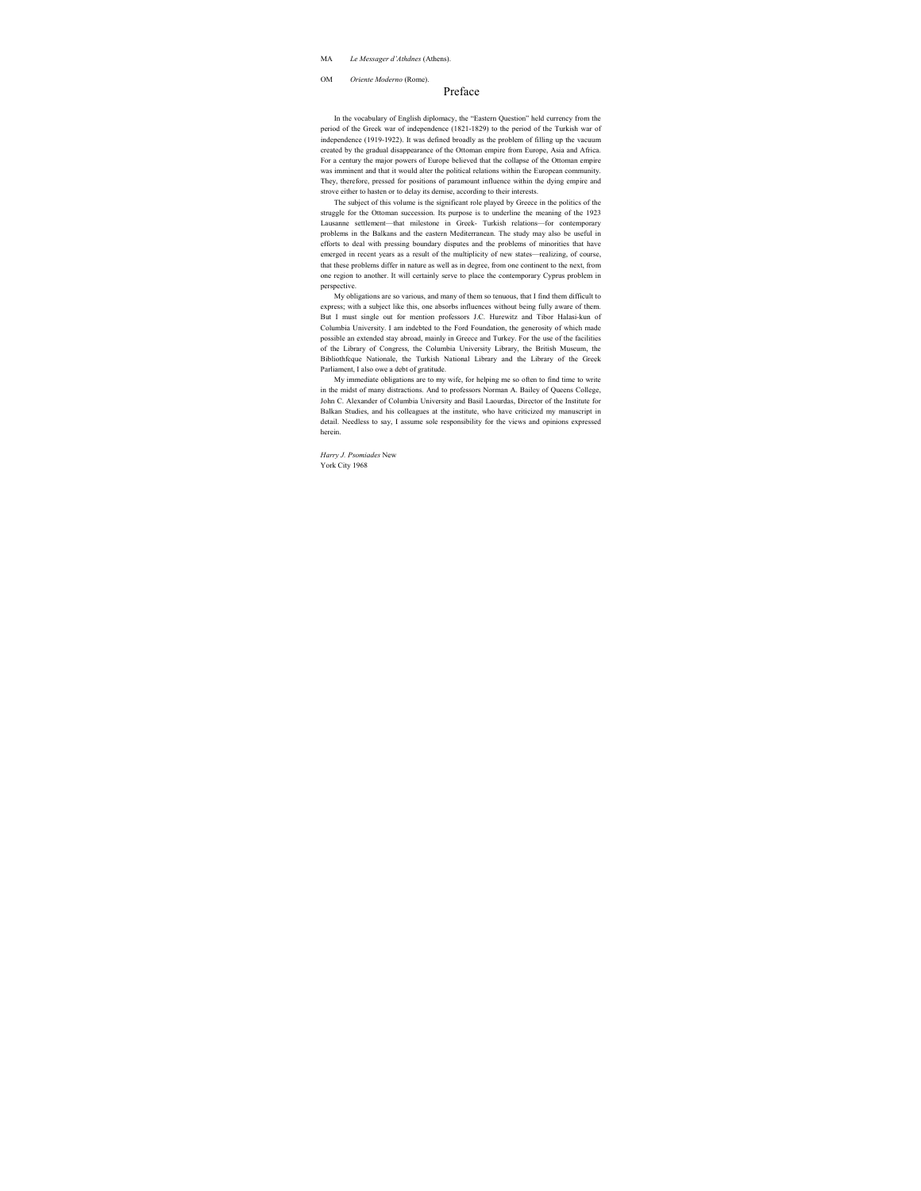MA *Le Messager d'Athdnes* (Athens).

OM *Oriente Moderno* (Rome).

# Preface

In the vocabulary of English diplomacy, the "Eastern Question" held currency from the period of the Greek war of independence (1821-1829) to the period of the Turkish war of independence (1919-1922). It was defined broadly as the problem of filling up the vacuum created by the gradual disappearance of the Ottoman empire from Europe, Asia and Africa. For a century the major powers of Europe believed that the collapse of the Ottoman empire was imminent and that it would alter the political relations within the European community. They, therefore, pressed for positions of paramount influence within the dying empire and strove either to hasten or to delay its demise, according to their interests.

The subject of this volume is the significant role played by Greece in the politics of the struggle for the Ottoman succession. Its purpose is to underline the meaning of the 1923 Lausanne settlement—that milestone in Greek- Turkish relations—for contemporary problems in the Balkans and the eastern Mediterranean. The study may also be useful in efforts to deal with pressing boundary disputes and the problems of minorities that have emerged in recent years as a result of the multiplicity of new states—realizing, of course, that these problems differ in nature as well as in degree, from one continent to the next, from one region to another. It will certainly serve to place the contemporary Cyprus problem in perspective.

My obligations are so various, and many of them so tenuous, that I find them difficult to express; with a subject like this, one absorbs influences without being fully aware of them. But I must single out for mention professors J.C. Hurewitz and Tibor Halasi-kun of Columbia University. I am indebted to the Ford Foundation, the generosity of which made possible an extended stay abroad, mainly in Greece and Turkey. For the use of the facilities of the Library of Congress, the Columbia University Library, the British Museum, the Bibliothfcque Nationale, the Turkish National Library and the Library of the Greek Parliament, I also owe a debt of gratitude.

My immediate obligations are to my wife, for helping me so often to find time to write in the midst of many distractions. And to professors Norman A. Bailey of Queens College, John C. Alexander of Columbia University and Basil Laourdas, Director of the Institute for Balkan Studies, and his colleagues at the institute, who have criticized my manuscript in detail. Needless to say, I assume sole responsibility for the views and opinions expressed herein.

*Harry J. Psomiades* New York City 1968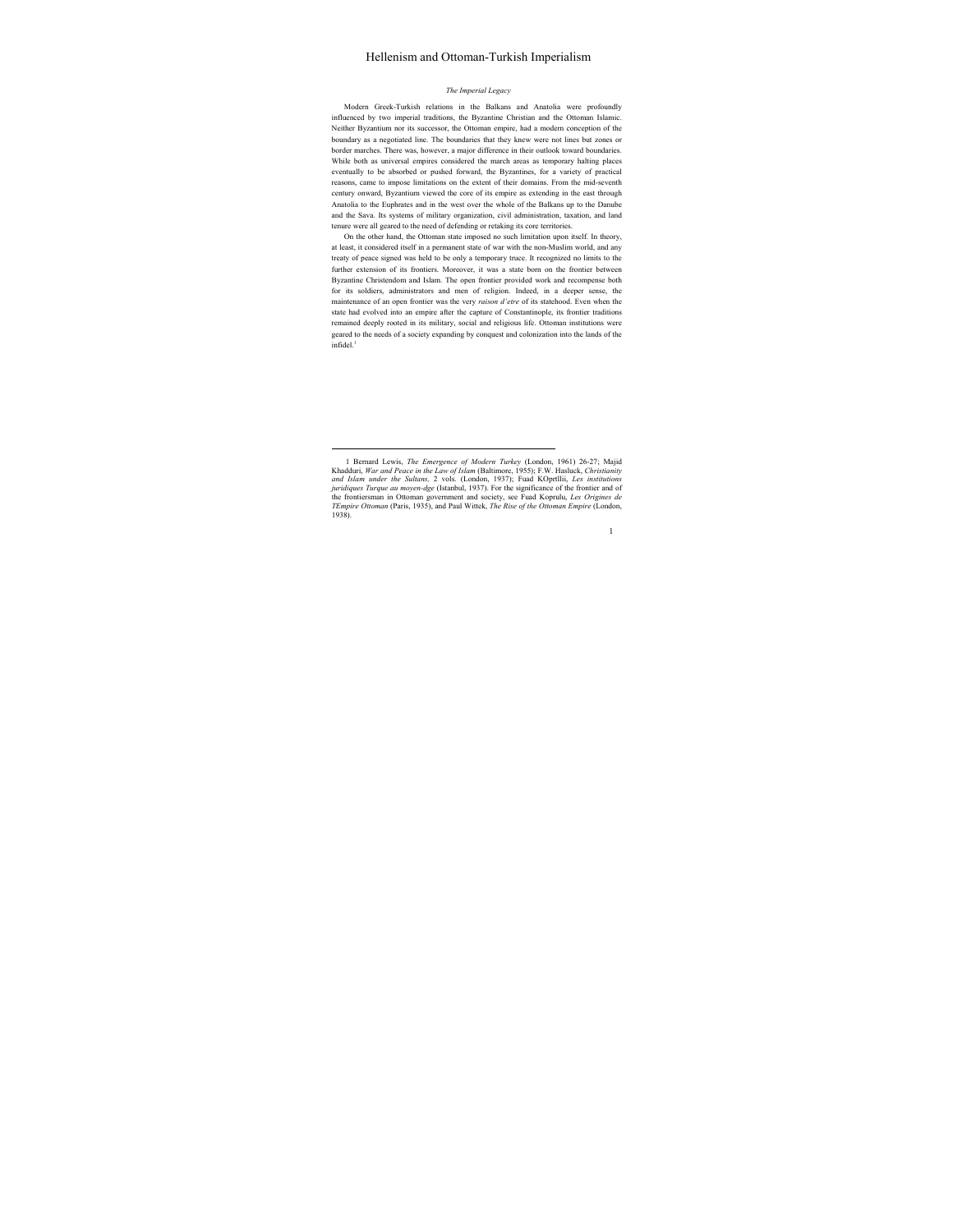# Hellenism and Ottoman-Turkish Imperialism

### *The Imperial Legacy*

Modern Greek-Turkish relations in the Balkans and Anatolia were profoundly influenced by two imperial traditions, the Byzantine Christian and the Ottoman Islamic. Neither Byzantium nor its successor, the Ottoman empire, had a modern conception of the boundary as a negotiated line. The boundaries that they knew were not lines but zones or border marches. There was, however, a major difference in their outlook toward boundaries. While both as universal empires considered the march areas as temporary halting places eventually to be absorbed or pushed forward, the Byzantines, for a variety of practical reasons, came to impose limitations on the extent of their domains. From the mid-seventh century onward, Byzantium viewed the core of its empire as extending in the east through Anatolia to the Euphrates and in the west over the whole of the Balkans up to the Danube and the Sava. Its systems of military organization, civil administration, taxation, and land tenure were all geared to the need of defending or retaking its core territories.

On the other hand, the Ottoman state imposed no such limitation upon itself. In theory, at least, it considered itself in a permanent state of war with the non-Muslim world, and any treaty of peace signed was held to be only a temporary truce. It recognized no limits to the further extension of its frontiers. Moreover, it was a state born on the frontier between Byzantine Christendom and Islam. The open frontier provided work and recompense both for its soldiers, administrators and men of religion. Indeed, in a deeper sense, the maintenance of an open frontier was the very *raison d'etre* of its statehood. Even when the state had evolved into an empire after the capture of Constantinople, its frontier traditions remained deeply rooted in its military, social and religious life. Ottoman institutions were geared to the needs of a society expanding by conquest and colonization into the lands of the infidel.[1]

---

1 Bernard Lewis, *The Emergence of Modern Turkey* (London, 1961) 26-27; Majid Khadduri, *War and Peace in the Law of Islam* (Baltimore, 1955); F.W. Hasluck, *Christianity and Islam under the Sultans,* 2 vols. (London, 1937); Fuad KOprlllii, *Les institutions juridiques Turque au moyen-dge* (Istanbul, 1937). For the significance of the frontier and of the frontiersman in Ottoman government and society, see Fuad Koprulu, *Les Origines de TEmpire Ottoman* (Paris, 1935), and Paul Wittek, *The Rise of the Ottoman Empire* (London, 1938).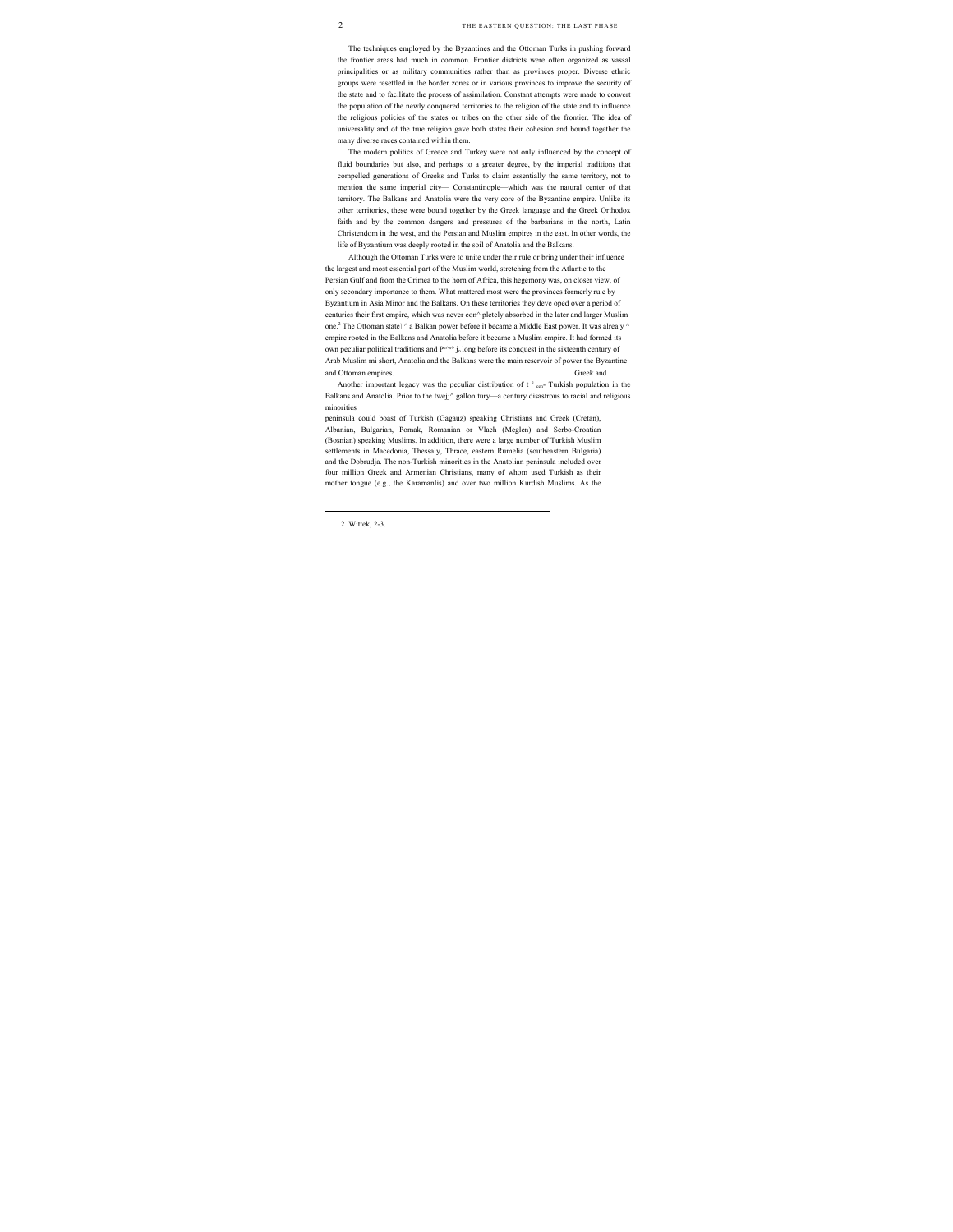The techniques employed by the Byzantines and the Ottoman Turks in pushing forward the frontier areas had much in common. Frontier districts were often organized as vassal principalities or as military communities rather than as provinces proper. Diverse ethnic groups were resettled in the border zones or in various provinces to improve the security of the state and to facilitate the process of assimilation. Constant attempts were made to convert the population of the newly conquered territories to the religion of the state and to influence the religious policies of the states or tribes on the other side of the frontier. The idea of universality and of the true religion gave both states their cohesion and bound together the many diverse races contained within them.

The modern politics of Greece and Turkey were not only influenced by the concept of fluid boundaries but also, and perhaps to a greater degree, by the imperial traditions that compelled generations of Greeks and Turks to claim essentially the same territory, not to mention the same imperial city— Constantinople—which was the natural center of that territory. The Balkans and Anatolia were the very core of the Byzantine empire. Unlike its other territories, these were bound together by the Greek language and the Greek Orthodox faith and by the common dangers and pressures of the barbarians in the north, Latin Christendom in the west, and the Persian and Muslim empires in the east. In other words, the life of Byzantium was deeply rooted in the soil of Anatolia and the Balkans.

Although the Ottoman Turks were to unite under their rule or bring under their influence the largest and most essential part of the Muslim world, stretching from the Atlantic to the Persian Gulf and from the Crimea to the horn of Africa, this hegemony was, on closer view, of only secondary importance to them. What mattered most were the provinces formerly ru e by Byzantium in Asia Minor and the Balkans. On these territories they deve oped over a period of centuries their first empire, which was never con^ pletely absorbed in the later and larger Muslim one.[2] The Ottoman state| ^ a Balkan power before it became a Middle East power. It was alrea y ^ empire rooted in the Balkans and Anatolia before it became a Muslim empire. It had formed its own peculiar political traditions and P ^ j, long before its conquest in the sixteenth century of Arab Muslim mi short, Anatolia and the Balkans were the main reservoir of power the Byzantine and Ottoman empires. Greek and

Another important legacy was the peculiar distribution of t ° Turkish population in the Balkans and Anatolia. Prior to the twejj^ gallon tury—a century disastrous to racial and religious minorities

peninsula could boast of Turkish (Gagauz) speaking Christians and Greek (Cretan), Albanian, Bulgarian, Pomak, Romanian or Vlach (Meglen) and Serbo-Croatian (Bosnian) speaking Muslims. In addition, there were a large number of Turkish Muslim settlements in Macedonia, Thessaly, Thrace, eastern Rumelia (southeastern Bulgaria) and the Dobrudja. The non-Turkish minorities in the Anatolian peninsula included over four million Greek and Armenian Christians, many of whom used Turkish as their mother tongue (e.g., the Karamanlis) and over two million Kurdish Muslims. As the

---

2 Wittek, 2-3.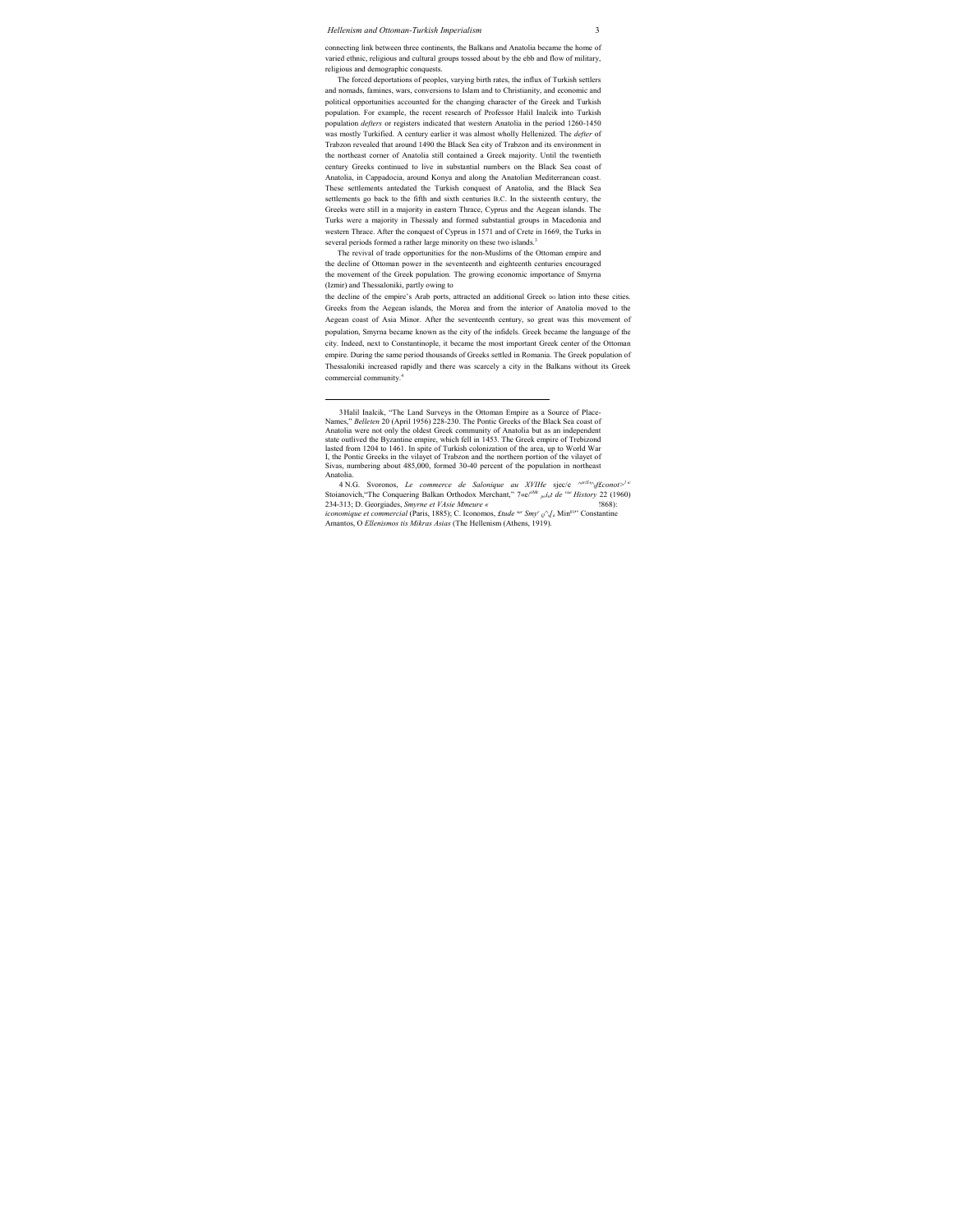connecting link between three continents, the Balkans and Anatolia became the home of varied ethnic, religious and cultural groups tossed about by the ebb and flow of military, religious and demographic conquests.

The forced deportations of peoples, varying birth rates, the influx of Turkish settlers and nomads, famines, wars, conversions to Islam and to Christianity, and economic and political opportunities accounted for the changing character of the Greek and Turkish population. For example, the recent research of Professor Halil Inalcik into Turkish population *defters* or registers indicated that western Anatolia in the period 1260-1450 was mostly Turkified. A century earlier it was almost wholly Hellenized. The *defter* of Trabzon revealed that around 1490 the Black Sea city of Trabzon and its environment in the northeast corner of Anatolia still contained a Greek majority. Until the twentieth century Greeks continued to live in substantial numbers on the Black Sea coast of Anatolia, in Cappadocia, around Konya and along the Anatolian Mediterranean coast. These settlements antedated the Turkish conquest of Anatolia, and the Black Sea settlements go back to the fifth and sixth centuries B.C. In the sixteenth century, the Greeks were still in a majority in eastern Thrace, Cyprus and the Aegean islands. The Turks were a majority in Thessaly and formed substantial groups in Macedonia and western Thrace. After the conquest of Cyprus in 1571 and of Crete in 1669, the Turks in several periods formed a rather large minority on these two islands.[3]

The revival of trade opportunities for the non-Muslims of the Ottoman empire and the decline of Ottoman power in the seventeenth and eighteenth centuries encouraged the movement of the Greek population. The growing economic importance of Smyrna (Izmir) and Thessaloniki, partly owing to the decline of the empire's Arab ports, attracted an additional Greek po lation into these cities. Greeks from the Aegean islands, the Morea and from the interior of Anatolia moved to the Aegean coast of Asia Minor. After the seventeenth century, so great was this movement of population, Smyrna became known as the city of the infidels. Greek became the language of the city. Indeed, next to Constantinople, it became the most important Greek center of the Ottoman empire. During the same period thousands of Greeks settled in Romania. The Greek population of Thessaloniki increased rapidly and there was scarcely a city in the Balkans without its Greek commercial community.[4]

---

3 Halil Inalcik, "The Land Surveys in the Ottoman Empire as a Source of Place-Names," *Belleten* 20 (April 1956) 228-230. The Pontic Greeks of the Black Sea coast of Anatolia were not only the oldest Greek community of Anatolia but as an independent state outlived the Byzantine empire, which fell in 1453. The Greek empire of Trebizond lasted from 1204 to 1461. In spite of Turkish colonization of the area, up to World War I, the Pontic Greeks in the vilayet of Trabzon and the northern portion of the vilayet of Sivas, numbering about 485,000, formed 30-40 percent of the population in northeast Anatolia.

4 N.G. Svoronos, *Le commerce de Salonique au XVIIIe* sjec/e *(Paris, 1956); Traian* Stoianovich, "The Conquering Balkan Orthodox Merchant," *The Journal of Economic History* 22 (1960) 234-313; D. Georgiades, *Smyrne et l'Asie Mineure* (1868): *économique et commercial* (Paris, 1885); C. Iconomos, *Étude sur Smyrne* (Smyrne, 1868); Constantine Amantos, O *Ellenismos tis Mikras Asias* (The Hellenism (Athens, 1919).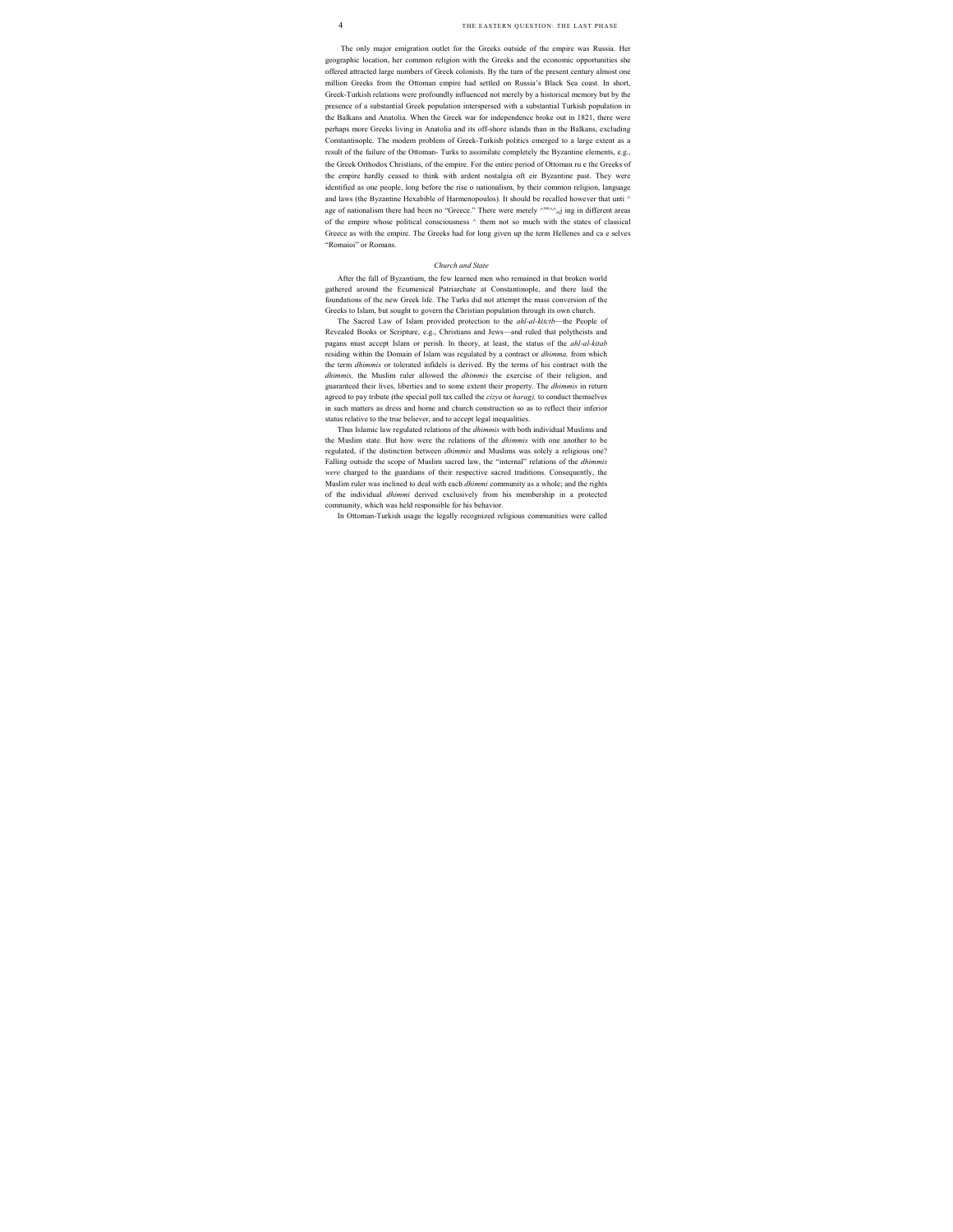The only major emigration outlet for the Greeks outside of the empire was Russia. Her geographic location, her common religion with the Greeks and the economic opportunities she offered attracted large numbers of Greek colonists. By the turn of the present century almost one million Greeks from the Ottoman empire had settled on Russia's Black Sea coast. In short, Greek-Turkish relations were profoundly influenced not merely by a historical memory but by the presence of a substantial Greek population interspersed with a substantial Turkish population in the Balkans and Anatolia. When the Greek war for independence broke out in 1821, there were perhaps more Greeks living in Anatolia and its off-shore islands than in the Balkans, excluding Constantinople. The modern problem of Greek-Turkish politics emerged to a large extent as a result of the failure of the Ottoman- Turks to assimilate completely the Byzantine elements, e.g., the Greek Orthodox Christians, of the empire. For the entire period of Ottoman ru e the Greeks of the empire hardly ceased to think with ardent nostalgia oft eir Byzantine past. They were identified as one people, long before the rise o nationalism, by their common religion, language and laws (the Byzantine Hexabible of Harmenopoulos). It should be recalled however that unti ^ age of nationalism there had been no "Greece." There were merely ^^^^,,j ing in different areas of the empire whose political consciousness ^ them not so much with the states of classical Greece as with the empire. The Greeks had for long given up the term Hellenes and ca e selves "Romaioi" or Romans.

### *Church and State*

After the fall of Byzantium, the few learned men who remained in that broken world gathered around the Ecumenical Patriarchate at Constantinople, and there laid the foundations of the new Greek life. The Turks did not attempt the mass conversion of the Greeks to Islam, but sought to govern the Christian population through its own church.

The Sacred Law of Islam provided protection to the *ahl-al-kitcth*—the People of Revealed Books or Scripture, e.g., Christians and Jews—and ruled that polytheists and pagans must accept Islam or perish. In theory, at least, the status of the *ahl-al-kitab* residing within the Domain of Islam was regulated by a contract or *dhimma,* from which the term *dhimmis* or tolerated infidels is derived. By the terms of his contract with the *dhimmis,* the Muslim ruler allowed the *dhimmis* the exercise of their religion, and guaranteed their lives, liberties and to some extent their property. The *dhimmis* in return agreed to pay tribute (the special poll tax called the *cizya* or *harag),* to conduct themselves in such matters as dress and home and church construction so as to reflect their inferior status relative to the true believer, and to accept legal inequalities.

Thus Islamic law regulated relations of the *dhimmis* with both individual Muslims and the Muslim state. But how were the relations of the *dhimmis* with one another to be regulated, if the distinction between *dhimmis* and Muslims was solely a religious one? Falling outside the scope of Muslim sacred law, the "internal" relations of the *dhimmis were* charged to the guardians of their respective sacred traditions. Consequently, the Muslim ruler was inclined to deal with each *dhimmi* community as a whole; and the rights of the individual *dhimmi* derived exclusively from his membership in a protected community, which was held responsible for his behavior.

In Ottoman-Turkish usage the legally recognized religious communities were called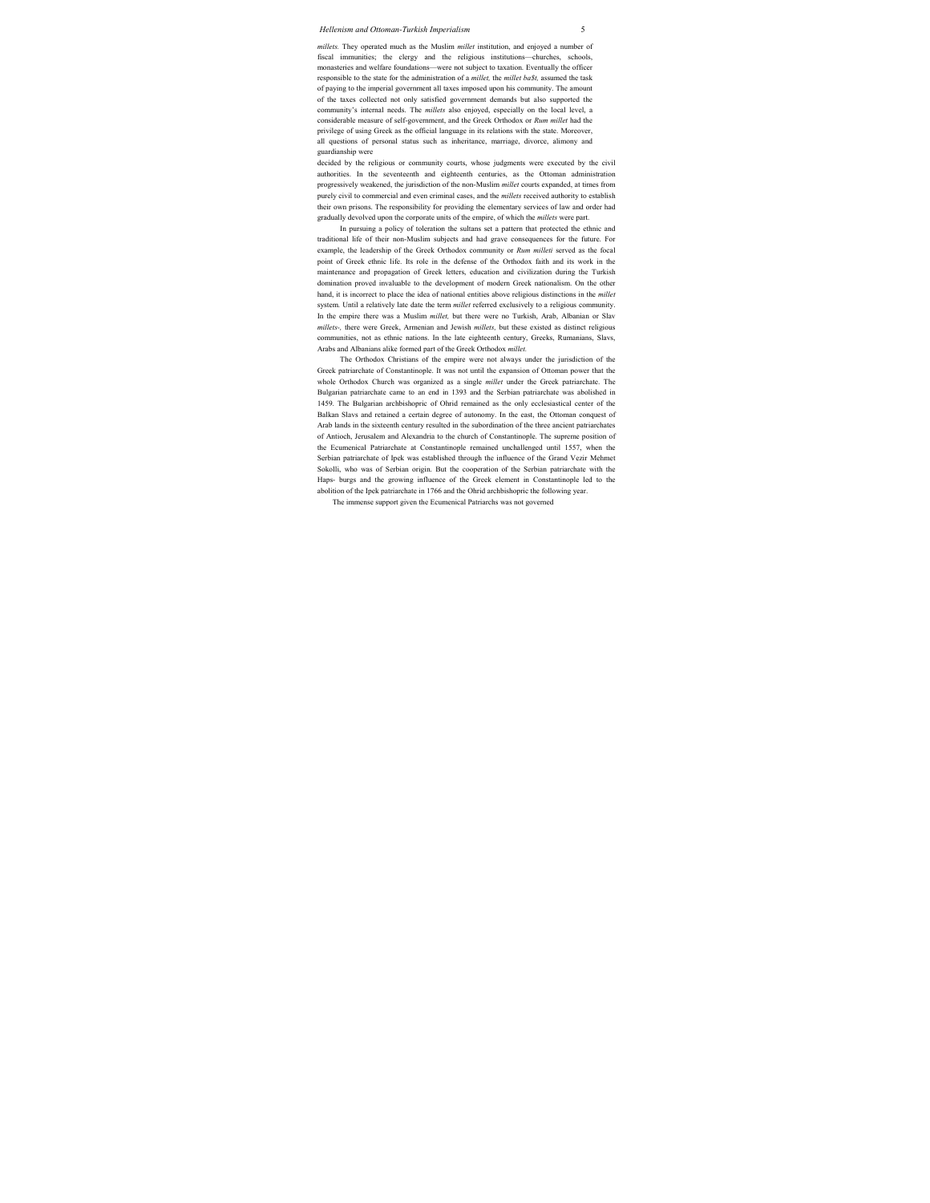*millets.* They operated much as the Muslim *millet* institution, and enjoyed a number of fiscal immunities; the clergy and the religious institutions—churches, schools, monasteries and welfare foundations—were not subject to taxation. Eventually the officer responsible to the state for the administration of a *millet,* the *millet ba$t,* assumed the task of paying to the imperial government all taxes imposed upon his community. The amount of the taxes collected not only satisfied government demands but also supported the community's internal needs. The *millets* also enjoyed, especially on the local level, a considerable measure of self-government, and the Greek Orthodox or *Rum millet* had the privilege of using Greek as the official language in its relations with the state. Moreover, all questions of personal status such as inheritance, marriage, divorce, alimony and guardianship were decided by the religious or community courts, whose judgments were executed by the civil authorities. In the seventeenth and eighteenth centuries, as the Ottoman administration progressively weakened, the jurisdiction of the non-Muslim *millet* courts expanded, at times from purely civil to commercial and even criminal cases, and the *millets* received authority to establish their own prisons. The responsibility for providing the elementary services of law and order had gradually devolved upon the corporate units of the empire, of which the *millets* were part.

In pursuing a policy of toleration the sultans set a pattern that protected the ethnic and traditional life of their non-Muslim subjects and had grave consequences for the future. For example, the leadership of the Greek Orthodox community or *Rum milleti* served as the focal point of Greek ethnic life. Its role in the defense of the Orthodox faith and its work in the maintenance and propagation of Greek letters, education and civilization during the Turkish domination proved invaluable to the development of modern Greek nationalism. On the other hand, it is incorrect to place the idea of national entities above religious distinctions in the *millet* system. Until a relatively late date the term *millet* referred exclusively to a religious community. In the empire there was a Muslim *millet,* but there were no Turkish, Arab, Albanian or Slav *millets*-, there were Greek, Armenian and Jewish *millets,* but these existed as distinct religious communities, not as ethnic nations. In the late eighteenth century, Greeks, Rumanians, Slavs, Arabs and Albanians alike formed part of the Greek Orthodox *millet.*

The Orthodox Christians of the empire were not always under the jurisdiction of the Greek patriarchate of Constantinople. It was not until the expansion of Ottoman power that the whole Orthodox Church was organized as a single *millet* under the Greek patriarchate. The Bulgarian patriarchate came to an end in 1393 and the Serbian patriarchate was abolished in 1459. The Bulgarian archbishopric of Ohrid remained as the only ecclesiastical center of the Balkan Slavs and retained a certain degree of autonomy. In the east, the Ottoman conquest of Arab lands in the sixteenth century resulted in the subordination of the three ancient patriarchates of Antioch, Jerusalem and Alexandria to the church of Constantinople. The supreme position of the Ecumenical Patriarchate at Constantinople remained unchallenged until 1557, when the Serbian patriarchate of Ipek was established through the influence of the Grand Vezir Mehmet Sokolli, who was of Serbian origin. But the cooperation of the Serbian patriarchate with the Haps- burgs and the growing influence of the Greek element in Constantinople led to the abolition of the Ipek patriarchate in 1766 and the Ohrid archbishopric the following year.

The immense support given the Ecumenical Patriarchs was not governed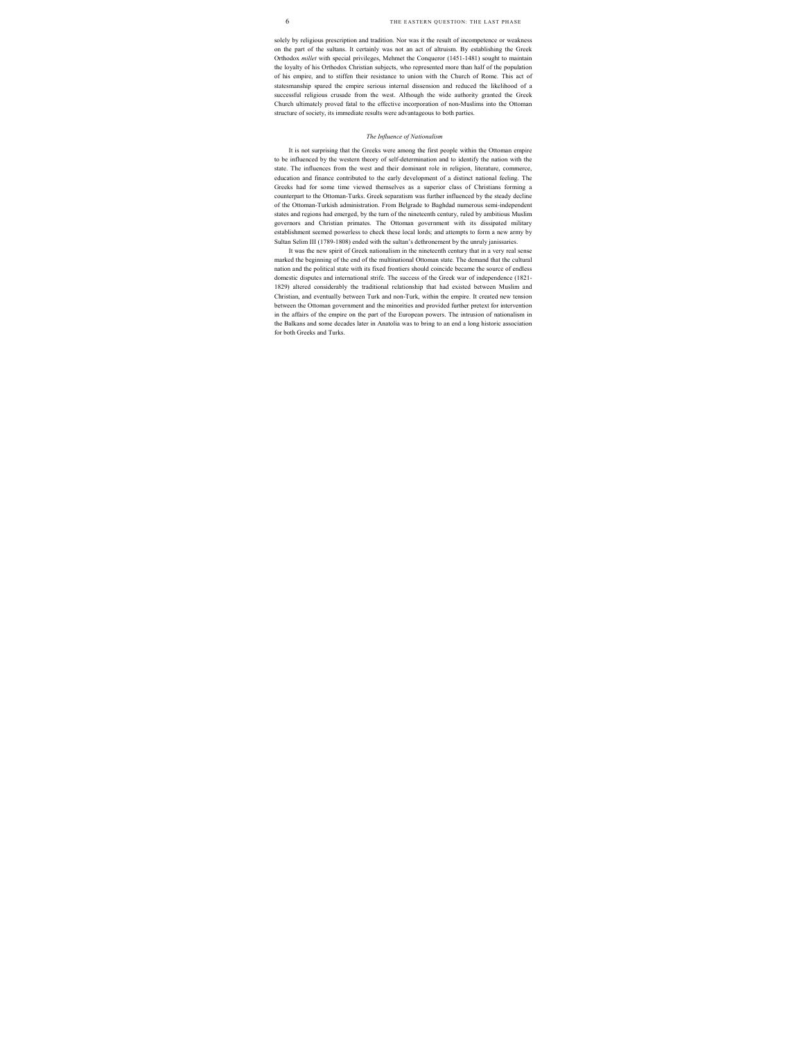solely by religious prescription and tradition. Nor was it the result of incompetence or weakness on the part of the sultans. It certainly was not an act of altruism. By establishing the Greek Orthodox *millet* with special privileges, Mehmet the Conqueror (1451-1481) sought to maintain the loyalty of his Orthodox Christian subjects, who represented more than half of the population of his empire, and to stiffen their resistance to union with the Church of Rome. This act of statesmanship spared the empire serious internal dissension and reduced the likelihood of a successful religious crusade from the west. Although the wide authority granted the Greek Church ultimately proved fatal to the effective incorporation of non-Muslims into the Ottoman structure of society, its immediate results were advantageous to both parties.

### *The Influence of Nationalism*

It is not surprising that the Greeks were among the first people within the Ottoman empire to be influenced by the western theory of self-determination and to identify the nation with the state. The influences from the west and their dominant role in religion, literature, commerce, education and finance contributed to the early development of a distinct national feeling. The Greeks had for some time viewed themselves as a superior class of Christians forming a counterpart to the Ottoman-Turks. Greek separatism was further influenced by the steady decline of the Ottoman-Turkish administration. From Belgrade to Baghdad numerous semi-independent states and regions had emerged, by the turn of the nineteenth century, ruled by ambitious Muslim governors and Christian primates. The Ottoman government with its dissipated military establishment seemed powerless to check these local lords; and attempts to form a new army by Sultan Selim III (1789-1808) ended with the sultan's dethronement by the unruly janissaries.

It was the new spirit of Greek nationalism in the nineteenth century that in a very real sense marked the beginning of the end of the multinational Ottoman state. The demand that the cultural nation and the political state with its fixed frontiers should coincide became the source of endless domestic disputes and international strife. The success of the Greek war of independence (1821-1829) altered considerably the traditional relationship that had existed between Muslim and Christian, and eventually between Turk and non-Turk, within the empire. It created new tension between the Ottoman government and the minorities and provided further pretext for intervention in the affairs of the empire on the part of the European powers. The intrusion of nationalism in the Balkans and some decades later in Anatolia was to bring to an end a long historic association for both Greeks and Turks.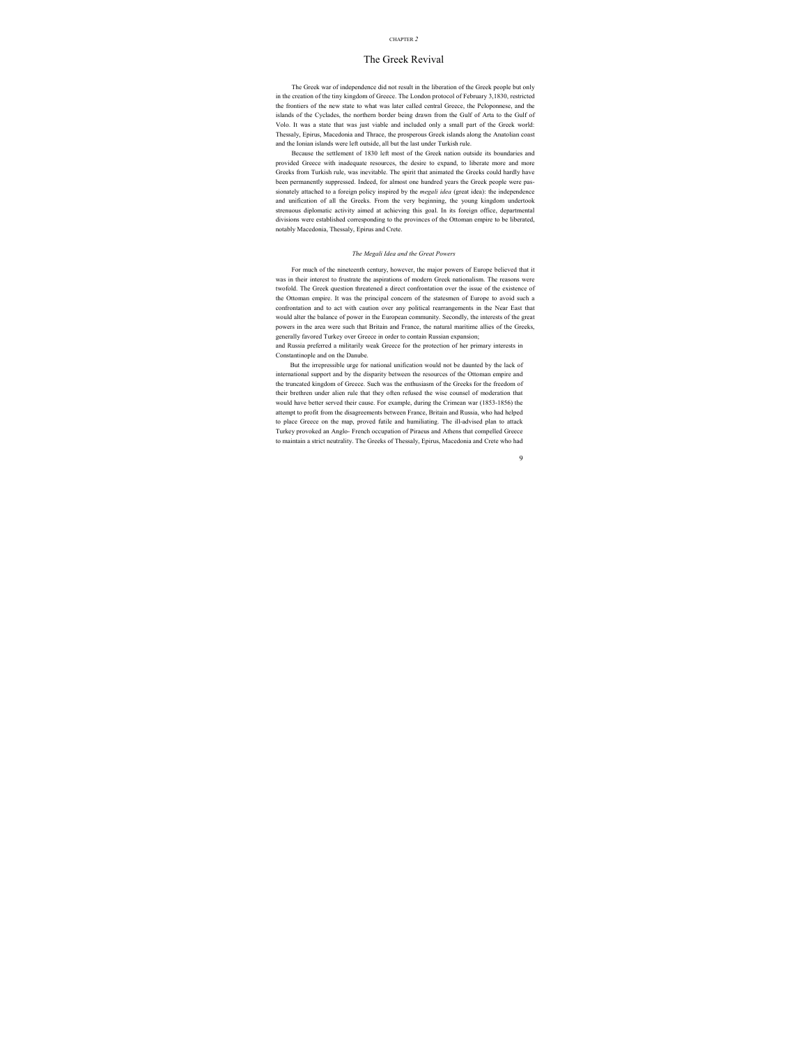CHAPTER *2*

# The Greek Revival

The Greek war of independence did not result in the liberation of the Greek people but only in the creation of the tiny kingdom of Greece. The London protocol of February 3,1830, restricted the frontiers of the new state to what was later called central Greece, the Peloponnese, and the islands of the Cyclades, the northern border being drawn from the Gulf of Arta to the Gulf of Volo. It was a state that was just viable and included only a small part of the Greek world: Thessaly, Epirus, Macedonia and Thrace, the prosperous Greek islands along the Anatolian coast and the Ionian islands were left outside, all but the last under Turkish rule.

Because the settlement of 1830 left most of the Greek nation outside its boundaries and provided Greece with inadequate resources, the desire to expand, to liberate more and more Greeks from Turkish rule, was inevitable. The spirit that animated the Greeks could hardly have been permanently suppressed. Indeed, for almost one hundred years the Greek people were passionately attached to a foreign policy inspired by the *megali idea* (great idea): the independence and unification of all the Greeks. From the very beginning, the young kingdom undertook strenuous diplomatic activity aimed at achieving this goal. In its foreign office, departmental divisions were established corresponding to the provinces of the Ottoman empire to be liberated, notably Macedonia, Thessaly, Epirus and Crete.

### *The Megali Idea and the Great Powers*

For much of the nineteenth century, however, the major powers of Europe believed that it was in their interest to frustrate the aspirations of modern Greek nationalism. The reasons were twofold. The Greek question threatened a direct confrontation over the issue of the existence of the Ottoman empire. It was the principal concern of the statesmen of Europe to avoid such a confrontation and to act with caution over any political rearrangements in the Near East that would alter the balance of power in the European community. Secondly, the interests of the great powers in the area were such that Britain and France, the natural maritime allies of the Greeks, generally favored Turkey over Greece in order to contain Russian expansion;
and Russia preferred a militarily weak Greece for the protection of her primary interests in Constantinople and on the Danube.

But the irrepressible urge for national unification would not be daunted by the lack of international support and by the disparity between the resources of the Ottoman empire and the truncated kingdom of Greece. Such was the enthusiasm of the Greeks for the freedom of their brethren under alien rule that they often refused the wise counsel of moderation that would have better served their cause. For example, during the Crimean war (1853-1856) the attempt to profit from the disagreements between France, Britain and Russia, who had helped to place Greece on the map, proved futile and humiliating. The ill-advised plan to attack Turkey provoked an Anglo- French occupation of Piraeus and Athens that compelled Greece to maintain a strict neutrality. The Greeks of Thessaly, Epirus, Macedonia and Crete who had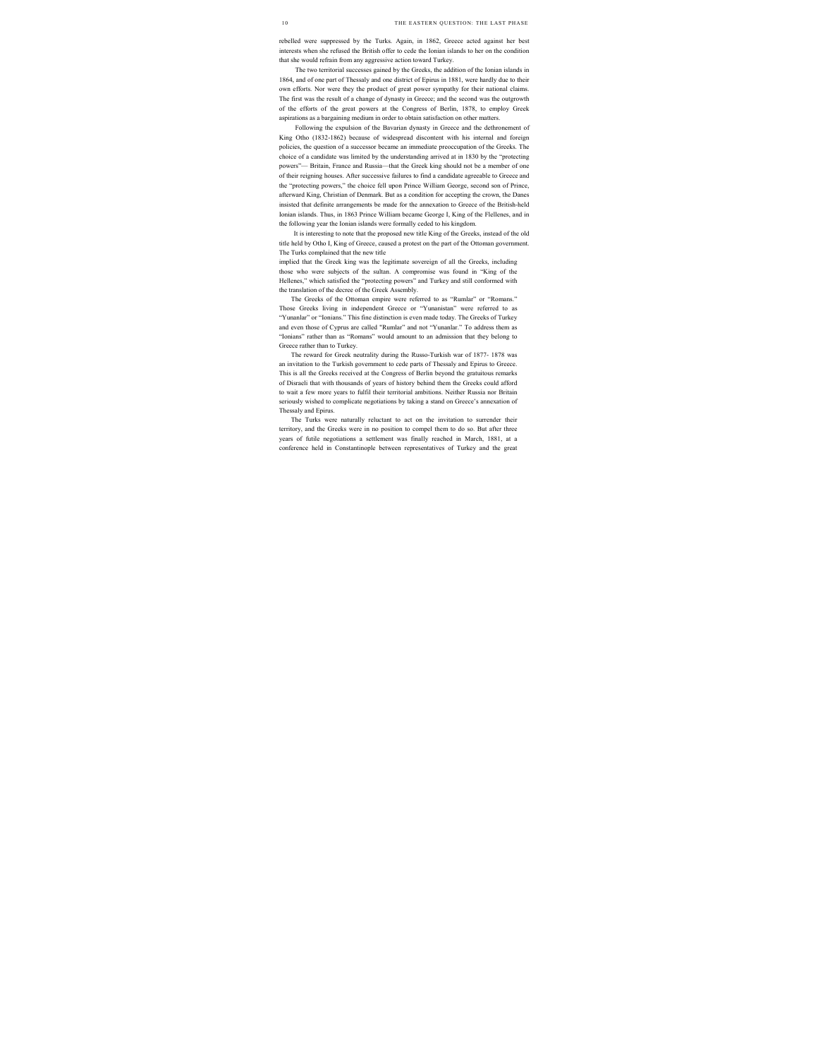rebelled were suppressed by the Turks. Again, in 1862, Greece acted against her best interests when she refused the British offer to cede the Ionian islands to her on the condition that she would refrain from any aggressive action toward Turkey.

The two territorial successes gained by the Greeks, the addition of the Ionian islands in 1864, and of one part of Thessaly and one district of Epirus in 1881, were hardly due to their own efforts. Nor were they the product of great power sympathy for their national claims. The first was the result of a change of dynasty in Greece; and the second was the outgrowth of the efforts of the great powers at the Congress of Berlin, 1878, to employ Greek aspirations as a bargaining medium in order to obtain satisfaction on other matters.

Following the expulsion of the Bavarian dynasty in Greece and the dethronement of King Otho (1832-1862) because of widespread discontent with his internal and foreign policies, the question of a successor became an immediate preoccupation of the Greeks. The choice of a candidate was limited by the understanding arrived at in 1830 by the "protecting powers"— Britain, France and Russia—that the Greek king should not be a member of one of their reigning houses. After successive failures to find a candidate agreeable to Greece and the "protecting powers," the choice fell upon Prince William George, second son of Prince, afterward King, Christian of Denmark. But as a condition for accepting the crown, the Danes insisted that definite arrangements be made for the annexation to Greece of the British-held Ionian islands. Thus, in 1863 Prince William became George I, King of the Flellenes, and in the following year the Ionian islands were formally ceded to his kingdom.

It is interesting to note that the proposed new title King of the Greeks, instead of the old title held by Otho I, King of Greece, caused a protest on the part of the Ottoman government. The Turks complained that the new title implied that the Greek king was the legitimate sovereign of all the Greeks, including those who were subjects of the sultan. A compromise was found in "King of the Hellenes," which satisfied the "protecting powers" and Turkey and still conformed with the translation of the decree of the Greek Assembly.

The Greeks of the Ottoman empire were referred to as "Rumlar" or "Romans." Those Greeks living in independent Greece or "Yunanistan" were referred to as "Yunanlar" or "Ionians." This fine distinction is even made today. The Greeks of Turkey and even those of Cyprus are called "Rumlar" and not "Yunanlar." To address them as "Ionians" rather than as "Romans" would amount to an admission that they belong to Greece rather than to Turkey.

The reward for Greek neutrality during the Russo-Turkish war of 1877- 1878 was an invitation to the Turkish government to cede parts of Thessaly and Epirus to Greece. This is all the Greeks received at the Congress of Berlin beyond the gratuitous remarks of Disraeli that with thousands of years of history behind them the Greeks could afford to wait a few more years to fulfil their territorial ambitions. Neither Russia nor Britain seriously wished to complicate negotiations by taking a stand on Greece's annexation of Thessaly and Epirus.

The Turks were naturally reluctant to act on the invitation to surrender their territory, and the Greeks were in no position to compel them to do so. But after three years of futile negotiations a settlement was finally reached in March, 1881, at a conference held in Constantinople between representatives of Turkey and the great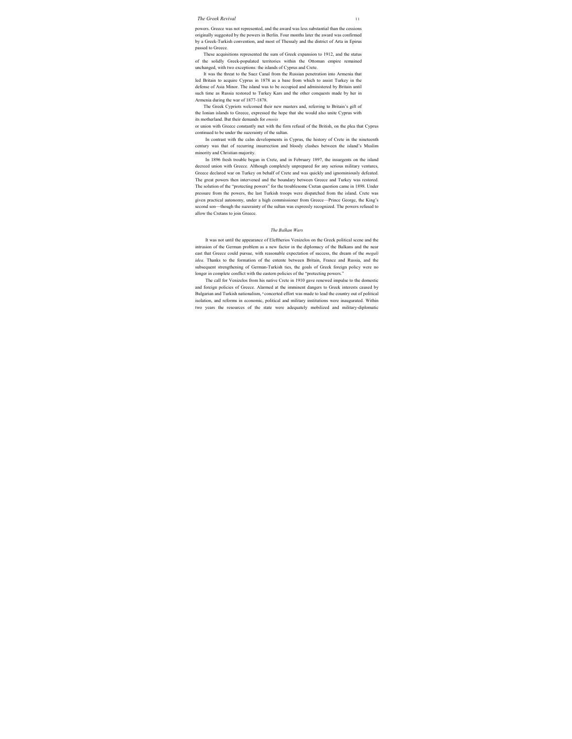powers. Greece was not represented, and the award was less substantial than the cessions originally suggested by the powers in Berlin. Four months later the award was confirmed by a Greek-Turkish convention, and most of Thessaly and the district of Arta in Epirus passed to Greece.

These acquisitions represented the sum of Greek expansion to 1912, and the status of the solidly Greek-populated territories within the Ottoman empire remained unchanged, with two exceptions: the islands of Cyprus and Crete.

It was the threat to the Suez Canal from the Russian penetration into Armenia that led Britain to acquire Cyprus in 1878 as a base from which to assist Turkey in the defense of Asia Minor. The island was to be occupied and administered by Britain until such time as Russia restored to Turkey Kars and the other conquests made by her in Armenia during the war of 1877-1878.

The Greek Cypriots welcomed their new masters and, referring to Britain's gift of the Ionian islands to Greece, expressed the hope that she would also unite Cyprus with its motherland. But their demands for *enosis* or union with Greece constantly met with the firm refusal of the British, on the plea that Cyprus continued to be under the suzerainty of the sultan.

In contrast with the calm developments in Cyprus, the history of Crete in the nineteenth century was that of recurring insurrection and bloody clashes between the island's Muslim minority and Christian majority.

In 1896 fresh trouble began in Crete, and in February 1897, the insurgents on the island decreed union with Greece. Although completely unprepared for any serious military ventures, Greece declared war on Turkey on behalf of Crete and was quickly and ignominiously defeated. The great powers then intervened and the boundary between Greece and Turkey was restored. The solution of the "protecting powers" for the troublesome Cretan question came in 1898. Under pressure from the powers, the last Turkish troops were dispatched from the island. Crete was given practical autonomy, under a high commissioner from Greece—Prince George, the King's second son—though the suzerainty of the sultan was expressly recognized. The powers refused to allow the Cretans to join Greece.

### *The Balkan Wars*

It was not until the appearance of Eleftherios Venizelos on the Greek political scene and the intrusion of the German problem as a new factor in the diplomacy of the Balkans and the near east that Greece could pursue, with reasonable expectation of success, the dream of the *megali idea.* Thanks to the formation of the entente between Britain, France and Russia, and the subsequent strengthening of German-Turkish ties, the goals of Greek foreign policy were no longer in complete conflict with the eastern policies of the "protecting powers."

The call for Venizelos from his native Crete in 1910 gave renewed impulse to the domestic and foreign policies of Greece. Alarmed at the imminent dangers to Greek interests caused by Bulgarian and Turkish nationalism, a concerted effort was made to lead the country out of political isolation, and reforms in economic, political and military institutions were inaugurated. Within two years the resources of the state were adequately mobilized and military-diplomatic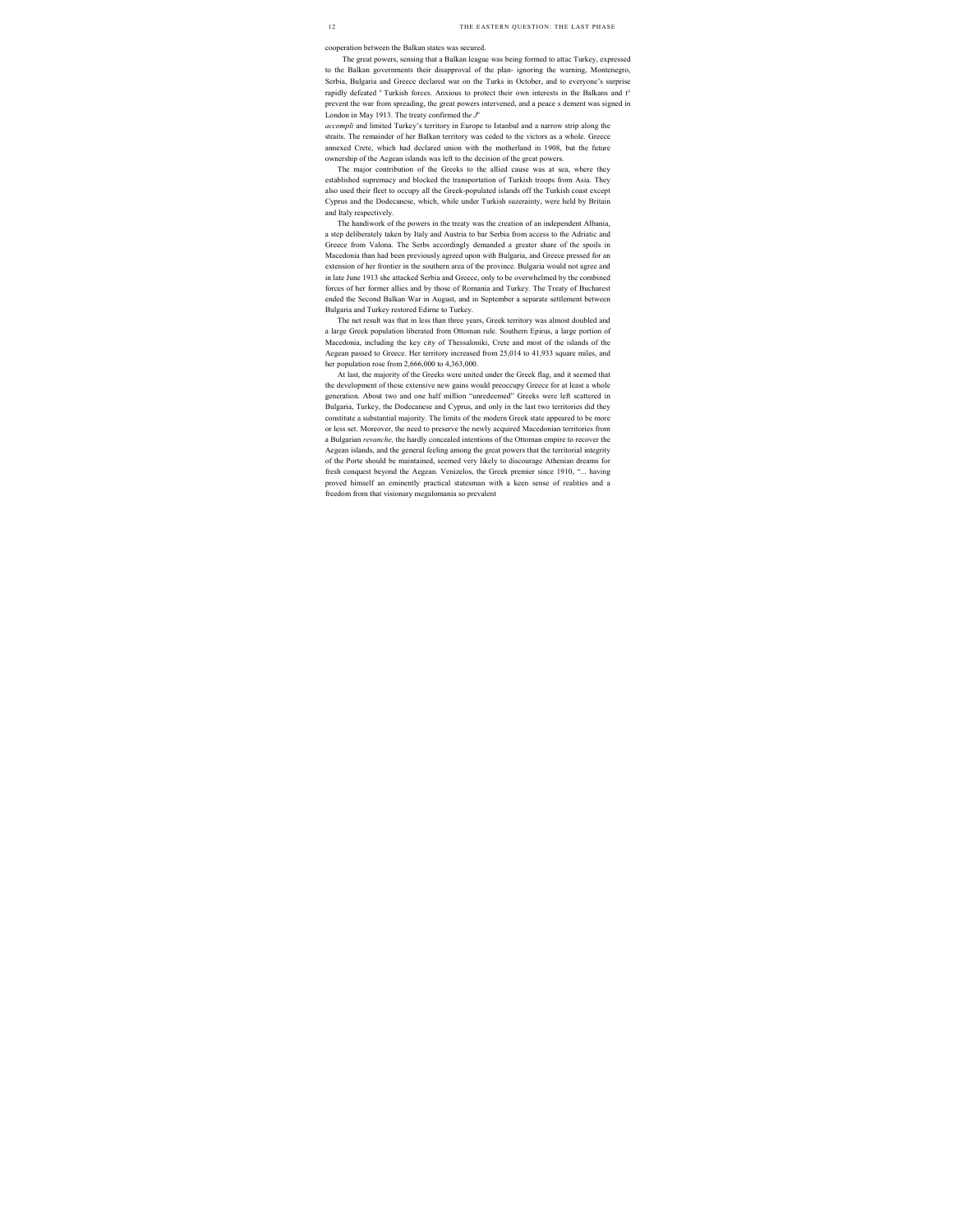cooperation between the Balkan states was secured.

The great powers, sensing that a Balkan league was being formed to attac Turkey, expressed to the Balkan governments their disapproval of the plan- ignoring the warning, Montenegro, Serbia, Bulgaria and Greece declared war on the Turks in October, and to everyone's surprise rapidly defeated ° Turkish forces. Anxious to protect their own interests in the Balkans and t° prevent the war from spreading, the great powers intervened, and a peace s dement was signed in London in May 1913. The treaty confirmed the *J°*
*accompli* and limited Turkey's territory in Europe to Istanbul and a narrow strip along the straits. The remainder of her Balkan territory was ceded to the victors as a whole. Greece annexed Crete, which had declared union with the motherland in 1908, but the future ownership of the Aegean islands was left to the decision of the great powers.

The major contribution of the Greeks to the allied cause was at sea, where they established supremacy and blocked the transportation of Turkish troops from Asia. They also used their fleet to occupy all the Greek-populated islands off the Turkish coast except Cyprus and the Dodecanese, which, while under Turkish suzerainty, were held by Britain and Italy respectively.

The handiwork of the powers in the treaty was the creation of an independent Albania, a step deliberately taken by Italy and Austria to bar Serbia from access to the Adriatic and Greece from Valona. The Serbs accordingly demanded a greater share of the spoils in Macedonia than had been previously agreed upon with Bulgaria, and Greece pressed for an extension of her frontier in the southern area of the province. Bulgaria would not agree and in late June 1913 she attacked Serbia and Greece, only to be overwhelmed by the combined forces of her former allies and by those of Romania and Turkey. The Treaty of Bucharest ended the Second Balkan War in August, and in September a separate settlement between Bulgaria and Turkey restored Edirne to Turkey.

The net result was that in less than three years, Greek territory was almost doubled and a large Greek population liberated from Ottoman rule. Southern Epirus, a large portion of Macedonia, including the key city of Thessaloniki, Crete and most of the islands of the Aegean passed to Greece. Her territory increased from 25,014 to 41,933 square miles, and her population rose from 2,666,000 to 4,363,000.

At last, the majority of the Greeks were united under the Greek flag, and it seemed that the development of these extensive new gains would preoccupy Greece for at least a whole generation. About two and one half million "unredeemed" Greeks were left scattered in Bulgaria, Turkey, the Dodecanese and Cyprus, and only in the last two territories did they constitute a substantial majority. The limits of the modern Greek state appeared to be more or less set. Moreover, the need to preserve the newly acquired Macedonian territories from a Bulgarian *revanche,* the hardly concealed intentions of the Ottoman empire to recover the Aegean islands, and the general feeling among the great powers that the territorial integrity of the Porte should be maintained, seemed very likely to discourage Athenian dreams for fresh conquest beyond the Aegean. Venizelos, the Greek premier since 1910, "... having proved himself an eminently practical statesman with a keen sense of realities and a freedom from that visionary megalomania so prevalent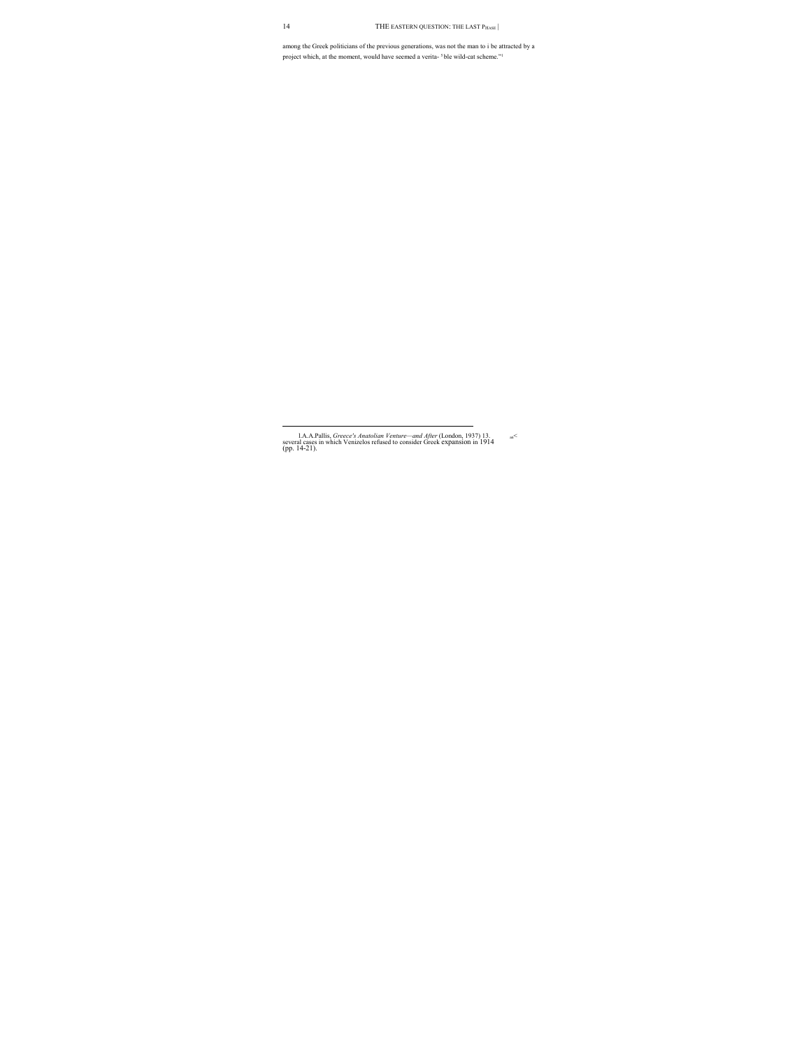among the Greek politicians of the previous generations, was not the man to i be attracted by a project which, at the moment, would have seemed a verita- [5] ble wild-cat scheme."[1]

---

1A.A.Pallis, *Greece's Anatolian Venture—and After* (London, 1937) 13. several cases in which Venizelos refused to consider Greek expansion in 1914 (pp. 14-21).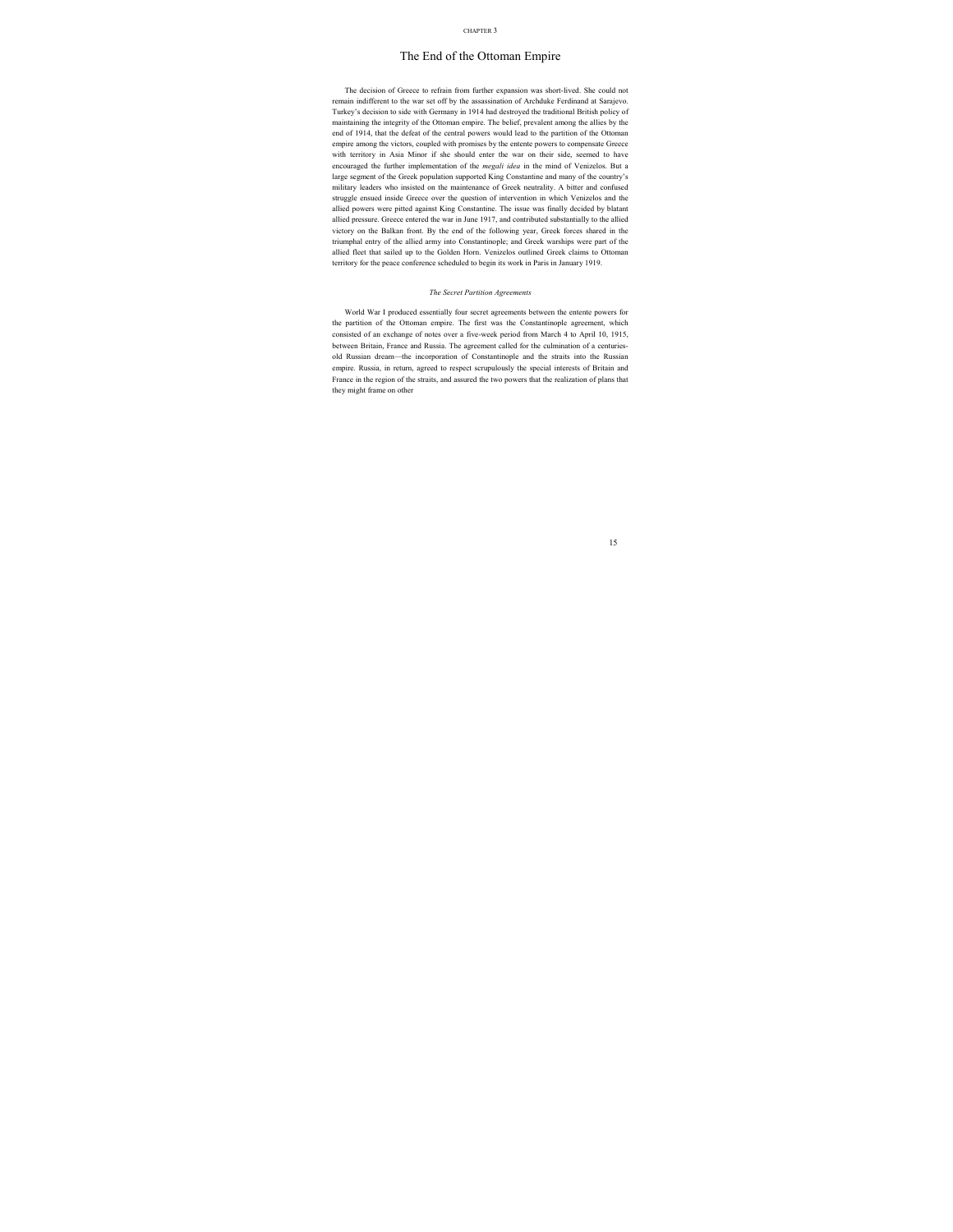CHAPTER 3

# The End of the Ottoman Empire

The decision of Greece to refrain from further expansion was short-lived. She could not remain indifferent to the war set off by the assassination of Archduke Ferdinand at Sarajevo. Turkey's decision to side with Germany in 1914 had destroyed the traditional British policy of maintaining the integrity of the Ottoman empire. The belief, prevalent among the allies by the end of 1914, that the defeat of the central powers would lead to the partition of the Ottoman empire among the victors, coupled with promises by the entente powers to compensate Greece with territory in Asia Minor if she should enter the war on their side, seemed to have encouraged the further implementation of the *megali idea* in the mind of Venizelos. But a large segment of the Greek population supported King Constantine and many of the country's military leaders who insisted on the maintenance of Greek neutrality. A bitter and confused struggle ensued inside Greece over the question of intervention in which Venizelos and the allied powers were pitted against King Constantine. The issue was finally decided by blatant allied pressure. Greece entered the war in June 1917, and contributed substantially to the allied victory on the Balkan front. By the end of the following year, Greek forces shared in the triumphal entry of the allied army into Constantinople; and Greek warships were part of the allied fleet that sailed up to the Golden Horn. Venizelos outlined Greek claims to Ottoman territory for the peace conference scheduled to begin its work in Paris in January 1919.

### *The Secret Partition Agreements*

World War I produced essentially four secret agreements between the entente powers for the partition of the Ottoman empire. The first was the Constantinople agreement, which consisted of an exchange of notes over a five-week period from March 4 to April 10, 1915, between Britain, France and Russia. The agreement called for the culmination of a centuries-old Russian dream—the incorporation of Constantinople and the straits into the Russian empire. Russia, in return, agreed to respect scrupulously the special interests of Britain and France in the region of the straits, and assured the two powers that the realization of plans that they might frame on other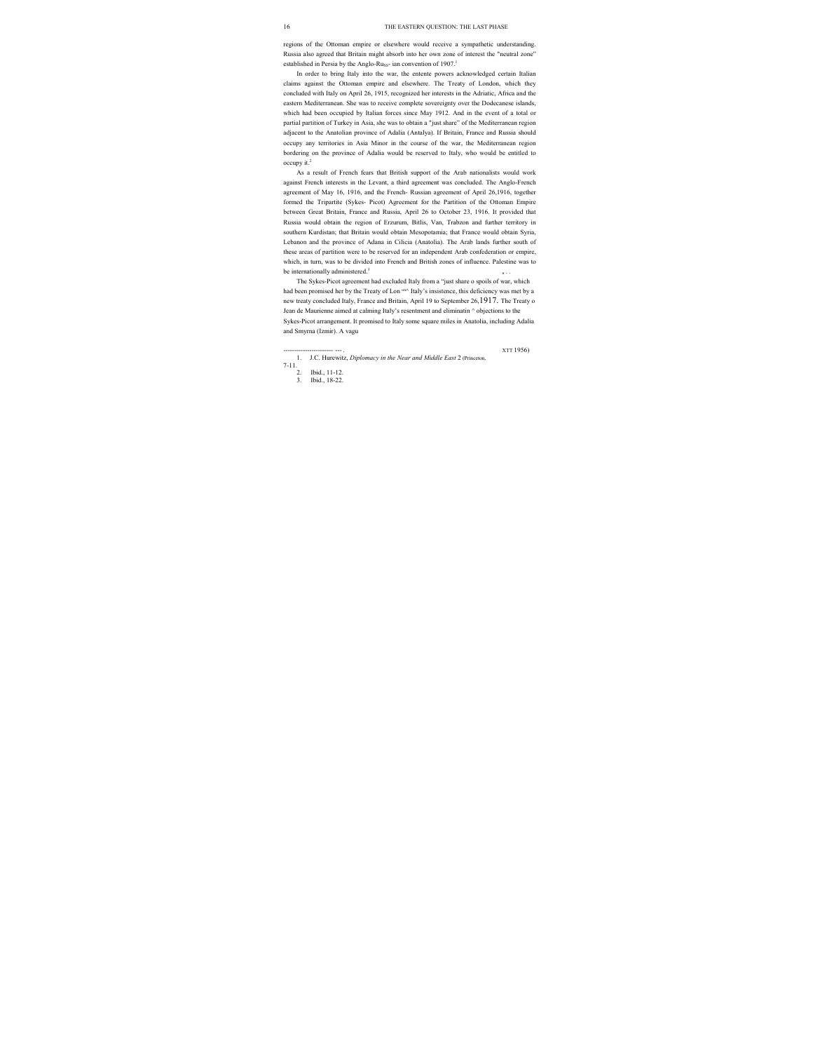regions of the Ottoman empire or elsewhere would receive a sympathetic understanding. Russia also agreed that Britain might absorb into her own zone of interest the "neutral zone" established in Persia by the Anglo-Russ- ian convention of 1907.[1]

In order to bring Italy into the war, the entente powers acknowledged certain Italian claims against the Ottoman empire and elsewhere. The Treaty of London, which they concluded with Italy on April 26, 1915, recognized her interests in the Adriatic, Africa and the eastern Mediterranean. She was to receive complete sovereignty over the Dodecanese islands, which had been occupied by Italian forces since May 1912. And in the event of a total or partial partition of Turkey in Asia, she was to obtain a "just share" of the Mediterranean region adjacent to the Anatolian province of Adalia (Antalya). If Britain, France and Russia should occupy any territories in Asia Minor in the course of the war, the Mediterranean region bordering on the province of Adalia would be reserved to Italy, who would be entitled to occupy it.[2]

As a result of French fears that British support of the Arab nationalists would work against French interests in the Levant, a third agreement was concluded. The Anglo-French agreement of May 16, 1916, and the French- Russian agreement of April 26,1916, together formed the Tripartite (Sykes- Picot) Agreement for the Partition of the Ottoman Empire between Great Britain, France and Russia, April 26 to October 23, 1916. It provided that Russia would obtain the region of Erzurum, Bitlis, Van, Trabzon and further territory in southern Kurdistan; that Britain would obtain Mesopotamia; that France would obtain Syria, Lebanon and the province of Adana in Cilicia (Anatolia). The Arab lands further south of these areas of partition were to be reserved for an independent Arab confederation or empire, which, in turn, was to be divided into French and British zones of influence. Palestine was to be internationally administered.[3]

The Sykes-Picot agreement had excluded Italy from a "just share o spoils of war, which had been promised her by the Treaty of Lon Italy's insistence, this deficiency was met by a new treaty concluded Italy, France and Britain, April 19 to September 26,1917. The Treaty o Jean de Maurienne aimed at calming Italy's resentment and eliminatin ^ objections to the Sykes-Picot arrangement. It promised to Italy some square miles in Anatolia, including Adalia and Smyrna (Izmir). A vagu

---

1. J.C. Hurewitz, *Diplomacy in the Near and Middle East* 2 (Princeton, 1956) 7-11.
2. Ibid., 11-12.
3. Ibid., 18-22.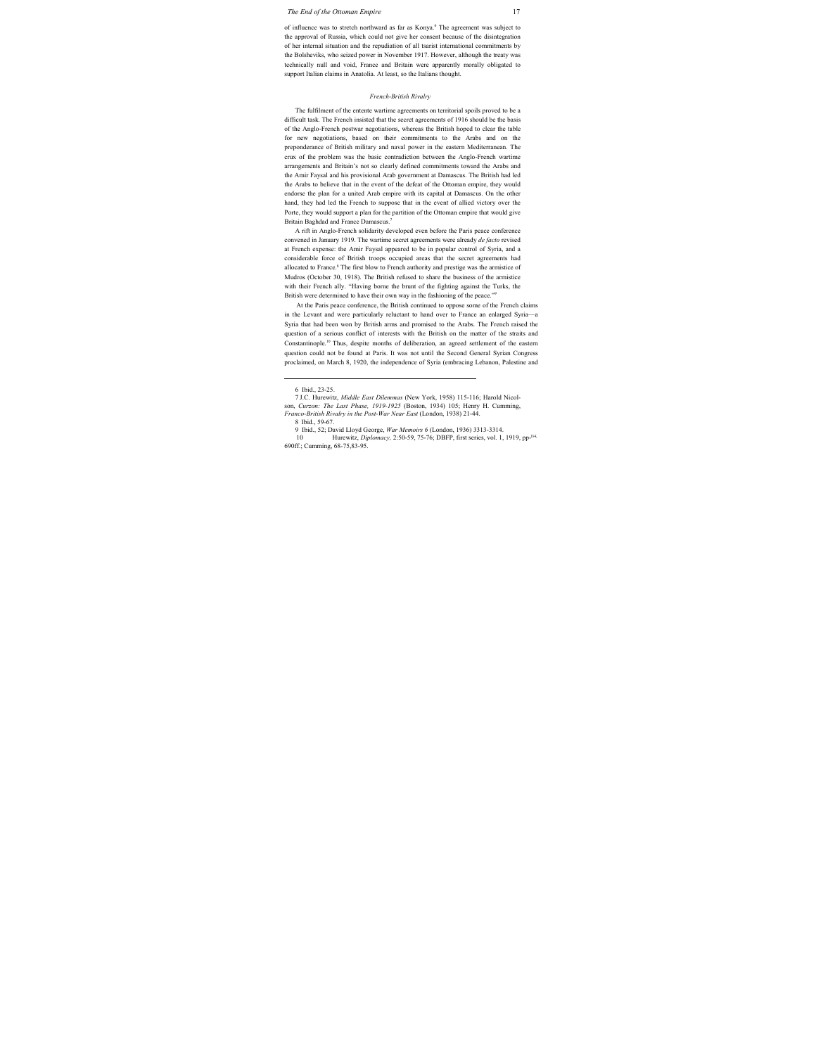of influence was to stretch northward as far as Konya.[6] The agreement was subject to the approval of Russia, which could not give her consent because of the disintegration of her internal situation and the repudiation of all tsarist international commitments by the Bolsheviks, who seized power in November 1917. However, although the treaty was technically null and void, France and Britain were apparently morally obligated to support Italian claims in Anatolia. At least, so the Italians thought.

### *French-British Rivalry*

The fulfilment of the entente wartime agreements on territorial spoils proved to be a difficult task. The French insisted that the secret agreements of 1916 should be the basis of the Anglo-French postwar negotiations, whereas the British hoped to clear the table for new negotiations, based on their commitments to the Arabs and on the preponderance of British military and naval power in the eastern Mediterranean. The crux of the problem was the basic contradiction between the Anglo-French wartime arrangements and Britain's not so clearly defined commitments toward the Arabs and the Amir Faysal and his provisional Arab government at Damascus. The British had led the Arabs to believe that in the event of the defeat of the Ottoman empire, they would endorse the plan for a united Arab empire with its capital at Damascus. On the other hand, they had led the French to suppose that in the event of allied victory over the Porte, they would support a plan for the partition of the Ottoman empire that would give Britain Baghdad and France Damascus.[7]

A rift in Anglo-French solidarity developed even before the Paris peace conference convened in January 1919. The wartime secret agreements were already *de facto* revised at French expense: the Amir Faysal appeared to be in popular control of Syria, and a considerable force of British troops occupied areas that the secret agreements had allocated to France.[8] The first blow to French authority and prestige was the armistice of Mudros (October 30, 1918). The British refused to share the business of the armistice with their French ally. "Having borne the brunt of the fighting against the Turks, the British were determined to have their own way in the fashioning of the peace."[9]

At the Paris peace conference, the British continued to oppose some of the French claims in the Levant and were particularly reluctant to hand over to France an enlarged Syria—a Syria that had been won by British arms and promised to the Arabs. The French raised the question of a serious conflict of interests with the British on the matter of the straits and Constantinople.[10] Thus, despite months of deliberation, an agreed settlement of the eastern question could not be found at Paris. It was not until the Second General Syrian Congress proclaimed, on March 8, 1920, the independence of Syria (embracing Lebanon, Palestine and

---

6 Ibid., 23-25.

7 J.C. Hurewitz, *Middle East Dilemmas* (New York, 1958) 115-116; Harold Nicolson, *Curzon: The Last Phase, 1919-1925* (Boston, 1934) 105; Henry H. Cumming, *Franco-British Rivalry in the Post-War Near East* (London, 1938) 21-44.

8 Ibid., 59-67.

9 Ibid., 52; David Lloyd George, *War Memoirs 6* (London, 1936) 3313-3314.

10 Hurewitz, *Diplomacy,* 2:50-59, 75-76; DBFP, first series, vol. 1, 1919, pp.[234,] 690ff.; Cumming, 68-75,83-95.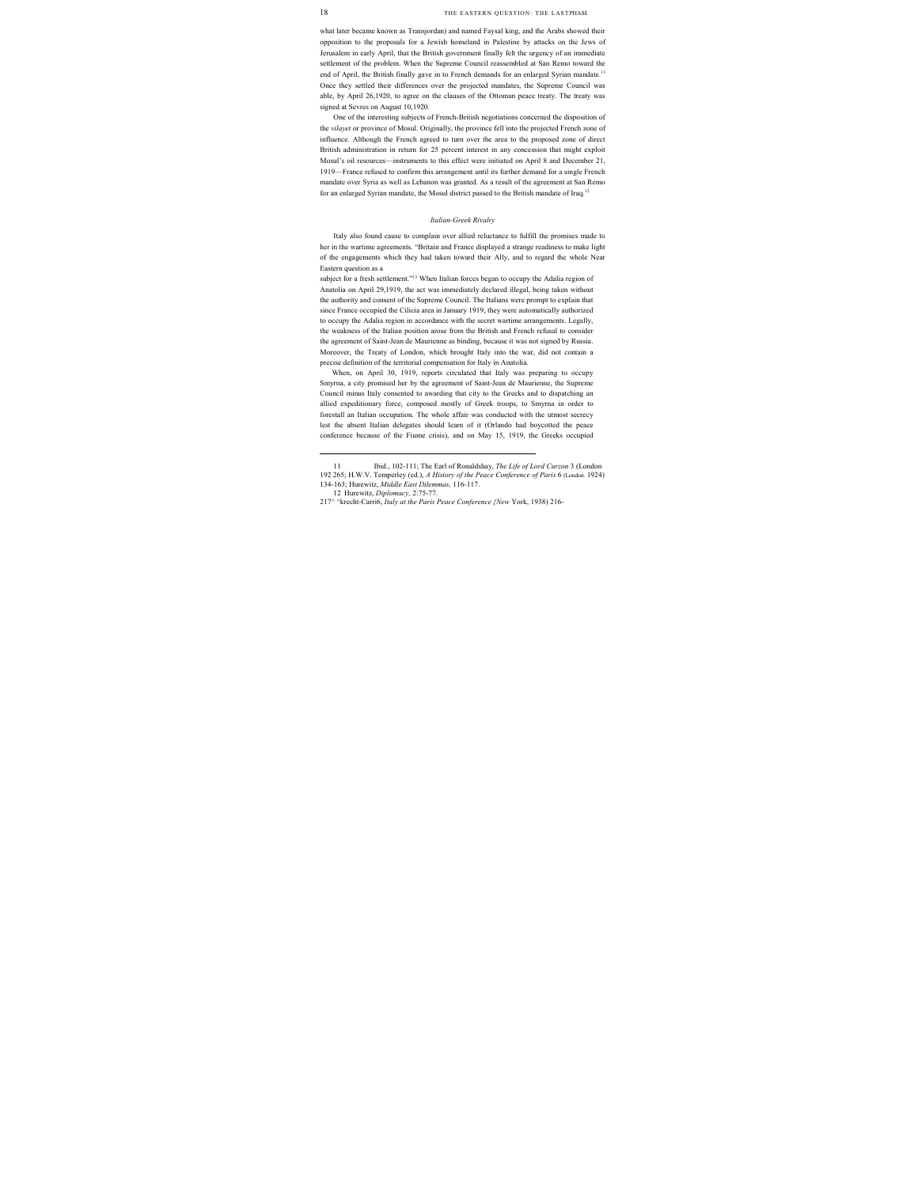what later became known as Transjordan) and named Faysal king, and the Arabs showed their opposition to the proposals for a Jewish homeland in Palestine by attacks on the Jews of Jerusalem in early April, that the British government finally felt the urgency of an immediate settlement of the problem. When the Supreme Council reassembled at San Remo toward the end of April, the British finally gave in to French demands for an enlarged Syrian mandate.[11] Once they settled their differences over the projected mandates, the Supreme Council was able, by April 26,1920, to agree on the clauses of the Ottoman peace treaty. The treaty was signed at Sevres on August 10,1920.

One of the interesting subjects of French-British negotiations concerned the disposition of the *vilayet* or province of Mosul. Originally, the province fell into the projected French zone of influence. Although the French agreed to turn over the area to the proposed zone of direct British administration in return for 25 percent interest in any concession that might exploit Mosul's oil resources—instruments to this effect were initiated on April 8 and December 21, 1919—France refused to confirm this arrangement until its further demand for a single French mandate over Syria as well as Lebanon was granted. As a result of the agreement at San Remo for an enlarged Syrian mandate, the Mosul district passed to the British mandate of Iraq.[12]

### *Italian-Greek Rivalry*

Italy also found cause to complain over allied reluctance to fulfill the promises made to her in the wartime agreements. "Britain and France displayed a strange readiness to make light of the engagements which they had taken toward their Ally, and to regard the whole Near Eastern question as a subject for a fresh settlement."[13] When Italian forces began to occupy the Adalia region of Anatolia on April 29,1919, the act was immediately declared illegal, being taken without the authority and consent of the Supreme Council. The Italians were prompt to explain that since France occupied the Cilicia area in January 1919, they were automatically authorized to occupy the Adalia region in accordance with the secret wartime arrangements. Legally, the weakness of the Italian position arose from the British and French refusal to consider the agreement of Saint-Jean de Maurienne as binding, because it was not signed by Russia. Moreover, the Treaty of London, which brought Italy into the war, did not contain a precise definition of the territorial compensation for Italy in Anatolia.

When, on April 30, 1919, reports circulated that Italy was preparing to occupy Smyrna, a city promised her by the agreement of Saint-Jean de Maurienne, the Supreme Council minus Italy consented to awarding that city to the Greeks and to dispatching an allied expeditionary force, composed mostly of Greek troops, to Smyrna in order to forestall an Italian occupation. The whole affair was conducted with the utmost secrecy lest the absent Italian delegates should learn of it (Orlando had boycotted the peace conference because of the Fiume crisis), and on May 15, 1919, the Greeks occupied

---

11 Ibid., 102-111; The Earl of Ronaldshay, *The Life of Lord Curzon* 3 (London 192 265; H.W.V. Temperley (ed.), *A History of the Peace Conference of Paris* 6 (London. 1924) 134-163; Hurewitz, *Middle East Dilemmas,* 116-117.

12 Hurewitz, *Diplomacy,* 2:75-77.

217^ ^krecht-Carri6, *Italy at the Paris Peace Conference {New* York, 1938) 216-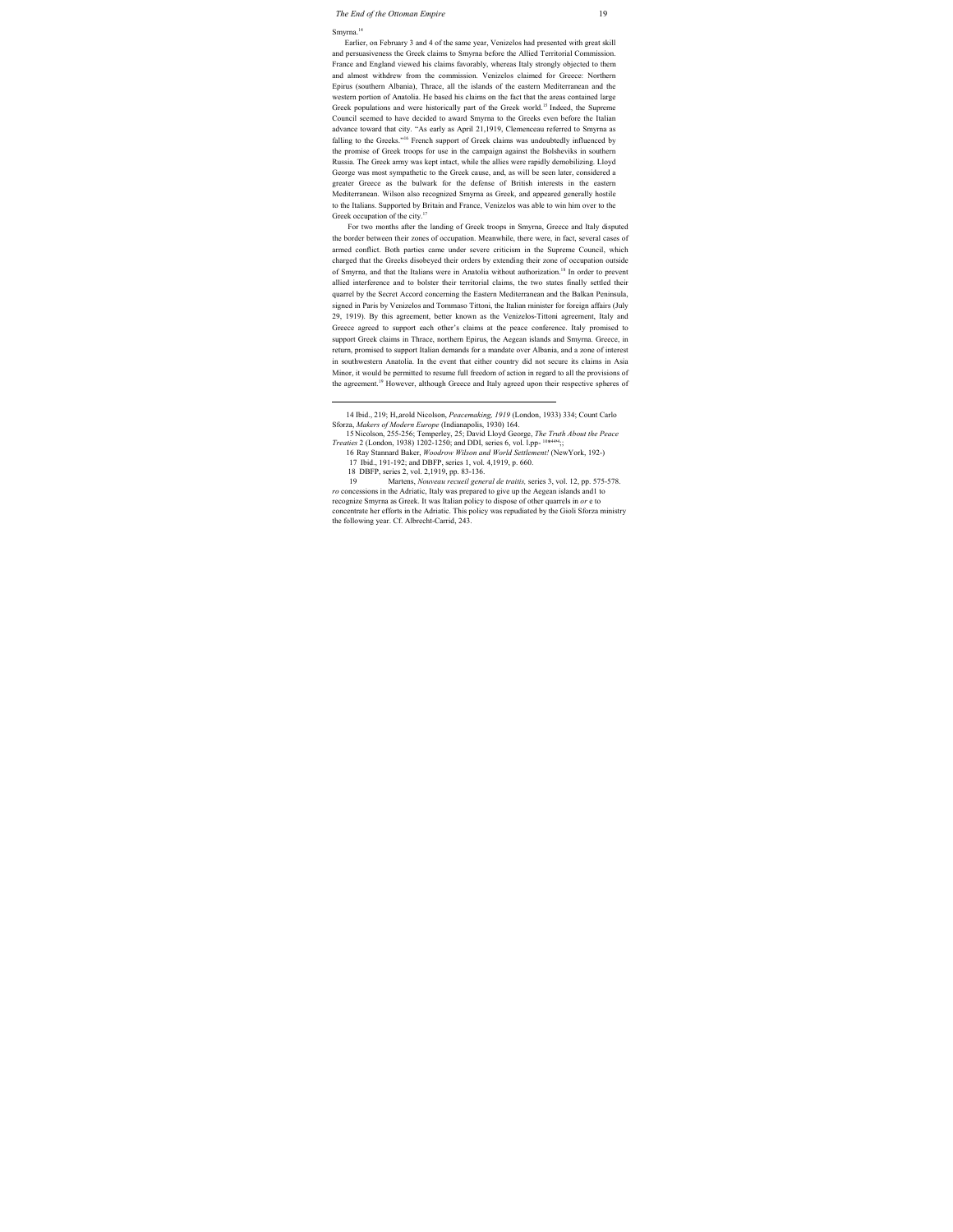Smyrna.[14]

Earlier, on February 3 and 4 of the same year, Venizelos had presented with great skill and persuasiveness the Greek claims to Smyrna before the Allied Territorial Commission. France and England viewed his claims favorably, whereas Italy strongly objected to them and almost withdrew from the commission. Venizelos claimed for Greece: Northern Epirus (southern Albania), Thrace, all the islands of the eastern Mediterranean and the western portion of Anatolia. He based his claims on the fact that the areas contained large Greek populations and were historically part of the Greek world.[15] Indeed, the Supreme Council seemed to have decided to award Smyrna to the Greeks even before the Italian advance toward that city. "As early as April 21,1919, Clemenceau referred to Smyrna as falling to the Greeks."[16] French support of Greek claims was undoubtedly influenced by the promise of Greek troops for use in the campaign against the Bolsheviks in southern Russia. The Greek army was kept intact, while the allies were rapidly demobilizing. Lloyd George was most sympathetic to the Greek cause, and, as will be seen later, considered a greater Greece as the bulwark for the defense of British interests in the eastern Mediterranean. Wilson also recognized Smyrna as Greek, and appeared generally hostile to the Italians. Supported by Britain and France, Venizelos was able to win him over to the Greek occupation of the city.[17]

For two months after the landing of Greek troops in Smyrna, Greece and Italy disputed the border between their zones of occupation. Meanwhile, there were, in fact, several cases of armed conflict. Both parties came under severe criticism in the Supreme Council, which charged that the Greeks disobeyed their orders by extending their zone of occupation outside of Smyrna, and that the Italians were in Anatolia without authorization.[18] In order to prevent allied interference and to bolster their territorial claims, the two states finally settled their quarrel by the Secret Accord concerning the Eastern Mediterranean and the Balkan Peninsula, signed in Paris by Venizelos and Tommaso Tittoni, the Italian minister for foreign affairs (July 29, 1919). By this agreement, better known as the Venizelos-Tittoni agreement, Italy and Greece agreed to support each other's claims at the peace conference. Italy promised to support Greek claims in Thrace, northern Epirus, the Aegean islands and Smyrna. Greece, in return, promised to support Italian demands for a mandate over Albania, and a zone of interest in southwestern Anatolia. In the event that either country did not secure its claims in Asia Minor, it would be permitted to resume full freedom of action in regard to all the provisions of the agreement.[19] However, although Greece and Italy agreed upon their respective spheres of

---

14 Ibid., 219; H,,arold Nicolson, *Peacemaking, 1919* (London, 1933) 334; Count Carlo Sforza, *Makers of Modern Europe* (Indianapolis, 1930) 164.

15 Nicolson, 255-256; Temperley, 25; David Lloyd George, *The Truth About the Peace Treaties* 2 (London, 1938) 1202-1250; and DDI, series 6, vol. l.pp- 10*44;;

16 Ray Stannard Baker, *Woodrow Wilson and World Settlement!* (NewYork, 192-)

17 Ibid., 191-192; and DBFP, series 1, vol. 4,1919, p. 660.

18 DBFP, series 2, vol. 2,1919, pp. 83-136.

19 Martens, *Nouveau recueil general de traitis,* series 3, vol. 12, pp. 575-578. *ro* concessions in the Adriatic, Italy was prepared to give up the Aegean islands and1 to recognize Smyrna as Greek. It was Italian policy to dispose of other quarrels in *or* e to concentrate her efforts in the Adriatic. This policy was repudiated by the Gioli Sforza ministry the following year. Cf. Albrecht-Carrid, 243.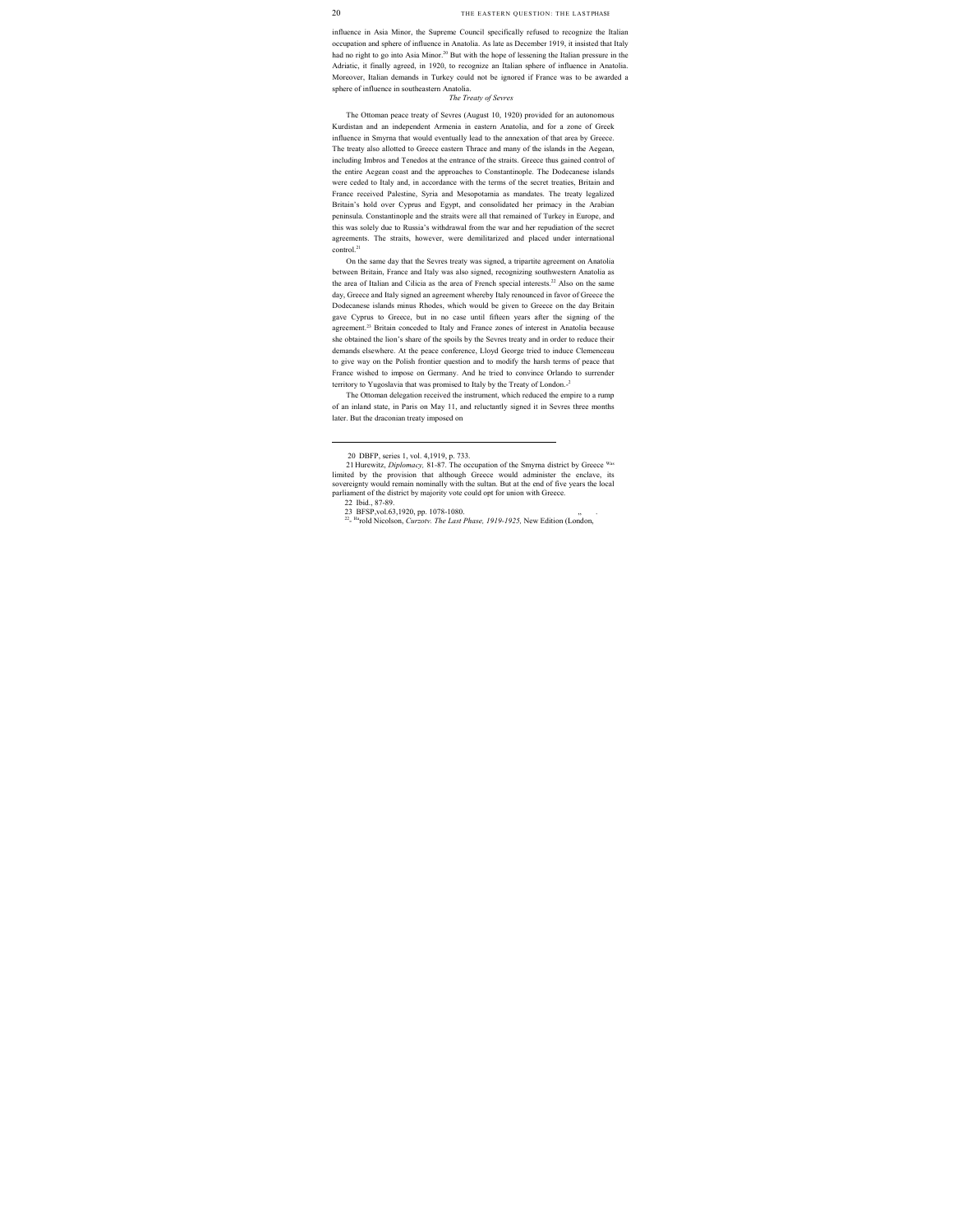influence in Asia Minor, the Supreme Council specifically refused to recognize the Italian occupation and sphere of influence in Anatolia. As late as December 1919, it insisted that Italy had no right to go into Asia Minor.[20] But with the hope of lessening the Italian pressure in the Adriatic, it finally agreed, in 1920, to recognize an Italian sphere of influence in Anatolia. Moreover, Italian demands in Turkey could not be ignored if France was to be awarded a sphere of influence in southeastern Anatolia.

*The Treaty of Sevres*

The Ottoman peace treaty of Sevres (August 10, 1920) provided for an autonomous Kurdistan and an independent Armenia in eastern Anatolia, and for a zone of Greek influence in Smyrna that would eventually lead to the annexation of that area by Greece. The treaty also allotted to Greece eastern Thrace and many of the islands in the Aegean, including Imbros and Tenedos at the entrance of the straits. Greece thus gained control of the entire Aegean coast and the approaches to Constantinople. The Dodecanese islands were ceded to Italy and, in accordance with the terms of the secret treaties, Britain and France received Palestine, Syria and Mesopotamia as mandates. The treaty legalized Britain's hold over Cyprus and Egypt, and consolidated her primacy in the Arabian peninsula. Constantinople and the straits were all that remained of Turkey in Europe, and this was solely due to Russia's withdrawal from the war and her repudiation of the secret agreements. The straits, however, were demilitarized and placed under international control.[21]

On the same day that the Sevres treaty was signed, a tripartite agreement on Anatolia between Britain, France and Italy was also signed, recognizing southwestern Anatolia as the area of Italian and Cilicia as the area of French special interests.[22] Also on the same day, Greece and Italy signed an agreement whereby Italy renounced in favor of Greece the Dodecanese islands minus Rhodes, which would be given to Greece on the day Britain gave Cyprus to Greece, but in no case until fifteen years after the signing of the agreement.[23] Britain conceded to Italy and France zones of interest in Anatolia because she obtained the lion's share of the spoils by the Sevres treaty and in order to reduce their demands elsewhere. At the peace conference, Lloyd George tried to induce Clemenceau to give way on the Polish frontier question and to modify the harsh terms of peace that France wished to impose on Germany. And he tried to convince Orlando to surrender territory to Yugoslavia that was promised to Italy by the Treaty of London.[24]

The Ottoman delegation received the instrument, which reduced the empire to a rump of an inland state, in Paris on May 11, and reluctantly signed it in Sevres three months later. But the draconian treaty imposed on

---

20 DBFP, series 1, vol. 4,1919, p. 733.

21 Hurewitz, *Diplomacy,* 81-87. The occupation of the Smyrna district by Greece was limited by the provision that although Greece would administer the enclave, its sovereignty would remain nominally with the sultan. But at the end of five years the local parliament of the district by majority vote could opt for union with Greece.

22 Ibid., 87-89.

23 BFSP,vol.63,1920, pp. 1078-1080.

24 Harold Nicolson, *Curzon: The Last Phase, 1919-1925,* New Edition (London,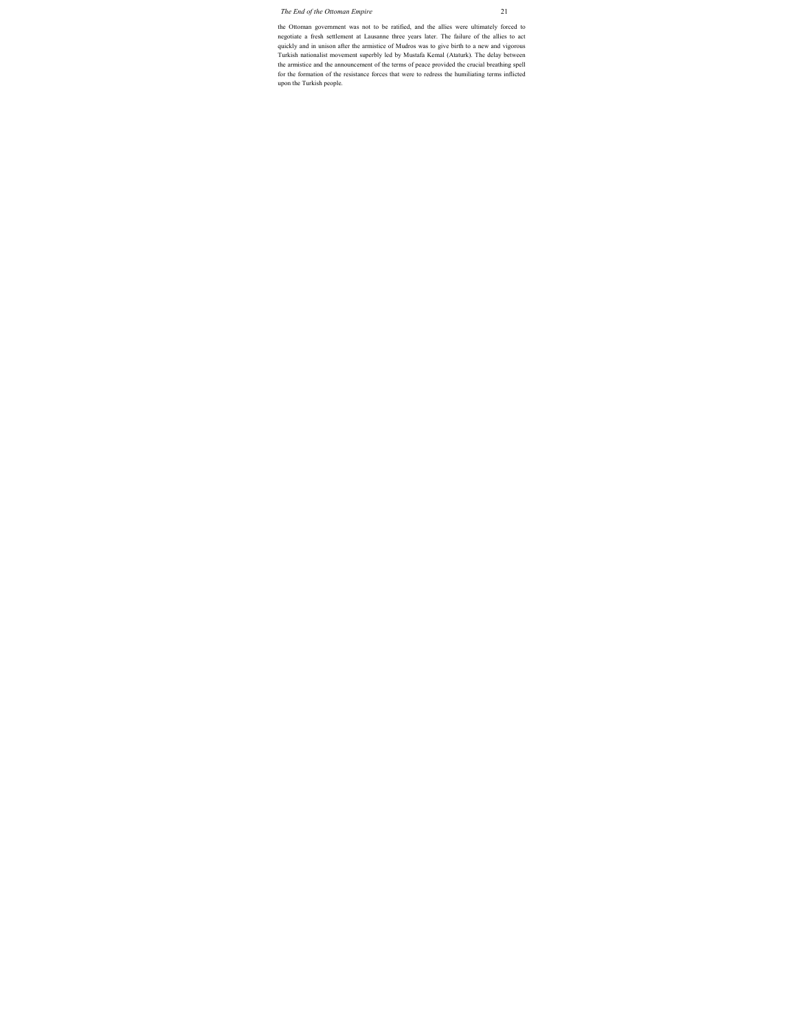the Ottoman government was not to be ratified, and the allies were ultimately forced to negotiate a fresh settlement at Lausanne three years later. The failure of the allies to act quickly and in unison after the armistice of Mudros was to give birth to a new and vigorous Turkish nationalist movement superbly led by Mustafa Kemal (Ataturk). The delay between the armistice and the announcement of the terms of peace provided the crucial breathing spell for the formation of the resistance forces that were to redress the humiliating terms inflicted upon the Turkish people.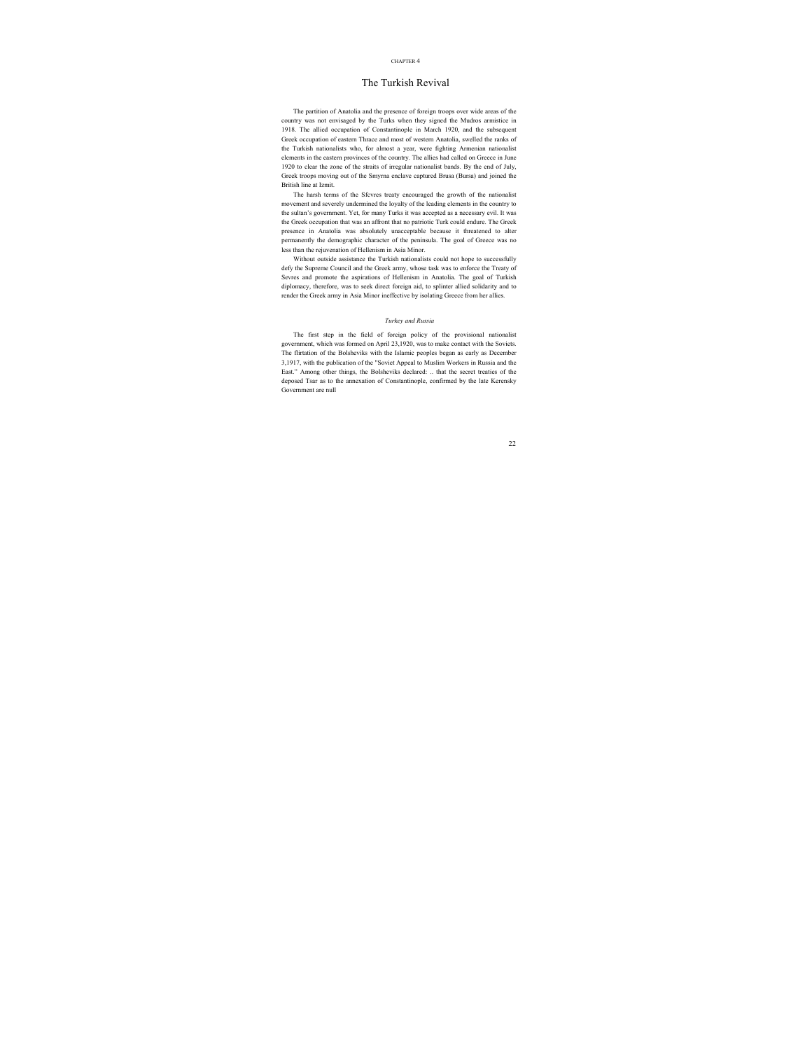CHAPTER 4

# The Turkish Revival

The partition of Anatolia and the presence of foreign troops over wide areas of the country was not envisaged by the Turks when they signed the Mudros armistice in 1918. The allied occupation of Constantinople in March 1920, and the subsequent Greek occupation of eastern Thrace and most of western Anatolia, swelled the ranks of the Turkish nationalists who, for almost a year, were fighting Armenian nationalist elements in the eastern provinces of the country. The allies had called on Greece in June 1920 to clear the zone of the straits of irregular nationalist bands. By the end of July, Greek troops moving out of the Smyrna enclave captured Brusa (Bursa) and joined the British line at Izmit.

The harsh terms of the Sfcvres treaty encouraged the growth of the nationalist movement and severely undermined the loyalty of the leading elements in the country to the sultan's government. Yet, for many Turks it was accepted as a necessary evil. It was the Greek occupation that was an affront that no patriotic Turk could endure. The Greek presence in Anatolia was absolutely unacceptable because it threatened to alter permanently the demographic character of the peninsula. The goal of Greece was no less than the rejuvenation of Hellenism in Asia Minor.

Without outside assistance the Turkish nationalists could not hope to successfully defy the Supreme Council and the Greek army, whose task was to enforce the Treaty of Sevres and promote the aspirations of Hellenism in Anatolia. The goal of Turkish diplomacy, therefore, was to seek direct foreign aid, to splinter allied solidarity and to render the Greek army in Asia Minor ineffective by isolating Greece from her allies.

### *Turkey and Russia*

The first step in the field of foreign policy of the provisional nationalist government, which was formed on April 23,1920, was to make contact with the Soviets. The flirtation of the Bolsheviks with the Islamic peoples began as early as December 3,1917, with the publication of the "Soviet Appeal to Muslim Workers in Russia and the East." Among other things, the Bolsheviks declared: .. that the secret treaties of the deposed Tsar as to the annexation of Constantinople, confirmed by the late Kerensky Government are null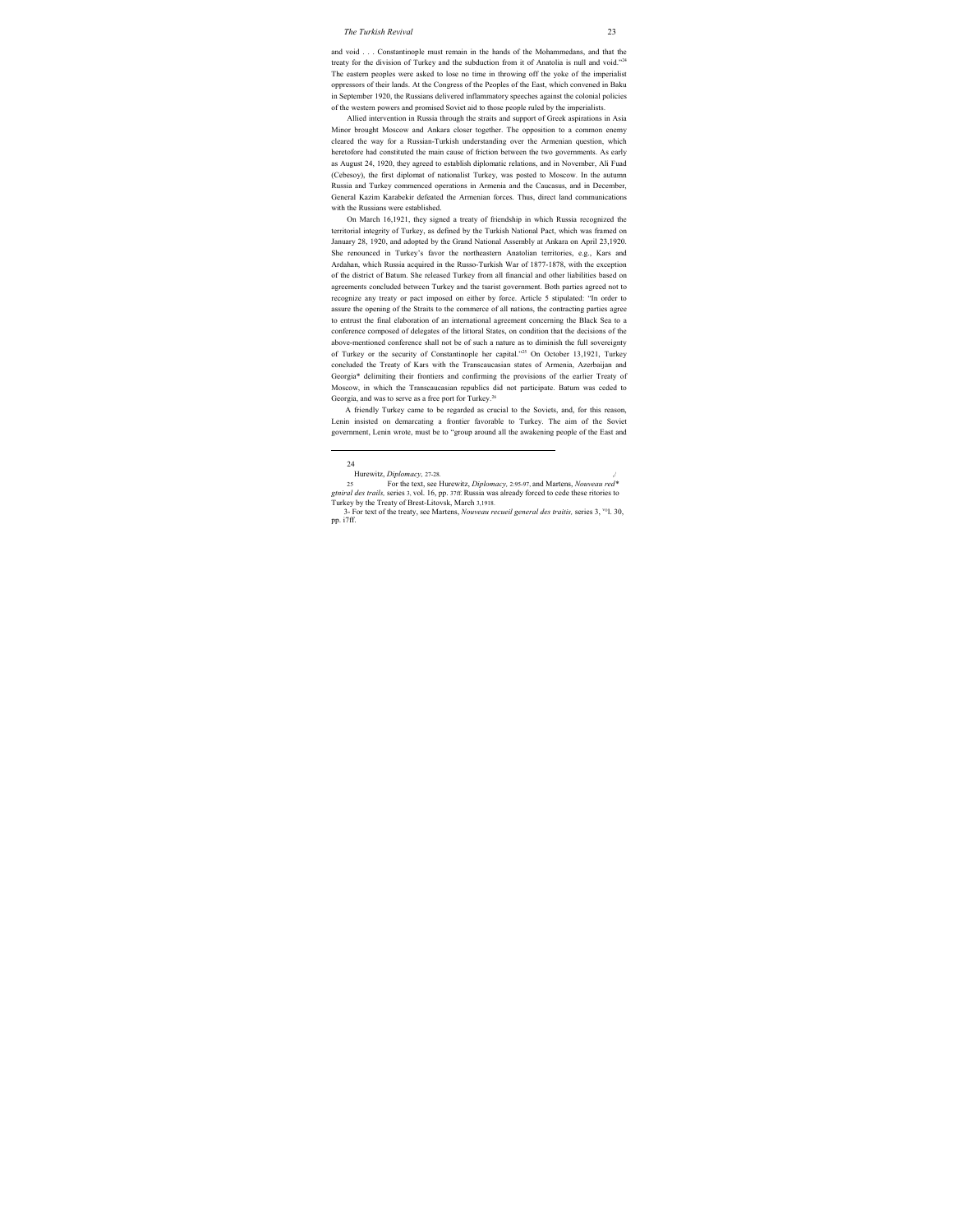and void . . . Constantinople must remain in the hands of the Mohammedans, and that the treaty for the division of Turkey and the subduction from it of Anatolia is null and void."[24] The eastern peoples were asked to lose no time in throwing off the yoke of the imperialist oppressors of their lands. At the Congress of the Peoples of the East, which convened in Baku in September 1920, the Russians delivered inflammatory speeches against the colonial policies of the western powers and promised Soviet aid to those people ruled by the imperialists.

Allied intervention in Russia through the straits and support of Greek aspirations in Asia Minor brought Moscow and Ankara closer together. The opposition to a common enemy cleared the way for a Russian-Turkish understanding over the Armenian question, which heretofore had constituted the main cause of friction between the two governments. As early as August 24, 1920, they agreed to establish diplomatic relations, and in November, Ali Fuad (Cebesoy), the first diplomat of nationalist Turkey, was posted to Moscow. In the autumn Russia and Turkey commenced operations in Armenia and the Caucasus, and in December, General Kazim Karabekir defeated the Armenian forces. Thus, direct land communications with the Russians were established.

On March 16,1921, they signed a treaty of friendship in which Russia recognized the territorial integrity of Turkey, as defined by the Turkish National Pact, which was framed on January 28, 1920, and adopted by the Grand National Assembly at Ankara on April 23,1920. She renounced in Turkey's favor the northeastern Anatolian territories, e.g., Kars and Ardahan, which Russia acquired in the Russo-Turkish War of 1877-1878, with the exception of the district of Batum. She released Turkey from all financial and other liabilities based on agreements concluded between Turkey and the tsarist government. Both parties agreed not to recognize any treaty or pact imposed on either by force. Article 5 stipulated: "In order to assure the opening of the Straits to the commerce of all nations, the contracting parties agree to entrust the final elaboration of an international agreement concerning the Black Sea to a conference composed of delegates of the littoral States, on condition that the decisions of the above-mentioned conference shall not be of such a nature as to diminish the full sovereignty of Turkey or the security of Constantinople her capital."[25] On October 13,1921, Turkey concluded the Treaty of Kars with the Transcaucasian states of Armenia, Azerbaijan and Georgia* delimiting their frontiers and confirming the provisions of the earlier Treaty of Moscow, in which the Transcaucasian republics did not participate. Batum was ceded to Georgia, and was to serve as a free port for Turkey.[26]

A friendly Turkey came to be regarded as crucial to the Soviets, and, for this reason, Lenin insisted on demarcating a frontier favorable to Turkey. The aim of the Soviet government, Lenin wrote, must be to "group around all the awakening people of the East and

---

24 Hurewitz, *Diplomacy,* 27-28.

25 For the text, see Hurewitz, *Diplomacy,* 2:95-97, and Martens, *Nouveau red\* gtniral des trails,* series 3, vol. 16, pp. 37ff. Russia was already forced to cede these ritories to Turkey by the Treaty of Brest-Litovsk, March 3,1918.

3- For text of the treaty, see Martens, *Nouveau recueil general des traitis,* series 3, "l. 30, pp. i7ff.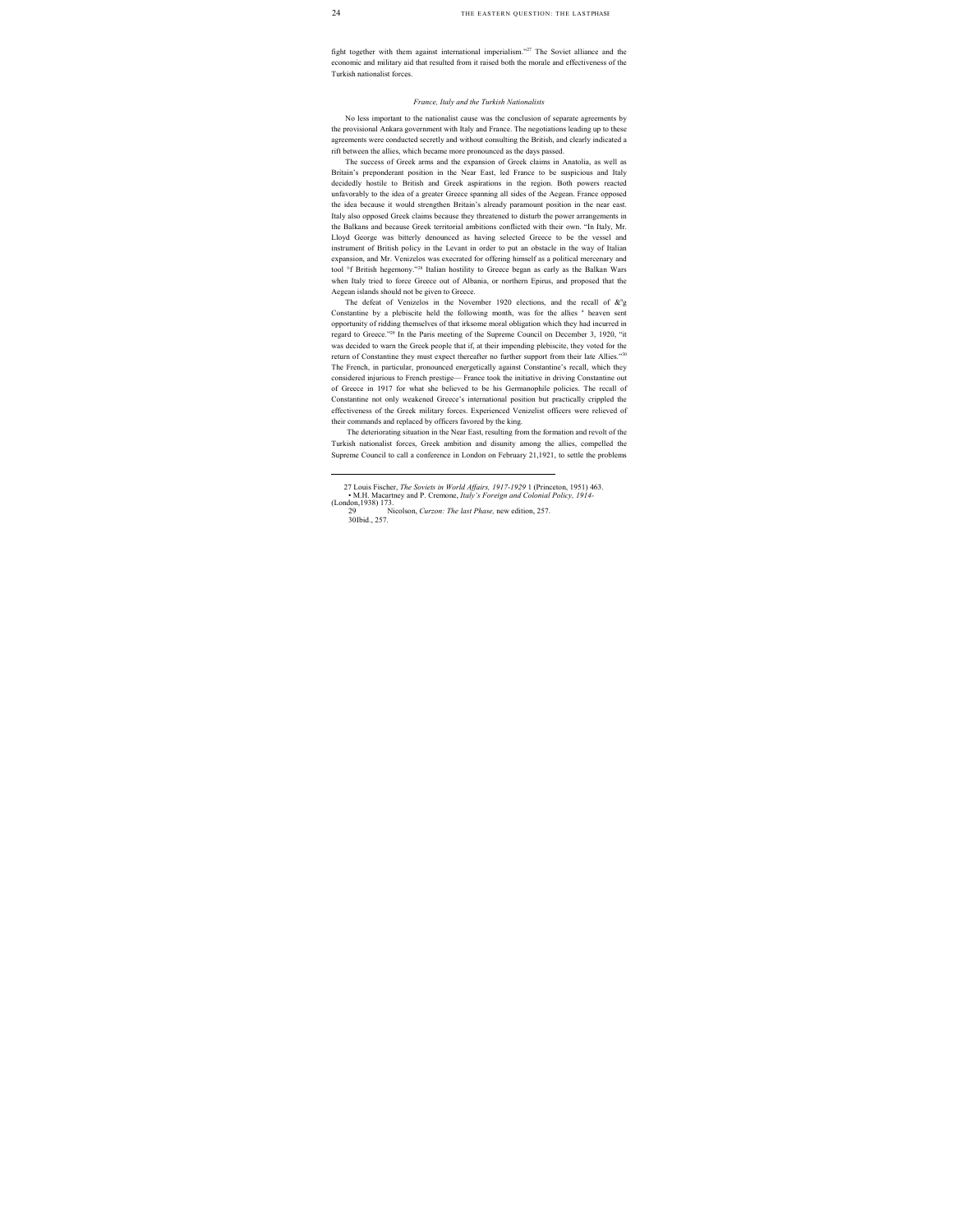fight together with them against international imperialism."[27] The Soviet alliance and the economic and military aid that resulted from it raised both the morale and effectiveness of the Turkish nationalist forces.

### *France, Italy and the Turkish Nationalists*

No less important to the nationalist cause was the conclusion of separate agreements by the provisional Ankara government with Italy and France. The negotiations leading up to these agreements were conducted secretly and without consulting the British, and clearly indicated a rift between the allies, which became more pronounced as the days passed.

The success of Greek arms and the expansion of Greek claims in Anatolia, as well as Britain's preponderant position in the Near East, led France to be suspicious and Italy decidedly hostile to British and Greek aspirations in the region. Both powers reacted unfavorably to the idea of a greater Greece spanning all sides of the Aegean. France opposed the idea because it would strengthen Britain's already paramount position in the near east. Italy also opposed Greek claims because they threatened to disturb the power arrangements in the Balkans and because Greek territorial ambitions conflicted with their own. "In Italy, Mr. Lloyd George was bitterly denounced as having selected Greece to be the vessel and instrument of British policy in the Levant in order to put an obstacle in the way of Italian expansion, and Mr. Venizelos was execrated for offering himself as a political mercenary and tool °f British hegemony."[28] Italian hostility to Greece began as early as the Balkan Wars when Italy tried to force Greece out of Albania, or northern Epirus, and proposed that the Aegean islands should not be given to Greece.

The defeat of Venizelos in the November 1920 elections, and the recall of &°g Constantine by a plebiscite held the following month, was for the allies " heaven sent opportunity of ridding themselves of that irksome moral obligation which they had incurred in regard to Greece."[29] In the Paris meeting of the Supreme Council on December 3, 1920, "it was decided to warn the Greek people that if, at their impending plebiscite, they voted for the return of Constantine they must expect thereafter no further support from their late Allies."[30] The French, in particular, pronounced energetically against Constantine's recall, which they considered injurious to French prestige— France took the initiative in driving Constantine out of Greece in 1917 for what she believed to be his Germanophile policies. The recall of Constantine not only weakened Greece's international position but practically crippled the effectiveness of the Greek military forces. Experienced Venizelist officers were relieved of their commands and replaced by officers favored by the king.

The deteriorating situation in the Near East, resulting from the formation and revolt of the Turkish nationalist forces, Greek ambition and disunity among the allies, compelled the Supreme Council to call a conference in London on February 21,1921, to settle the problems

---

27 Louis Fischer, *The Soviets in World Affairs, 1917-1929* 1 (Princeton, 1951) 463.
• M.H. Macartney and P. Cremone, *Italy's Foreign and Colonial Policy, 1914-* (London,1938) 173.
29 Nicolson, *Curzon: The last Phase,* new edition, 257.
30Ibid., 257.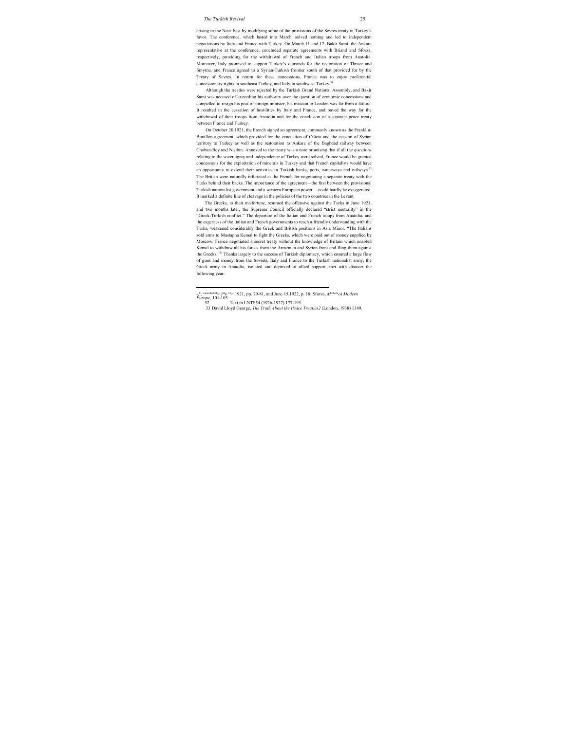arising in the Near East by modifying some of the provisions of the Sevres treaty in Turkey's favor. The conference, which lasted into March, solved nothing and led to independent negotiations by Italy and France with Turkey. On March 11 and 12, Bakir Sami, the Ankara representative at the conference, concluded separate agreements with Briand and Sforza, respectively, providing for the withdrawal of French and Italian troops from Anatolia. Moreover, Italy promised to support Turkey's demands for the restoration of Thrace and Smyrna, and France agreed to a Syrian-Turkish frontier south of that provided for by the Treaty of Sevres. In return for these concessions, France was to enjoy preferential concessionary rights in southeast Turkey, and Italy in southwest Turkey.[31]

Although the treaties were rejected by the Turkish Grand National Assembly, and Bakir Sami was accused of exceeding his authority over the question of economic concessions and compelled to resign his post of foreign minister, his mission to London was far from a failure. It resulted in the cessation of hostilities by Italy and France, and paved the way for the withdrawal of their troops from Anatolia and for the conclusion of a separate peace treaty between France and Turkey.

On October 20,1921, the French signed an agreement, commonly known as the Franklin-Bouillon agreement, which provided for the evacuation of Cilicia and the cession of Syrian territory to Turkey as well as the restoration to Ankara of the Baghdad railway between Choban-Bey and Nisibin. Annexed to the treaty was a note promising that if all the questions relating to the sovereignty and independence of Turkey were solved, France would be granted concessions for the exploitation of minerals in Turkey and that French capitalists would have an opportunity to extend their activities in Turkish banks, ports, waterways and railways.[32] The British were naturally infuriated at the French for negotiating a separate treaty with the Turks behind their backs. The importance of the agreement—the first between the provisional Turkish nationalist government and a western European power —could hardly be exaggerated. It marked a definite line of cleavage in the policies of the two countries in the Levant.

The Greeks, to their misfortune, resumed the offensive against the Turks in June 1921, and two months later, the Supreme Council officially declared "strict neutrality" in the "Greek-Turkish conflict." The departure of the Italian and French troops from Anatolia, and the eagerness of the Italian and French governments to reach a friendly understanding with the Turks, weakened considerably the Greek and British positions in Asia Minor. "The Italians sold arms to Mustapha Kemal to fight the Greeks, which were paid out of money supplied by Moscow. France negotiated a secret treaty without the knowledge of Britain which enabled Kemal to withdraw all his forces from the Armenian and Syrian front and fling them against the Greeks."[33] Thanks largely to the success of Turkish diplomacy, which ensured a large flow of guns and money from the Soviets, Italy and France to the Turkish nationalist army, the Greek army in Anatolia, isolated and deprived of allied support, met with disaster the following year.

---

31 ... 1921, pp. 79-81, and June 15,1922, p. 18; Sforza, *M... o) Modern Europe,* 101-105.

32 Text in LNTS54 (1926-1927) 177-193.

33 David Lloyd George, *The Truth About the Peace Treaties2* (London, 1938) 1349.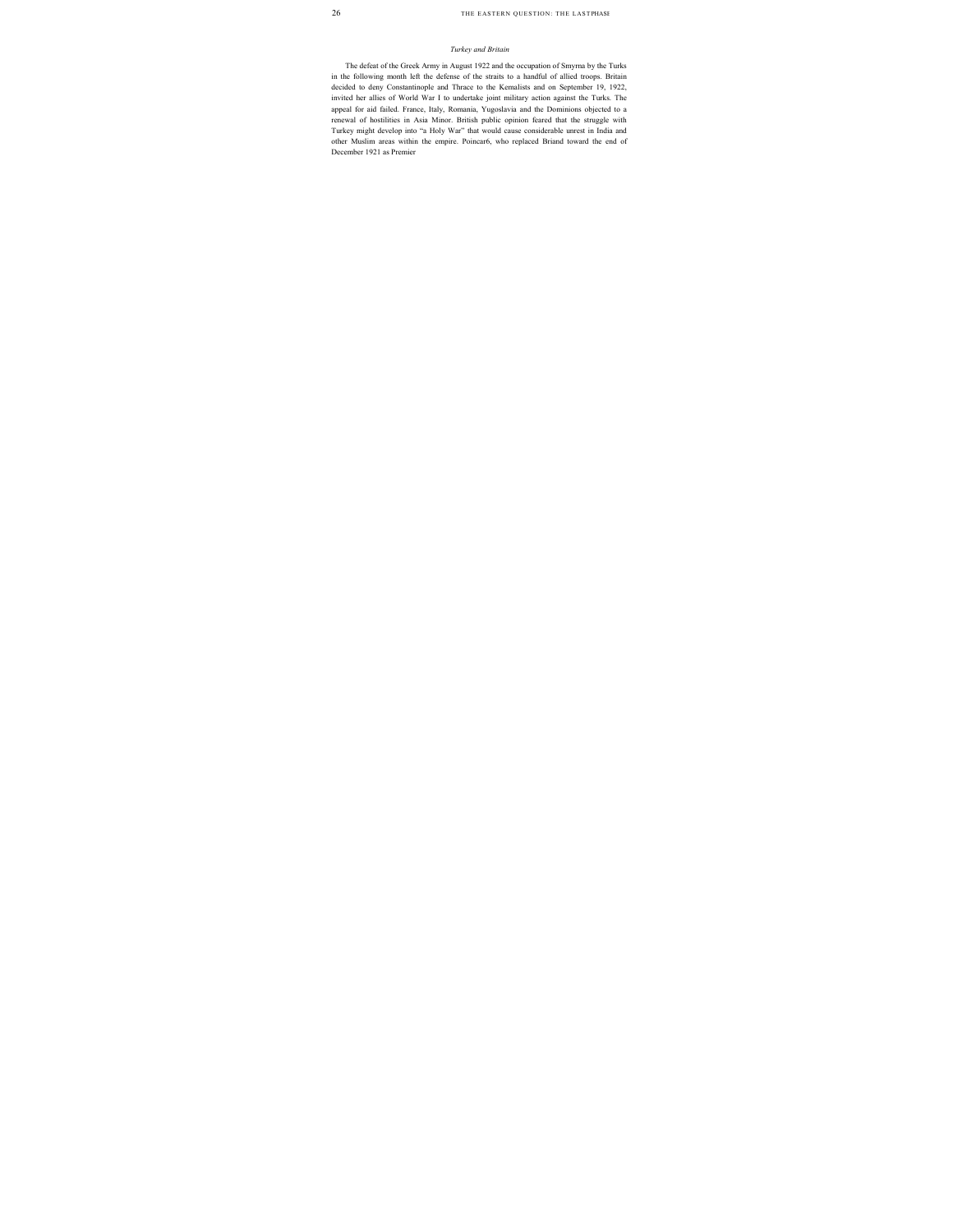*Turkey and Britain*

The defeat of the Greek Army in August 1922 and the occupation of Smyrna by the Turks in the following month left the defense of the straits to a handful of allied troops. Britain decided to deny Constantinople and Thrace to the Kemalists and on September 19, 1922, invited her allies of World War I to undertake joint military action against the Turks. The appeal for aid failed. France, Italy, Romania, Yugoslavia and the Dominions objected to a renewal of hostilities in Asia Minor. British public opinion feared that the struggle with Turkey might develop into "a Holy War" that would cause considerable unrest in India and other Muslim areas within the empire. Poincar6, who replaced Briand toward the end of December 1921 as Premier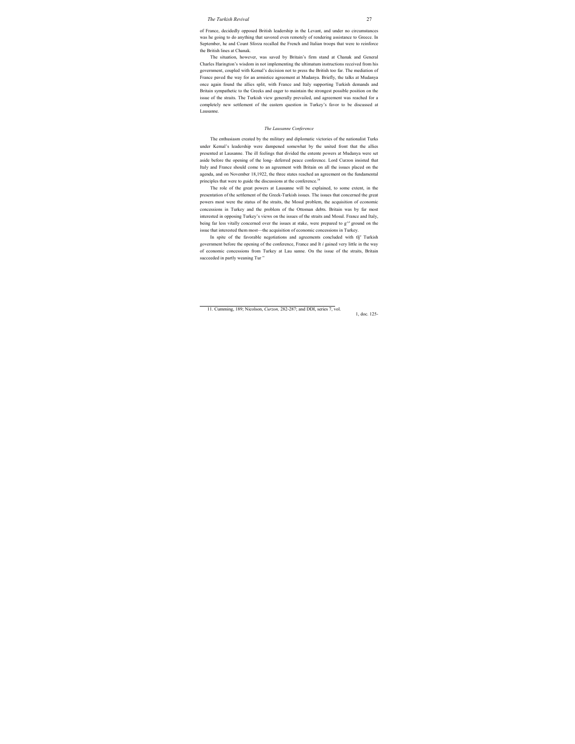of France, decidedly opposed British leadership in the Levant, and under no circumstances was he going to do anything that savored even remotely of rendering assistance to Greece. In September, he and Count Sforza recalled the French and Italian troops that were to reinforce the British lines at Chanak.

The situation, however, was saved by Britain's firm stand at Chanak and General Charles Harington's wisdom in not implementing the ultimatum instructions received from his government, coupled with Kemal's decision not to press the British too far. The mediation of France paved the way for an armistice agreement at Mudanya. Briefly, the talks at Mudanya once again found the allies split, with France and Italy supporting Turkish demands and Britain sympathetic to the Greeks and eager to maintain the strongest possible position on the issue of the straits. The Turkish view generally prevailed, and agreement was reached for a completely new settlement of the eastern question in Turkey's favor to be discussed at Lausanne.

### *The Lausanne Conference*

The enthusiasm created by the military and diplomatic victories of the nationalist Turks under Kemal's leadership were dampened somewhat by the united front that the allies presented at Lausanne. The ill feelings that divided the entente powers at Mudanya were set aside before the opening of the long- deferred peace conference. Lord Curzon insisted that Italy and France should come to an agreement with Britain on all the issues placed on the agenda, and on November 18,1922, the three states reached an agreement on the fundamental principles that were to guide the discussions at the conference.[34]

The role of the great powers at Lausanne will be explained, to some extent, in the presentation of the settlement of the Greek-Turkish issues. The issues that concerned the great powers most were the status of the straits, the Mosul problem, the acquisition of economic concessions in Turkey and the problem of the Ottoman debts. Britain was by far most interested in opposing Turkey's views on the issues of the straits and Mosul. France and Italy, being far less vitally concerned over the issues at stake, were prepared to g^ᵛᵈ ground on the issue that interested them most—the acquisition of economic concessions in Turkey.

In spite of the favorable negotiations and agreements concluded with tlj^e Turkish government before the opening of the conference, France and It *i* gained very little in the way of economic concessions from Turkey at Lau sanne. On the issue of the straits, Britain succeeded in partly weaning Tur "

---

11. Cumming, 189; Nicolson, *Curzon,* 282-287; and DDI, series 7, vol. 1, doc. 125-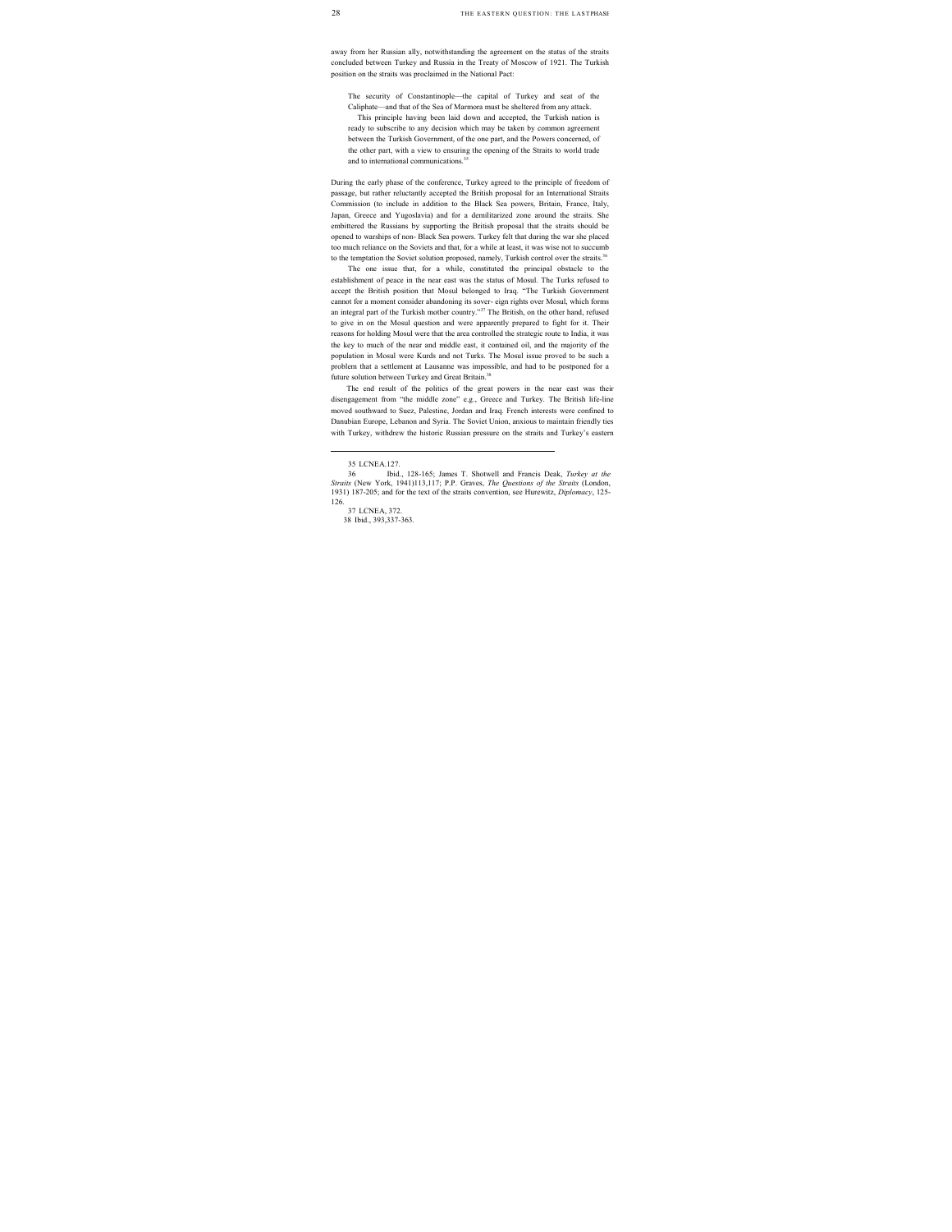away from her Russian ally, notwithstanding the agreement on the status of the straits concluded between Turkey and Russia in the Treaty of Moscow of 1921. The Turkish position on the straits was proclaimed in the National Pact:

> The security of Constantinople—the capital of Turkey and seat of the Caliphate—and that of the Sea of Marmora must be sheltered from any attack.
>
> This principle having been laid down and accepted, the Turkish nation is ready to subscribe to any decision which may be taken by common agreement between the Turkish Government, of the one part, and the Powers concerned, of the other part, with a view to ensuring the opening of the Straits to world trade and to international communications.[35]

During the early phase of the conference, Turkey agreed to the principle of freedom of passage, but rather reluctantly accepted the British proposal for an International Straits Commission (to include in addition to the Black Sea powers, Britain, France, Italy, Japan, Greece and Yugoslavia) and for a demilitarized zone around the straits. She embittered the Russians by supporting the British proposal that the straits should be opened to warships of non- Black Sea powers. Turkey felt that during the war she placed too much reliance on the Soviets and that, for a while at least, it was wise not to succumb to the temptation the Soviet solution proposed, namely, Turkish control over the straits.[36]

The one issue that, for a while, constituted the principal obstacle to the establishment of peace in the near east was the status of Mosul. The Turks refused to accept the British position that Mosul belonged to Iraq. "The Turkish Government cannot for a moment consider abandoning its sover- eign rights over Mosul, which forms an integral part of the Turkish mother country."[37] The British, on the other hand, refused to give in on the Mosul question and were apparently prepared to fight for it. Their reasons for holding Mosul were that the area controlled the strategic route to India, it was the key to much of the near and middle east, it contained oil, and the majority of the population in Mosul were Kurds and not Turks. The Mosul issue proved to be such a problem that a settlement at Lausanne was impossible, and had to be postponed for a future solution between Turkey and Great Britain.[38]

The end result of the politics of the great powers in the near east was their disengagement from "the middle zone" e.g., Greece and Turkey. The British life-line moved southward to Suez, Palestine, Jordan and Iraq. French interests were confined to Danubian Europe, Lebanon and Syria. The Soviet Union, anxious to maintain friendly ties with Turkey, withdrew the historic Russian pressure on the straits and Turkey's eastern

---

35 LCNEA.127.

36 Ibid., 128-165; James T. Shotwell and Francis Deak, *Turkey at the Straits* (New York, 1941)113,117; P.P. Graves, *The Questions of the Straits* (London, 1931) 187-205; and for the text of the straits convention, see Hurewitz, *Diplomacy*, 125-126.

37 LCNEA, 372.

38 Ibid., 393,337-363.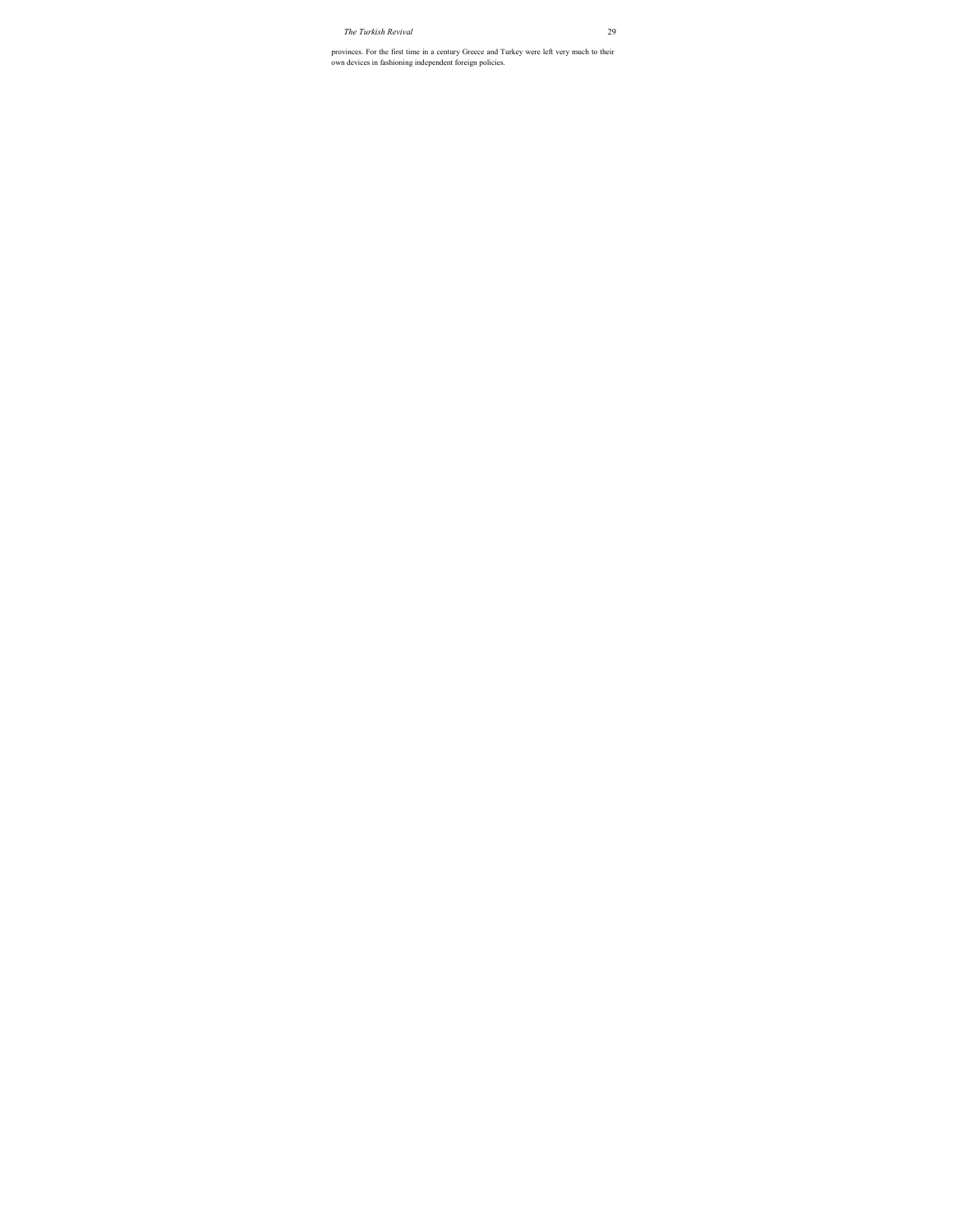provinces. For the first time in a century Greece and Turkey were left very much to their own devices in fashioning independent foreign policies.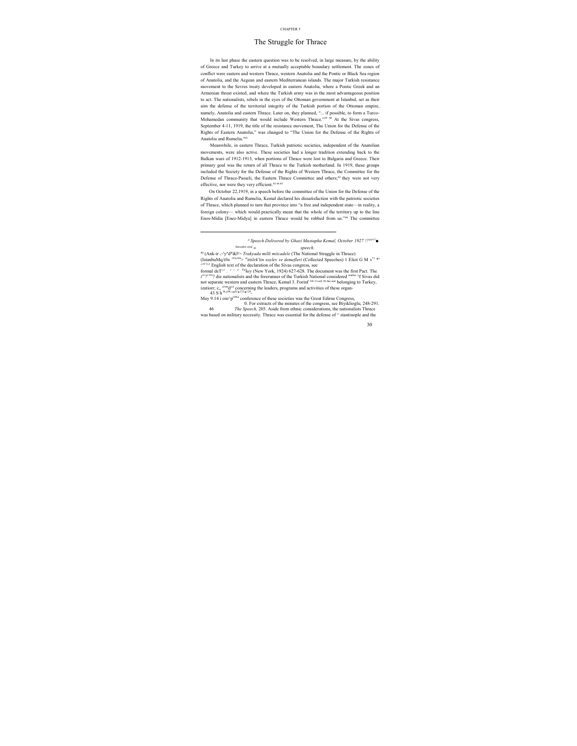CHAPTER 5

# The Struggle for Thrace

In its last phase the eastern question was to be resolved, in large measure, by the ability of Greece and Turkey to arrive at a mutually acceptable boundary settlement. The zones of conflict were eastern and western Thrace, western Anatolia and the Pontic or Black Sea region of Anatolia, and the Aegean and eastern Mediterranean islands. The major Turkish resistance movement to the Sevres treaty developed in eastern Anatolia, where a Pontic Greek and an Armenian threat existed, and where the Turkish army was in the most advantageous position to act. The nationalists, rebels in the eyes of the Ottoman government at Istanbul, set as their aim the defense of the territorial integrity of the Turkish portion of the Ottoman empire, namely, Anatolia and eastern Thrace. Later on, they planned, "... if possible, to form a Turco-Mohamedan community that would include Western Thrace."[39 40] At the Sivas congress, September 4-11, 1919, the title of the resistance movement, The Union for the Defense of the Rights of Eastern Anatolia," was changed to "The Union for the Defense of the Rights of Anatolia and Rumelia."[41]

Meanwhile, in eastern Thrace, Turkish patriotic societies, independent of the Anatolian movements, were also active. These societies had a longer tradition extending back to the Balkan wars of 1912-1913, when portions of Thrace were lost to Bulgaria and Greece. Their primary goal was the return of all Thrace to the Turkish motherland. In 1919, these groups included the Society for the Defense of the Rights of Western Thrace, the Committee for the Defense of Thrace-Passeli, the Eastern Thrace Committee and others;[42] they were not very effective, nor were they very efficient.[43 44 45]

On October 22,1919, in a speech before the committee of the Union for the Defense of the Rights of Anatolia and Rumelia, Kemal declared his dissatisfaction with the patriotic societies of Thrace, which planned to turn that province into "a free and independent state—in reality, a foreign colony— which would practically mean that the whole of the territory up to the line Enos-Midia [Enez-Midya] in eastern Thrace would be robbed from us."[46] The committee

---

[39] *Speech Delivered by Ghazi Mustapha Kemal, October 1927 !!*[29:07]■

Hereafter cited « *speech.*

[40] (Ank-ir ,–'y^d[it]&l[x]> *Trakyada milli miicadele* (The National Struggle in Thrace) (IstanbuMq/tfw [193c194]>. [at]*tttilrk'iin soylev ve demefleri* (Collected Speeches) 1 Eliot G M »[71 gel] ^[or(}s4] English text of the declaration of the Sivas congress, see

formal deT^' . [e r n Tu]*key* (New York, 1924) 627-628. The document was the first Pact. The ;[31-]>[1101]? die nationalists and the forerunner of the Turkish National considered [ination] °f Sivas did not separate western and eastern Thrace; Kemal 3. Forinf [0th 3>ss$ 38 fme unit] belonging to Turkey, izatiorr; c„ [(erns]d[on] concerning the leaders, programs and activities of these organ-

43 S h [B.y(W.;sgH)e123]e124.-

May 9.14 i oin^p[OWn] conference of these societies was the Great Edirne Congress,

0. For extracts of the minutes of the congress, see Biyiklioglu, 248-291.

46 *The Speech,* 203. Aside from ethnic considerations, the nationalists Thrace was based on military necessity. Thrace was essential for the defense of ^ stantinople and the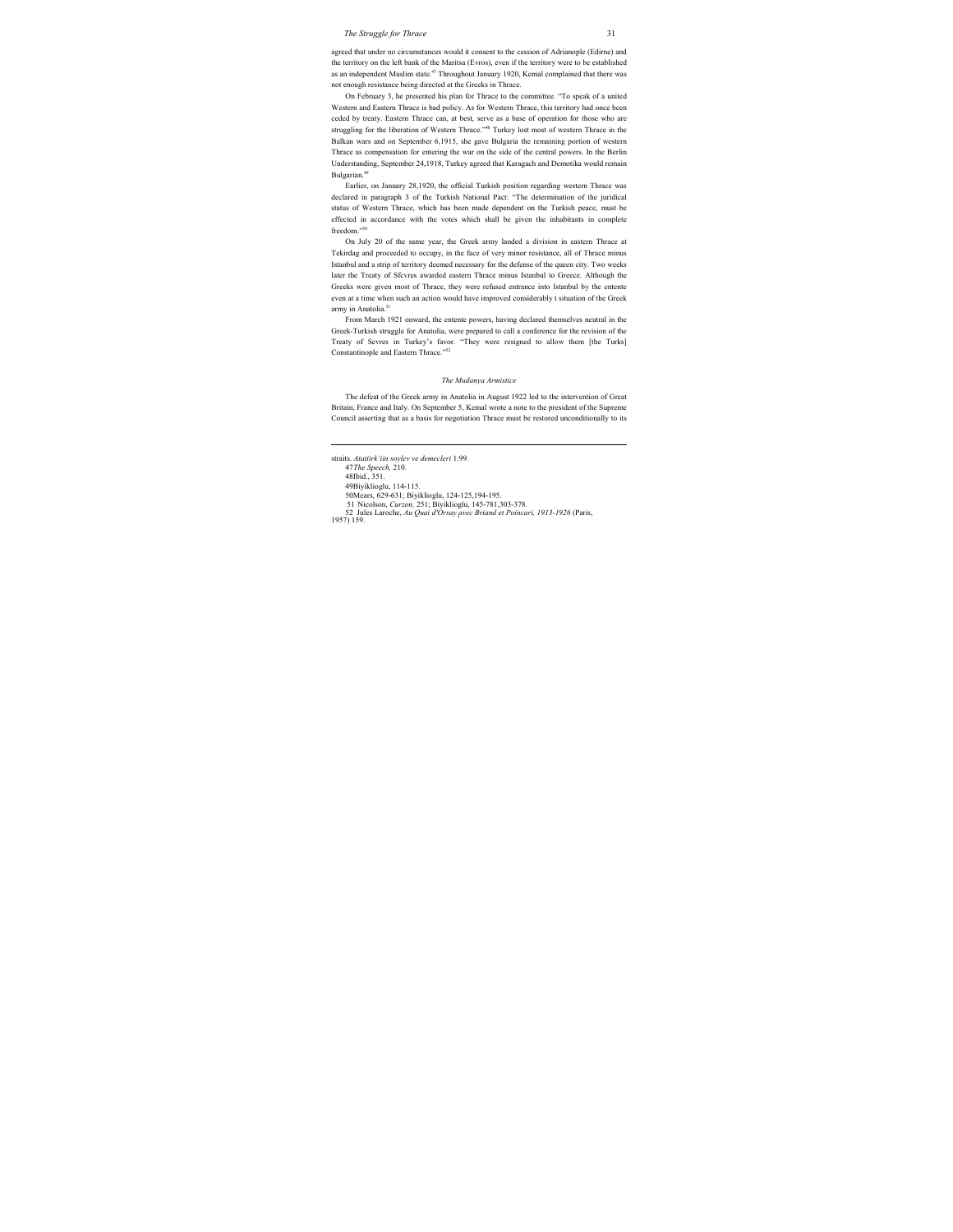agreed that under no circumstances would it consent to the cession of Adrianople (Edirne) and the territory on the left bank of the Maritsa (Evros), even if the territory were to be established as an independent Muslim state.[47] Throughout January 1920, Kemal complained that there was not enough resistance being directed at the Greeks in Thrace.

On February 3, he presented his plan for Thrace to the committee. "To speak of a united Western and Eastern Thrace is bad policy. As for Western Thrace, this territory had once been ceded by treaty. Eastern Thrace can, at best, serve as a base of operation for those who are struggling for the liberation of Western Thrace."[48] Turkey lost most of western Thrace in the Balkan wars and on September 6,1915, she gave Bulgaria the remaining portion of western Thrace as compensation for entering the war on the side of the central powers. In the Berlin Understanding, September 24,1918, Turkey agreed that Karagach and Demotika would remain Bulgarian.[49]

Earlier, on January 28,1920, the official Turkish position regarding western Thrace was declared in paragraph 3 of the Turkish National Pact: "The determination of the juridical status of Western Thrace, which has been made dependent on the Turkish peace, must be effected in accordance with the votes which shall be given the inhabitants in complete freedom."[50]

On July 20 of the same year, the Greek army landed a division in eastern Thrace at Tekirdag and proceeded to occupy, in the face of very minor resistance, all of Thrace minus Istanbul and a strip of territory deemed necessary for the defense of the queen city. Two weeks later the Treaty of Sfcvres awarded eastern Thrace minus Istanbul to Greece. Although the Greeks were given most of Thrace, they were refused entrance into Istanbul by the entente even at a time when such an action would have improved considerably t situation of the Greek army in Anatolia.[51]

From March 1921 onward, the entente powers, having declared themselves neutral in the Greek-Turkish struggle for Anatolia, were prepared to call a conference for the revision of the Treaty of Sevres in Turkey's favor. "They were resigned to allow them [the Turks] Constantinople and Eastern Thrace."[52]

### *The Mudanya Armistice*

The defeat of the Greek army in Anatolia in August 1922 led to the intervention of Great Britain, France and Italy. On September 5, Kemal wrote a note to the president of the Supreme Council asserting that as a basis for negotiation Thrace must be restored unconditionally to its

---

straits. *Atatiirk'iin soylev ve demecleri* 1:99.

47 *The Speech,* 210.

48 Ibid., 351.

49 Biyiklioglu, 114-115.

50 Mears, 629-631; Biyiklioglu, 124-125,194-195.

51 Nicolson, *Curzon,* 251; Biyiklioglu, 145-781,303-378.

52 Jules Laroche, *Au Quai d'Orsay avec Briand et Poincari, 1913-1926* (Paris, 1957) 159.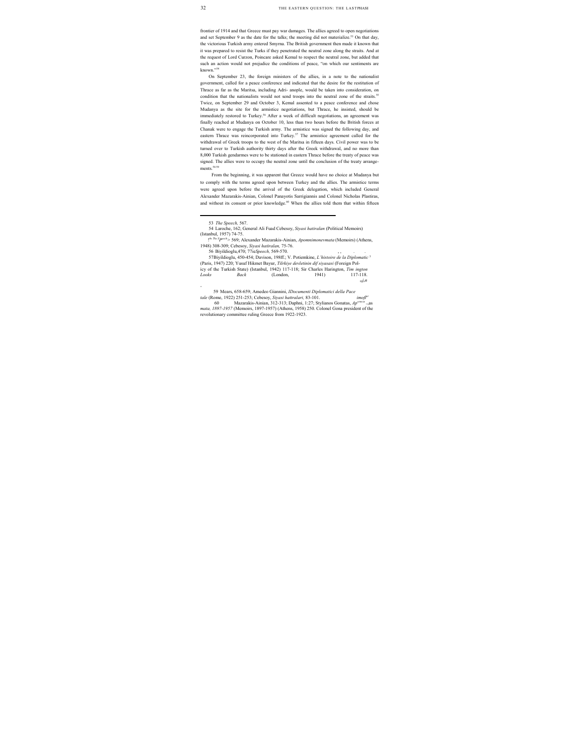frontier of 1914 and that Greece must pay war damages. The allies agreed to open negotiations and set September 9 as the date for the talks; the meeting did not materialize.[53] On that day, the victorious Turkish army entered Smyrna. The British government then made it known that it was prepared to resist the Turks if they penetrated the neutral zone along the straits. And at the request of Lord Curzon, Poincare asked Kemal to respect the neutral zone, but added that such an action would not prejudice the conditions of peace, "on which our sentiments are known."[54]

On September 23, the foreign ministers of the allies, in a note to the nationalist government, called for a peace conference and indicated that the desire for the restitution of Thrace as far as the Maritsa, including Adri- anople, would be taken into consideration, on condition that the nationalists would not send troops into the neutral zone of the straits.[55] Twice, on September 29 and October 3, Kemal assented to a peace conference and chose Mudanya as the site for the armistice negotiations, but Thrace, he insisted, should be immediately restored to Turkey.[56] After a week of difficult negotiations, an agreement was finally reached at Mudanya on October 10, less than two hours before the British forces at Chanak were to engage the Turkish army. The armistice was signed the following day, and eastern Thrace was reincorporated into Turkey.[57] The armistice agreement called for the withdrawal of Greek troops to the west of the Maritsa in fifteen days. Civil power was to be turned over to Turkish authority thirty days after the Greek withdrawal, and no more than 8,000 Turkish gendarmes were to be stationed in eastern Thrace before the treaty of peace was signed. The allies were to occupy the neutral zone until the conclusion of the treaty arrange- ments.[58 59]

From the beginning, it was apparent that Greece would have no choice at Mudanya but to comply with the terms agreed upon between Turkey and the allies. The armistice terms were agreed upon before the arrival of the Greek delegation, which included General Alexander Mazarakis-Ainian, Colonel Panayotis Sarrigiannis and Colonel Nicholas Plastiras, and without its consent or prior knowledge.[60] When the allies told them that within fifteen

---

53 *The Speech,* 567.

54 Laroche, 162; General Ali Fuad Cebesoy, *Siyasi hatiralan* (Political Memoirs) (Istanbul, 1957) 74-75.

55 *The Speech,* 569; Alexander Mazarakis-Ainian, *Apomnimonevmata* (Memoirs) (Athens, 1948) 308-309; Cebesoy, *Siyasi hatiralan,* 75-76.

56 Biyildioglu,470; *The Speech,* 569-570.

57Biyildioglu, 450-454; Davison, 198ff.; V. Potiemkine, *L'histoire de la Diplomatic* 3 (Paris, 1947) 220; Yusuf Hikmet Bayur, *Tilrkiye devletinin dif siyasasi* (Foreign Policy of the Turkish State) (Istanbul, 1942) 117-118; Sir Charles Harington, *Tim ington Looks Back* (London, 1941) 117-118.

59 Mears, 658-659; Amedeo Giannini, *IDocumenti Diplomatici della Pace tale* (Rome, 1922) 251-253; Cebesoy, *Siyasi hattralari,* 83-101.

60 Mazarakis-Ainian, 312-313; Daphni, 1:27; Stylianos Gonatas, *Apomnimonevmata, 1897-1957* (Memoirs, 1897-1957) (Athens, 1958) 250. Colonel Gona president of the revolutionary committee ruling Greece from 1922-1923.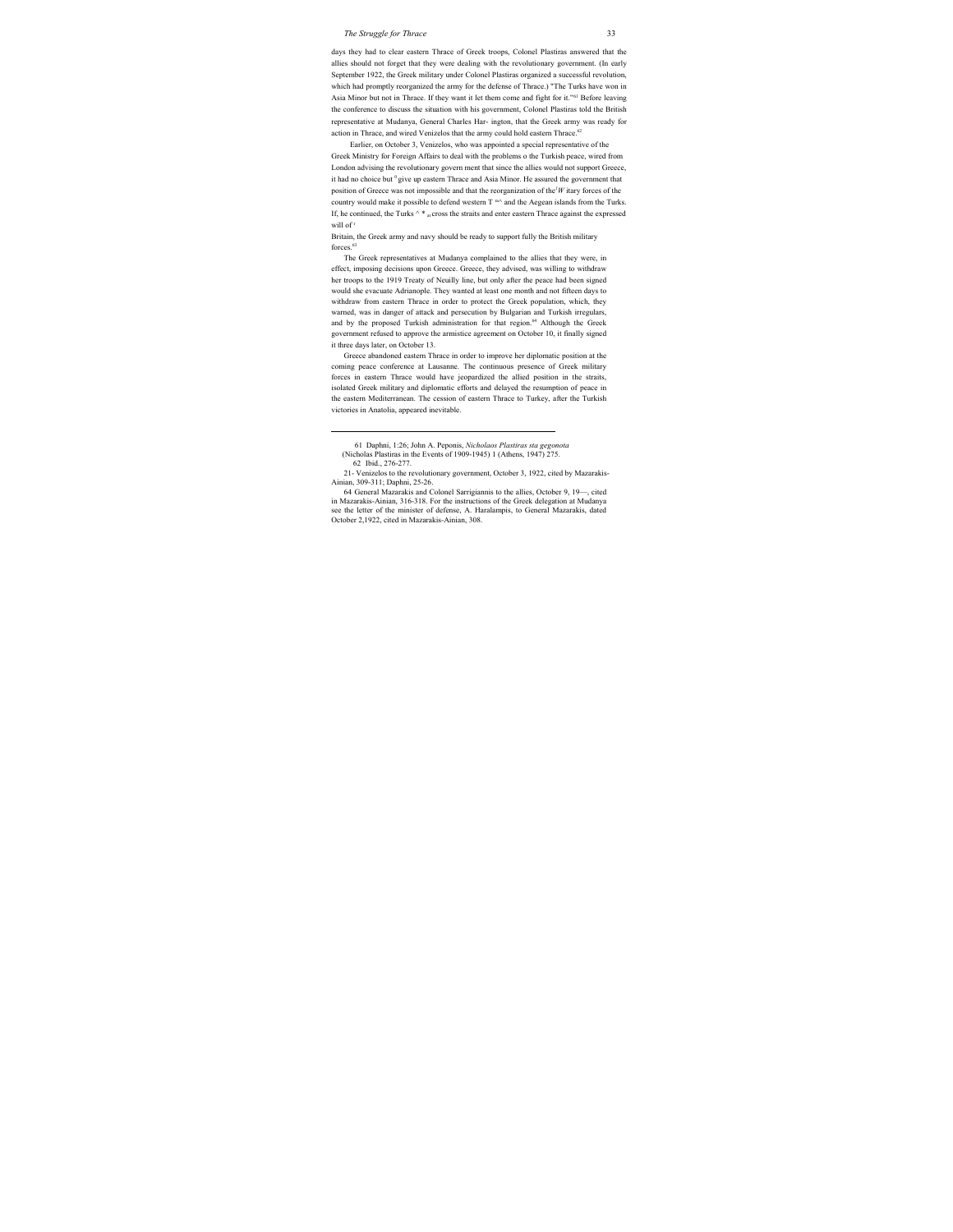days they had to clear eastern Thrace of Greek troops, Colonel Plastiras answered that the allies should not forget that they were dealing with the revolutionary government. (In early September 1922, the Greek military under Colonel Plastiras organized a successful revolution, which had promptly reorganized the army for the defense of Thrace.) "The Turks have won in Asia Minor but not in Thrace. If they want it let them come and fight for it."[61] Before leaving the conference to discuss the situation with his government, Colonel Plastiras told the British representative at Mudanya, General Charles Har- ington, that the Greek army was ready for action in Thrace, and wired Venizelos that the army could hold eastern Thrace.[62]

Earlier, on October 3, Venizelos, who was appointed a special representative of the Greek Ministry for Foreign Affairs to deal with the problems o the Turkish peace, wired from London advising the revolutionary govern ment that since the allies would not support Greece, it had no choice but [0] give up eastern Thrace and Asia Minor. He assured the government that position of Greece was not impossible and that the reorganization of the[i] W itary forces of the country would make it possible to defend western T [m^] and the Aegean islands from the Turks. If, he continued, the Turks ^ * [as] cross the straits and enter eastern Thrace against the expressed will of [i]

Britain, the Greek army and navy should be ready to support fully the British military forces.[63]

The Greek representatives at Mudanya complained to the allies that they were, in effect, imposing decisions upon Greece. Greece, they advised, was willing to withdraw her troops to the 1919 Treaty of Neuilly line, but only after the peace had been signed would she evacuate Adrianople. They wanted at least one month and not fifteen days to withdraw from eastern Thrace in order to protect the Greek population, which, they warned, was in danger of attack and persecution by Bulgarian and Turkish irregulars, and by the proposed Turkish administration for that region.[64] Although the Greek government refused to approve the armistice agreement on October 10, it finally signed it three days later, on October 13.

Greece abandoned eastern Thrace in order to improve her diplomatic position at the coming peace conference at Lausanne. The continuous presence of Greek military forces in eastern Thrace would have jeopardized the allied position in the straits, isolated Greek military and diplomatic efforts and delayed the resumption of peace in the eastern Mediterranean. The cession of eastern Thrace to Turkey, after the Turkish victories in Anatolia, appeared inevitable.

---

61 Daphni, 1:26; John A. Peponis, *Nicholaos Plastiras sta gegonota* (Nicholas Plastiras in the Events of 1909-1945) 1 (Athens, 1947) 275.

62 Ibid., 276-277.

21- Venizelos to the revolutionary government, October 3, 1922, cited by Mazarakis-Ainian, 309-311; Daphni, 25-26.

64 General Mazarakis and Colonel Sarrigiannis to the allies, October 9, 19—, cited in Mazarakis-Ainian, 316-318. For the instructions of the Greek delegation at Mudanya see the letter of the minister of defense, A. Haralampis, to General Mazarakis, dated October 2,1922, cited in Mazarakis-Ainian, 308.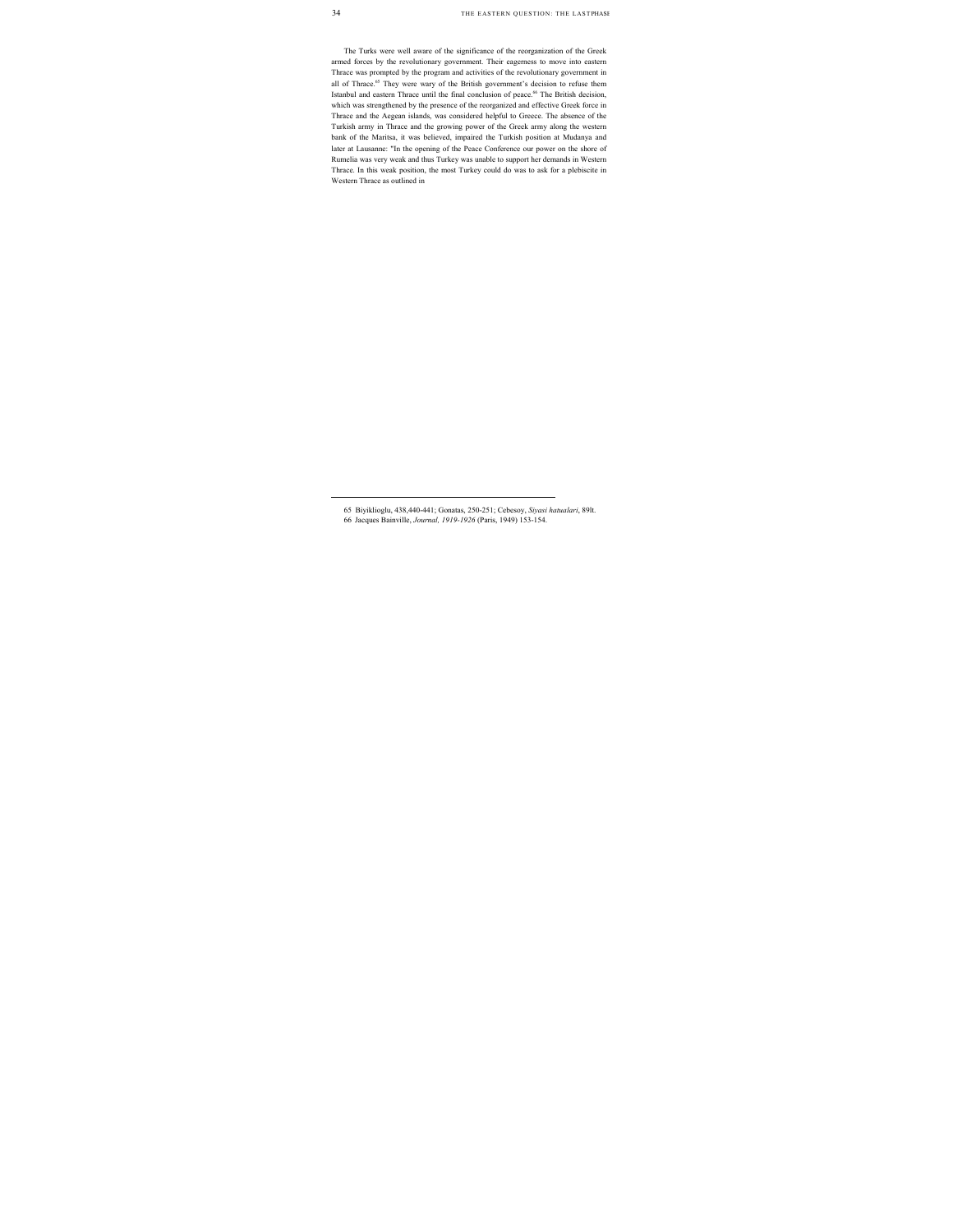The Turks were well aware of the significance of the reorganization of the Greek armed forces by the revolutionary government. Their eagerness to move into eastern Thrace was prompted by the program and activities of the revolutionary government in all of Thrace.[65] They were wary of the British government's decision to refuse them Istanbul and eastern Thrace until the final conclusion of peace.[66] The British decision, which was strengthened by the presence of the reorganized and effective Greek force in Thrace and the Aegean islands, was considered helpful to Greece. The absence of the Turkish army in Thrace and the growing power of the Greek army along the western bank of the Maritsa, it was believed, impaired the Turkish position at Mudanya and later at Lausanne: "In the opening of the Peace Conference our power on the shore of Rumelia was very weak and thus Turkey was unable to support her demands in Western Thrace. In this weak position, the most Turkey could do was to ask for a plebiscite in Western Thrace as outlined in

---

65 Biyiklioglu, 438,440-441; Gonatas, 250-251; Cebesoy, *Siyasi hatualari*, 89lt.

66 Jacques Bainville, *Journal, 1919-1926* (Paris, 1949) 153-154.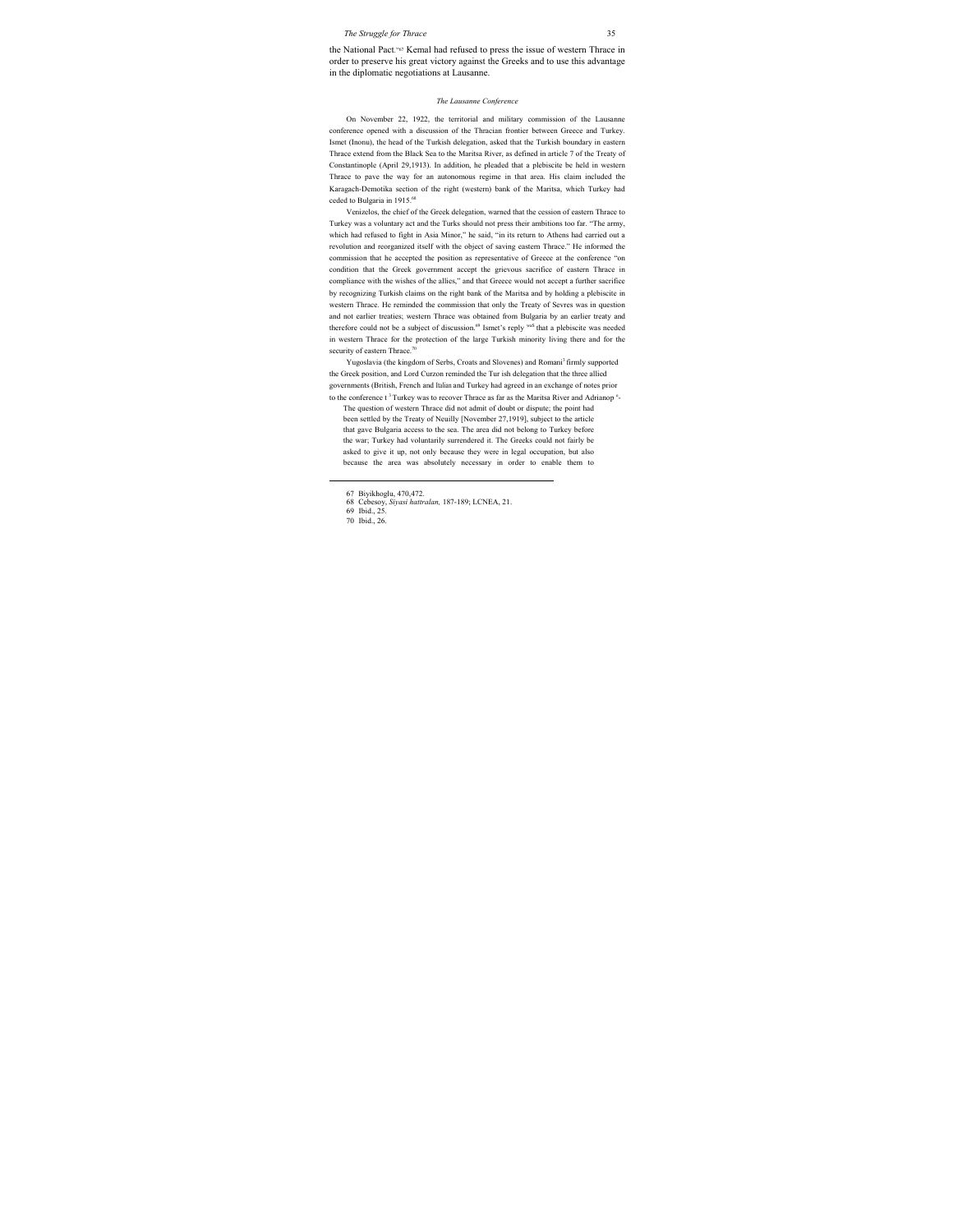the National Pact."[67] Kemal had refused to press the issue of western Thrace in order to preserve his great victory against the Greeks and to use this advantage in the diplomatic negotiations at Lausanne.

### *The Lausanne Conference*

On November 22, 1922, the territorial and military commission of the Lausanne conference opened with a discussion of the Thracian frontier between Greece and Turkey. Ismet (Inonu), the head of the Turkish delegation, asked that the Turkish boundary in eastern Thrace extend from the Black Sea to the Maritsa River, as defined in article 7 of the Treaty of Constantinople (April 29,1913). In addition, he pleaded that a plebiscite be held in western Thrace to pave the way for an autonomous regime in that area. His claim included the Karagach-Demotika section of the right (western) bank of the Maritsa, which Turkey had ceded to Bulgaria in 1915.[68]

Venizelos, the chief of the Greek delegation, warned that the cession of eastern Thrace to Turkey was a voluntary act and the Turks should not press their ambitions too far. "The army, which had refused to fight in Asia Minor," he said, "in its return to Athens had carried out a revolution and reorganized itself with the object of saving eastern Thrace." He informed the commission that he accepted the position as representative of Greece at the conference "on condition that the Greek government accept the grievous sacrifice of eastern Thrace in compliance with the wishes of the allies," and that Greece would not accept a further sacrifice by recognizing Turkish claims on the right bank of the Maritsa and by holding a plebiscite in western Thrace. He reminded the commission that only the Treaty of Sevres was in question and not earlier treaties; western Thrace was obtained from Bulgaria by an earlier treaty and therefore could not be a subject of discussion.[69] Ismet's reply was that a plebiscite was needed in western Thrace for the protection of the large Turkish minority living there and for the security of eastern Thrace.[70]

Yugoslavia (the kingdom of Serbs, Croats and Slovenes) and Romania firmly supported the Greek position, and Lord Curzon reminded the Turkish delegation that the three allied governments (British, French and Italian and Turkey had agreed in an exchange of notes prior to the conference that Turkey was to recover Thrace as far as the Maritsa River and Adrianople:

> The question of western Thrace did not admit of doubt or dispute; the point had been settled by the Treaty of Neuilly [November 27,1919], subject to the article that gave Bulgaria access to the sea. The area did not belong to Turkey before the war; Turkey had voluntarily surrendered it. The Greeks could not fairly be asked to give it up, not only because they were in legal occupation, but also because the area was absolutely necessary in order to enable them to

---

67 Biyikhoglu, 470,472.

68 Cebesoy, *Siyasi hattralan,* 187-189; LCNEA, 21.

69 Ibid., 25.

70 Ibid., 26.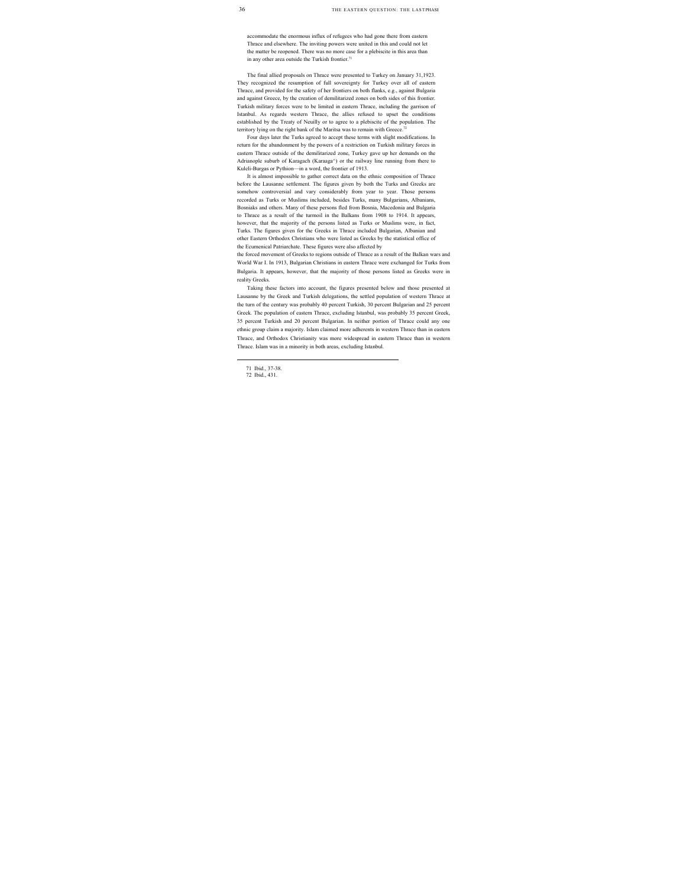accommodate the enormous influx of refugees who had gone there from eastern Thrace and elsewhere. The inviting powers were united in this and could not let the matter be reopened. There was no more case for a plebiscite in this area than in any other area outside the Turkish frontier.[71]

The final allied proposals on Thrace were presented to Turkey on January 31,1923. They recognized the resumption of full sovereignty for Turkey over all of eastern Thrace, and provided for the safety of her frontiers on both flanks, e.g., against Bulgaria and against Greece, by the creation of demilitarized zones on both sides of this frontier. Turkish military forces were to be limited in eastern Thrace, including the garrison of Istanbul. As regards western Thrace, the allies refused to upset the conditions established by the Treaty of Neuilly or to agree to a plebiscite of the population. The territory lying on the right bank of the Maritsa was to remain with Greece.[72]

Four days later the Turks agreed to accept these terms with slight modifications. In return for the abandonment by the powers of a restriction on Turkish military forces in eastern Thrace outside of the demilitarized zone, Turkey gave up her demands on the Adrianople suburb of Karagach (Karaaga^) or the railway line running from there to Kuleli-Burgas or Pythion—in a word, the frontier of 1913.

It is almost impossible to gather correct data on the ethnic composition of Thrace before the Lausanne settlement. The figures given by both the Turks and Greeks are somehow controversial and vary considerably from year to year. Those persons recorded as Turks or Muslims included, besides Turks, many Bulgarians, Albanians, Bosniaks and others. Many of these persons fled from Bosnia, Macedonia and Bulgaria to Thrace as a result of the turmoil in the Balkans from 1908 to 1914. It appears, however, that the majority of the persons listed as Turks or Muslims were, in fact, Turks. The figures given for the Greeks in Thrace included Bulgarian, Albanian and other Eastern Orthodox Christians who were listed as Greeks by the statistical office of the Ecumenical Patriarchate. These figures were also affected by the forced movement of Greeks to regions outside of Thrace as a result of the Balkan wars and World War I. In 1913, Bulgarian Christians in eastern Thrace were exchanged for Turks from Bulgaria. It appears, however, that the majority of those persons listed as Greeks were in reality Greeks.

Taking these factors into account, the figures presented below and those presented at Lausanne by the Greek and Turkish delegations, the settled population of western Thrace at the turn of the century was probably 40 percent Turkish, 30 percent Bulgarian and 25 percent Greek. The population of eastern Thrace, excluding Istanbul, was probably 35 percent Greek, 35 percent Turkish and 20 percent Bulgarian. In neither portion of Thrace could any one ethnic group claim a majority. Islam claimed more adherents in western Thrace than in eastern Thrace, and Orthodox Christianity was more widespread in eastern Thrace than in western Thrace. Islam was in a minority in both areas, excluding Istanbul.

---

71 Ibid., 37-38.

72 Ibid., 431.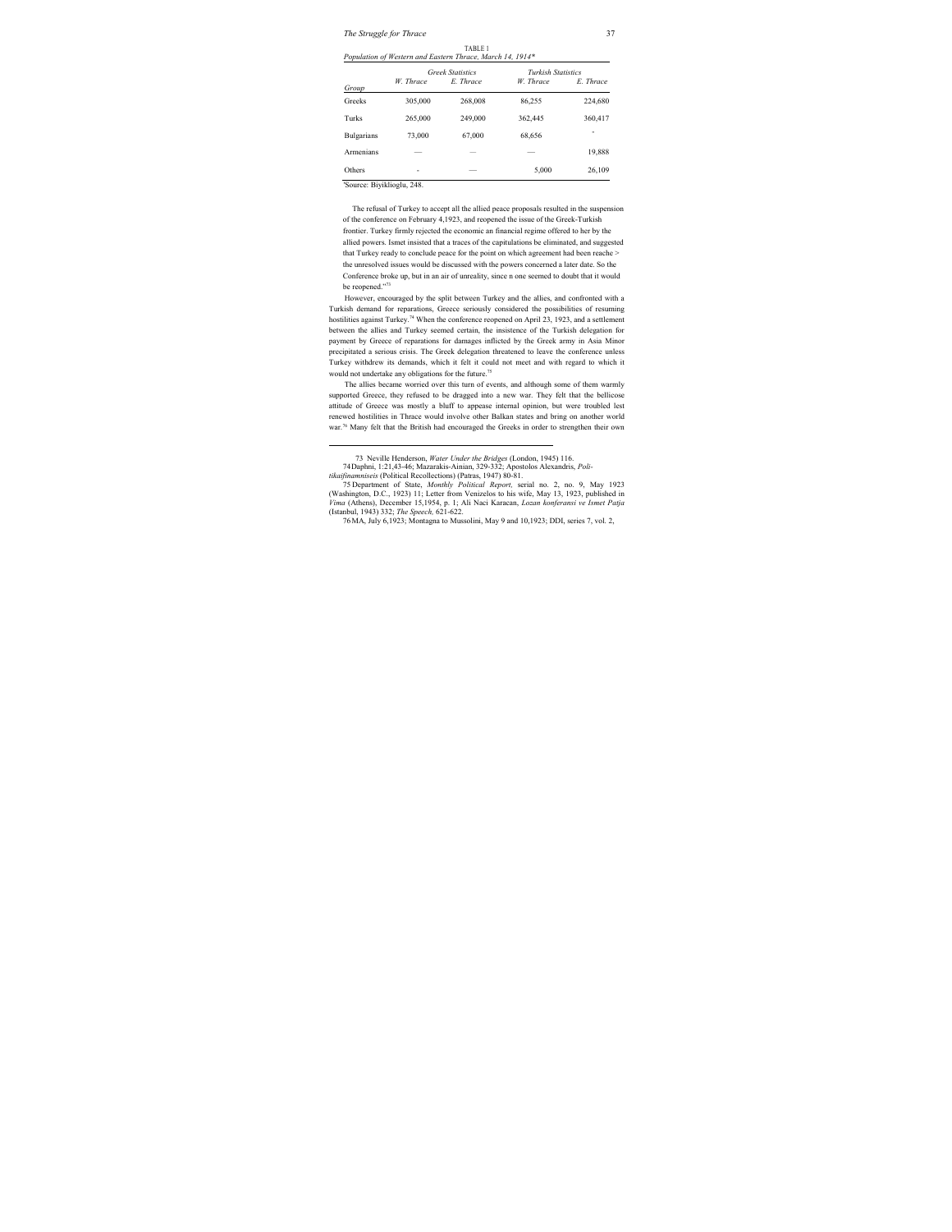TABLE 1
*Population of Western and Eastern Thrace, March 14, 1914**

| Group | Greek Statistics | | Turkish Statistics | |
|---|---|---|---|---|
| | *W. Thrace* | *E. Thrace* | *W. Thrace* | *E. Thrace* |
| Greeks | 305,000 | 268,008 | 86,255 | 224,680 |
| Turks | 265,000 | 249,000 | 362,445 | 360,417 |
| Bulgarians | 73,000 | 67,000 | 68,656 | - |
| Armenians | — | — | — | 19,888 |
| Others | - | — | 5,000 | 26,109 |

*Source: Biyiklioglu, 248.

The refusal of Turkey to accept all the allied peace proposals resulted in the suspension of the conference on February 4,1923, and reopened the issue of the Greek-Turkish frontier. Turkey firmly rejected the economic an financial regime offered to her by the allied powers. Ismet insisted that a traces of the capitulations be eliminated, and suggested that Turkey ready to conclude peace for the point on which agreement had been reache > the unresolved issues would be discussed with the powers concerned a later date. So the Conference broke up, but in an air of unreality, since n one seemed to doubt that it would be reopened."[73]

However, encouraged by the split between Turkey and the allies, and confronted with a Turkish demand for reparations, Greece seriously considered the possibilities of resuming hostilities against Turkey.[74] When the conference reopened on April 23, 1923, and a settlement between the allies and Turkey seemed certain, the insistence of the Turkish delegation for payment by Greece of reparations for damages inflicted by the Greek army in Asia Minor precipitated a serious crisis. The Greek delegation threatened to leave the conference unless Turkey withdrew its demands, which it felt it could not meet and with regard to which it would not undertake any obligations for the future.[75]

The allies became worried over this turn of events, and although some of them warmly supported Greece, they refused to be dragged into a new war. They felt that the bellicose attitude of Greece was mostly a bluff to appease internal opinion, but were troubled lest renewed hostilities in Thrace would involve other Balkan states and bring on another world war.[76] Many felt that the British had encouraged the Greeks in order to strengthen their own

---

73 Neville Henderson, *Water Under the Bridges* (London, 1945) 116.

74 Daphni, 1:21,43-46; Mazarakis-Ainian, 329-332; Apostolos Alexandris, *Politikaifinamniseis* (Political Recollections) (Patras, 1947) 80-81.

75 Department of State, *Monthly Political Report,* serial no. 2, no. 9, May 1923 (Washington, D.C., 1923) 11; Letter from Venizelos to his wife, May 13, 1923, published in *Vima* (Athens), December 15,1954, p. 1; Ali Naci Karacan, *Lozan konferansi ve Ismet Paşa* (Istanbul, 1943) 332; *The Speech,* 621-622.

76 MA, July 6,1923; Montagna to Mussolini, May 9 and 10,1923; DDI, series 7, vol. 2,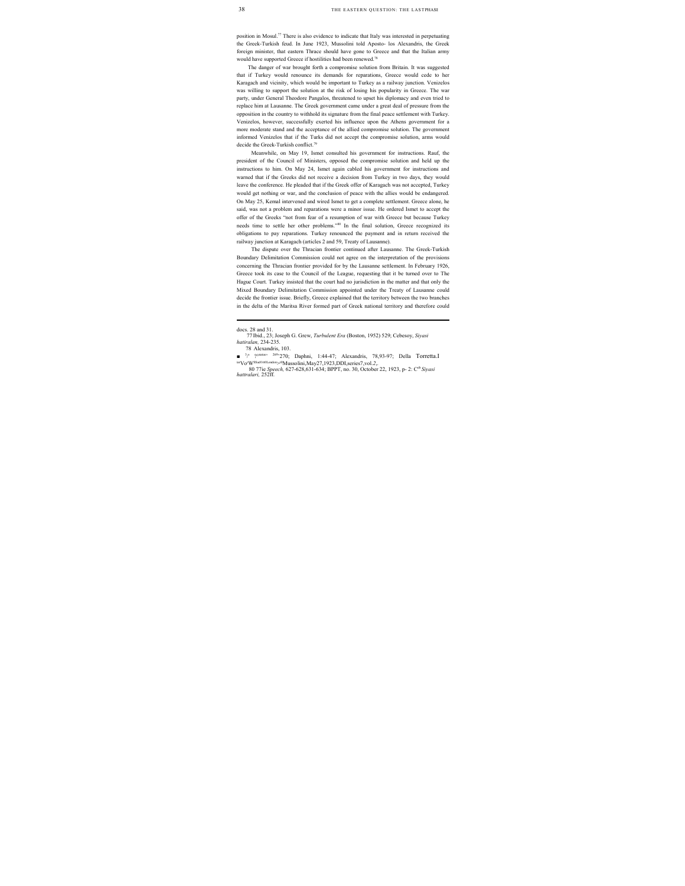position in Mosul.[77] There is also evidence to indicate that Italy was interested in perpetuating the Greek-Turkish feud. In June 1923, Mussolini told Aposto- los Alexandris, the Greek foreign minister, that eastern Thrace should have gone to Greece and that the Italian army would have supported Greece if hostilities had been renewed.[78]

The danger of war brought forth a compromise solution from Britain. It was suggested that if Turkey would renounce its demands for reparations, Greece would cede to her Karagach and vicinity, which would be important to Turkey as a railway junction. Venizelos was willing to support the solution at the risk of losing his popularity in Greece. The war party, under General Theodore Pangalos, threatened to upset his diplomacy and even tried to replace him at Lausanne. The Greek government came under a great deal of pressure from the opposition in the country to withhold its signature from the final peace settlement with Turkey. Venizelos, however, successfully exerted his influence upon the Athens government for a more moderate stand and the acceptance of the allied compromise solution. The government informed Venizelos that if the Turks did not accept the compromise solution, arms would decide the Greek-Turkish conflict.[79]

Meanwhile, on May 19, Ismet consulted his government for instructions. Rauf, the president of the Council of Ministers, opposed the compromise solution and held up the instructions to him. On May 24, Ismet again cabled his government for instructions and warned that if the Greeks did not receive a decision from Turkey in two days, they would leave the conference. He pleaded that if the Greek offer of Karagach was not accepted, Turkey would get nothing or war, and the conclusion of peace with the allies would be endangered. On May 25, Kemal intervened and wired Ismet to get a complete settlement. Greece alone, he said, was not a problem and reparations were a minor issue. He ordered Ismet to accept the offer of the Greeks "not from fear of a resumption of war with Greece but because Turkey needs time to settle her other problems."[80] In the final solution, Greece recognized its obligations to pay reparations. Turkey renounced the payment and in return received the railway junction at Karagach (articles 2 and 59, Treaty of Lausanne).

The dispute over the Thracian frontier continued after Lausanne. The Greek-Turkish Boundary Delimitation Commission could not agree on the interpretation of the provisions concerning the Thracian frontier provided for by the Lausanne settlement. In February 1926, Greece took its case to the Council of the League, requesting that it be turned over to The Hague Court. Turkey insisted that the court had no jurisdiction in the matter and that only the Mixed Boundary Delimitation Commission appointed under the Treaty of Lausanne could decide the frontier issue. Briefly, Greece explained that the territory between the two branches in the delta of the Maritsa River formed part of Greek national territory and therefore could

---

docs. 28 and 31.

77 Ibid., 23; Joseph G. Grew, *Turbulent Era* (Boston, 1952) 529; Cebesoy, *Siyasi hatiralari,* 234-235.

78 Alexandris, 103.

79 ... 270; Daphni, 1:44-47; Alexandris, 78,93-97; Della Torretta.I ... Mussolini,May27,1923,DDI,series7,vol.2,.

80 ... *Speech,* 627-628,631-634; BPPT, no. 30, October 22, 1923, p- 2: C... *Siyasi hattralari,* 252ff.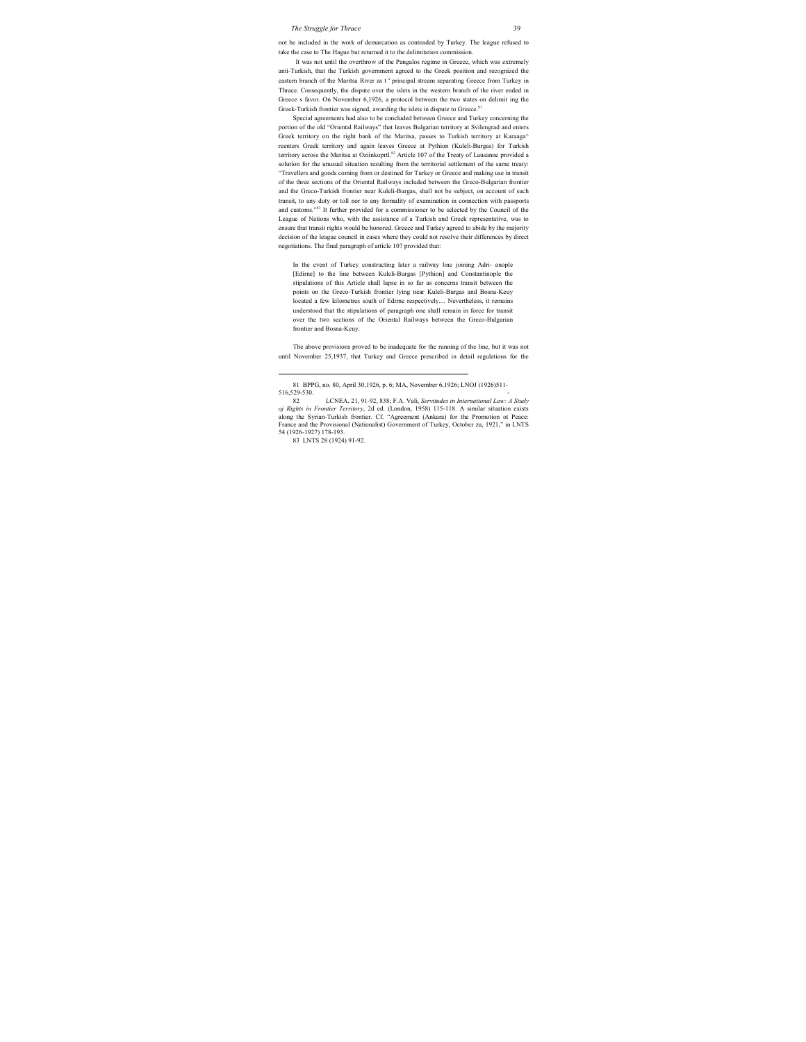not be included in the work of demarcation as contended by Turkey. The league refused to take the case to The Hague but returned it to the delimitation commission.

It was not until the overthrow of the Pangalos regime in Greece, which was extremely anti-Turkish, that the Turkish government agreed to the Greek position and recognized the eastern branch of the Maritsa River as t ° principal stream separating Greece from Turkey in Thrace. Consequently, the dispute over the islets in the western branch of the river ended in Greece s favor. On November 6,1926, a protocol between the two states on delimit ing the Greek-Turkish frontier was signed, awarding the islets in dispute to Greece.[81]

Special agreements had also to be concluded between Greece and Turkey concerning the portion of the old "Oriental Railways" that leaves Bulgarian territory at Svilengrad and enters Greek territory on the right bank of the Maritsa, passes to Turkish territory at Karaaga^ reenters Greek territory and again leaves Greece at Pythion (Kuleli-Burgas) for Turkish territory across the Maritsa at Oziinkoprtl.[82] Article 107 of the Treaty of Lausanne provided a solution for the unusual situation resulting from the territorial settlement of the same treaty: "Travellers and goods coming from or destined for Turkey or Greece and making use in transit of the three sections of the Oriental Railways included between the Greco-Bulgarian frontier and the Greco-Turkish frontier near Kuleli-Burgas, shall not be subject, on account of such transit, to any duty or toll nor to any formality of examination in connection with passports and customs."[83] It further provided for a commissioner to be selected by the Council of the League of Nations who, with the assistance of a Turkish and Greek representative, was to ensure that transit rights would be honored. Greece and Turkey agreed to abide by the majority decision of the league council in cases where they could not resolve their differences by direct negotiations. The final paragraph of article 107 provided that:

> In the event of Turkey constructing later a railway line joining Adri- anople [Edirne] to the line between Kuleli-Burgas [Pythion] and Constantinople the stipulations of this Article shall lapse in so far as concerns transit between the points on the Greco-Turkish frontier lying near Kuleli-Burgas and Bosna-Keuy located a few kilometres south of Edirne respectively.... Nevertheless, it remains understood that the stipulations of paragraph one shall remain in force for transit over the two sections of the Oriental Railways between the Greco-Bulgarian frontier and Bosna-Keuy.

The above provisions proved to be inadequate for the running of the line, but it was not until November 25,1937, that Turkey and Greece prescribed in detail regulations for the

---

81 BPPG, no. 80, April 30,1926, p. 6; MA, November 6,1926; LNOJ (1926)511-516,529-530.

82 LCNEA, 21, 91-92, 838; F.A. Vali, *Servitudes in International Law: A Study oj Rights in Frontier Territory*, 2d ed. (London, 1958) 115-118. A similar situation exists along the Syrian-Turkish frontier. Cf. "Agreement (Ankara) for the Promotion ot Peace: France and the Provisional (Nationalist) Government of Turkey, October zu, 1921," in LNTS 54 (1926-1927) 178-193.

83 LNTS 28 (1924) 91-92.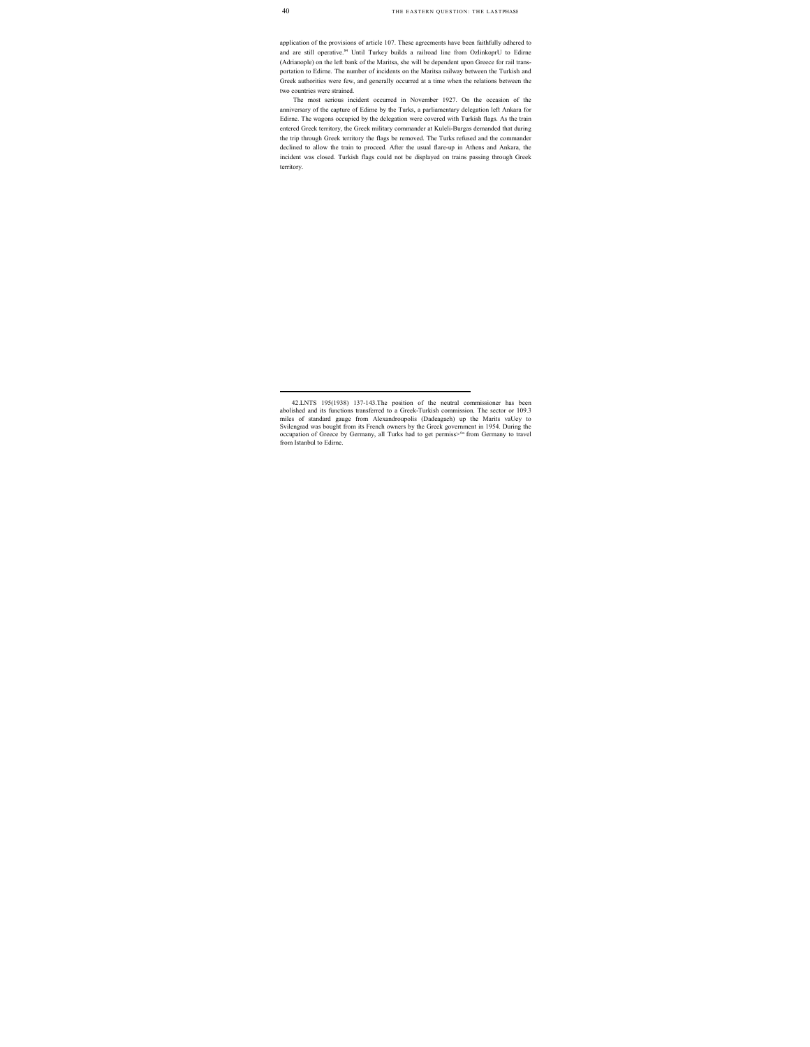application of the provisions of article 107. These agreements have been faithfully adhered to and are still operative.[84] Until Turkey builds a railroad line from OzlinkoprU to Edirne (Adrianople) on the left bank of the Maritsa, she will be dependent upon Greece for rail transportation to Edirne. The number of incidents on the Maritsa railway between the Turkish and Greek authorities were few, and generally occurred at a time when the relations between the two countries were strained.

The most serious incident occurred in November 1927. On the occasion of the anniversary of the capture of Edirne by the Turks, a parliamentary delegation left Ankara for Edirne. The wagons occupied by the delegation were covered with Turkish flags. As the train entered Greek territory, the Greek military commander at Kuleli-Burgas demanded that during the trip through Greek territory the flags be removed. The Turks refused and the commander declined to allow the train to proceed. After the usual flare-up in Athens and Ankara, the incident was closed. Turkish flags could not be displayed on trains passing through Greek territory.

---

42.LNTS 195(1938) 137-143.The position of the neutral commissioner has been abolished and its functions transferred to a Greek-Turkish commission. The sector or 109.3 miles of standard gauge from Alexandroupolis (Dadeagach) up the Marits vaUey to Svilengrad was bought from its French owners by the Greek government in 1954. During the occupation of Greece by Germany, all Turks had to get permiss>on from Germany to travel from Istanbul to Edirne.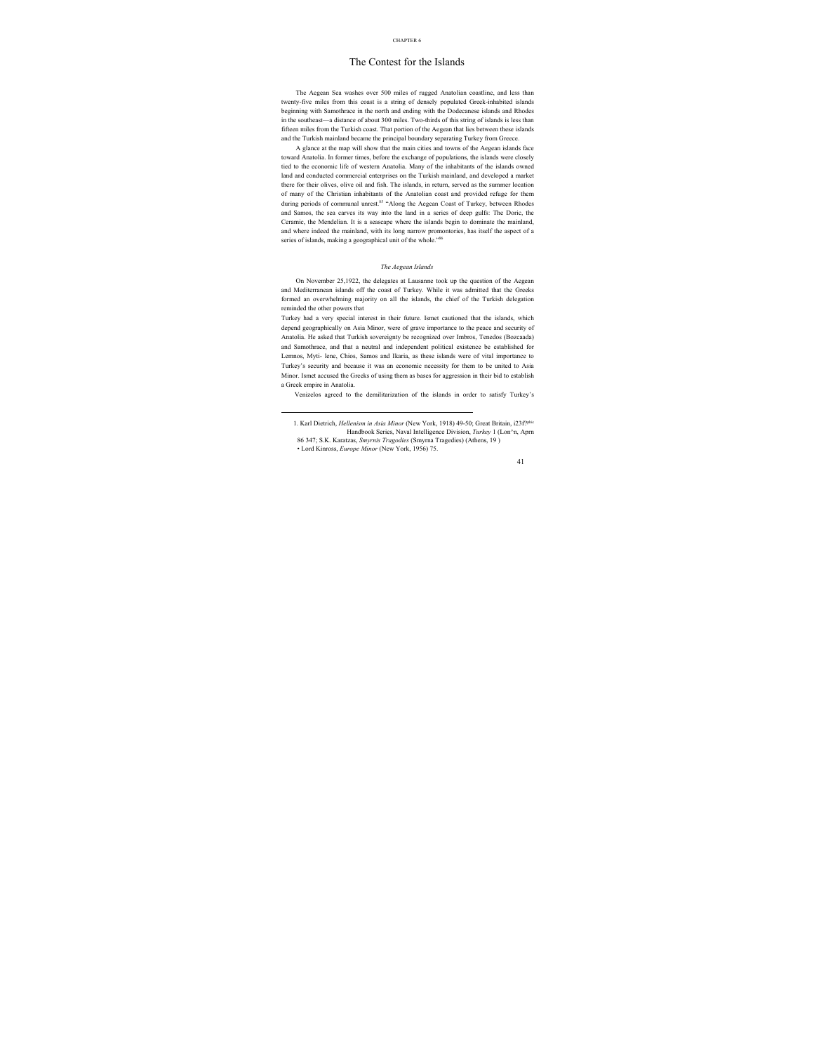CHAPTER 6

# The Contest for the Islands

The Aegean Sea washes over 500 miles of rugged Anatolian coastline, and less than twenty-five miles from this coast is a string of densely populated Greek-inhabited islands beginning with Samothrace in the north and ending with the Dodecanese islands and Rhodes in the southeast—a distance of about 300 miles. Two-thirds of this string of islands is less than fifteen miles from the Turkish coast. That portion of the Aegean that lies between these islands and the Turkish mainland became the principal boundary separating Turkey from Greece.

A glance at the map will show that the main cities and towns of the Aegean islands face toward Anatolia. In former times, before the exchange of populations, the islands were closely tied to the economic life of western Anatolia. Many of the inhabitants of the islands owned land and conducted commercial enterprises on the Turkish mainland, and developed a market there for their olives, olive oil and fish. The islands, in return, served as the summer location of many of the Christian inhabitants of the Anatolian coast and provided refuge for them during periods of communal unrest.[85] "Along the Aegean Coast of Turkey, between Rhodes and Samos, the sea carves its way into the land in a series of deep gulfs: The Doric, the Ceramic, the Mendelian. It is a seascape where the islands begin to dominate the mainland, and where indeed the mainland, with its long narrow promontories, has itself the aspect of a series of islands, making a geographical unit of the whole."[86]

### *The Aegean Islands*

On November 25,1922, the delegates at Lausanne took up the question of the Aegean and Mediterranean islands off the coast of Turkey. While it was admitted that the Greeks formed an overwhelming majority on all the islands, the chief of the Turkish delegation reminded the other powers that

Turkey had a very special interest in their future. Ismet cautioned that the islands, which depend geographically on Asia Minor, were of grave importance to the peace and security of Anatolia. He asked that Turkish sovereignty be recognized over Imbros, Tenedos (Bozcaada) and Samothrace, and that a neutral and independent political existence be established for Lemnos, Myti- lene, Chios, Samos and Ikaria, as these islands were of vital importance to Turkey's security and because it was an economic necessity for them to be united to Asia Minor. Ismet accused the Greeks of using them as bases for aggression in their bid to establish a Greek empire in Anatolia.

Venizelos agreed to the demilitarization of the islands in order to satisfy Turkey's

---

1. Karl Dietrich, *Hellenism in Asia Minor* (New York, 1918) 49-50; Great Britain, i23f?phic Handbook Series, Naval Intelligence Division, *Turkey* 1 (Lon^n, Aprn 86 347; S.K. Karatzas, *Smyrnis Tragodies* (Smyrna Tragedies) (Athens, 19 )

• Lord Kinross, *Europe Minor* (New York, 1956) 75.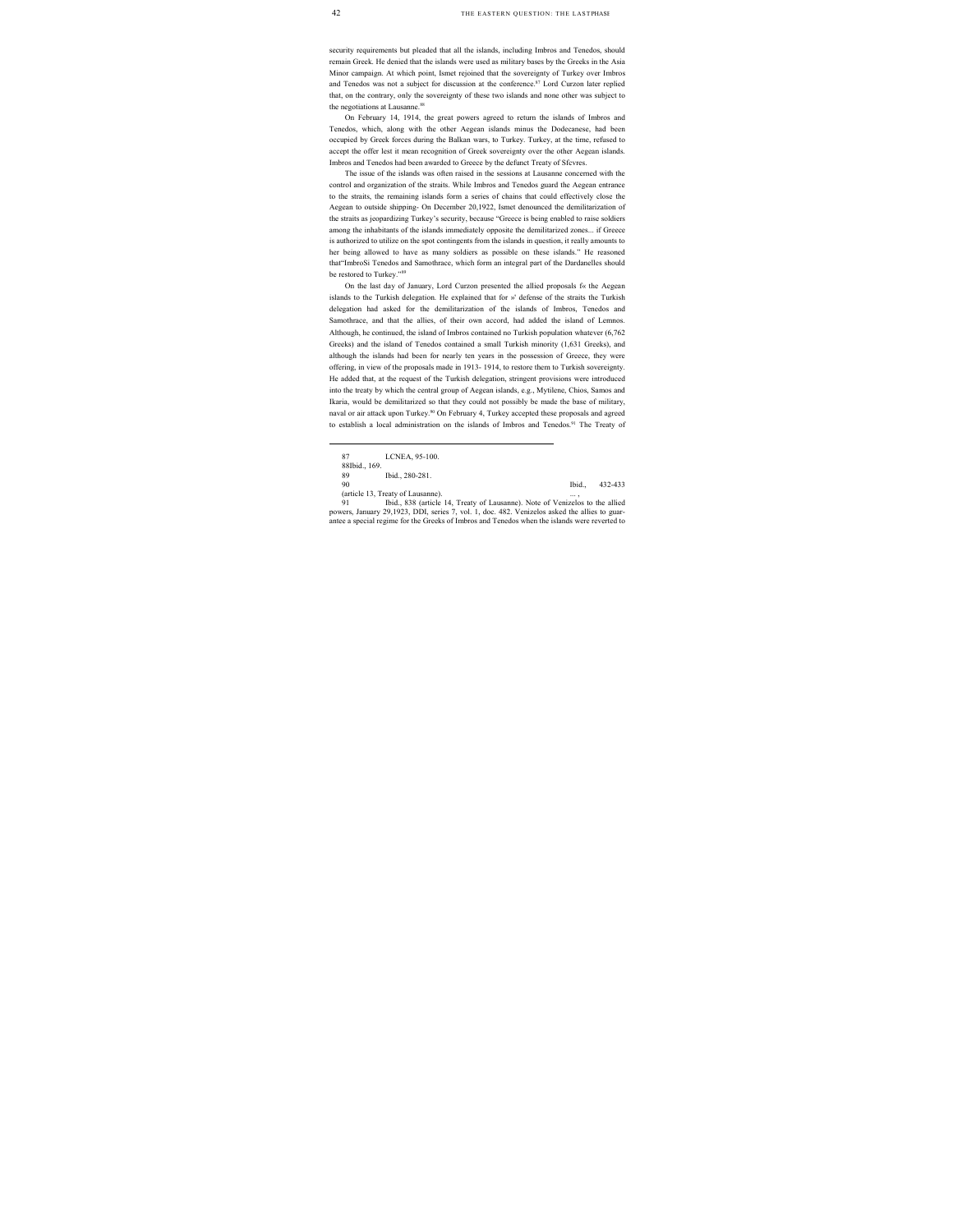security requirements but pleaded that all the islands, including Imbros and Tenedos, should remain Greek. He denied that the islands were used as military bases by the Greeks in the Asia Minor campaign. At which point, Ismet rejoined that the sovereignty of Turkey over Imbros and Tenedos was not a subject for discussion at the conference.[87] Lord Curzon later replied that, on the contrary, only the sovereignty of these two islands and none other was subject to the negotiations at Lausanne.[88]

On February 14, 1914, the great powers agreed to return the islands of Imbros and Tenedos, which, along with the other Aegean islands minus the Dodecanese, had been occupied by Greek forces during the Balkan wars, to Turkey. Turkey, at the time, refused to accept the offer lest it mean recognition of Greek sovereignty over the other Aegean islands. Imbros and Tenedos had been awarded to Greece by the defunct Treaty of Sfcvres.

The issue of the islands was often raised in the sessions at Lausanne concerned with the control and organization of the straits. While Imbros and Tenedos guard the Aegean entrance to the straits, the remaining islands form a series of chains that could effectively close the Aegean to outside shipping- On December 20,1922, Ismet denounced the demilitarization of the straits as jeopardizing Turkey's security, because "Greece is being enabled to raise soldiers among the inhabitants of the islands immediately opposite the demilitarized zones... if Greece is authorized to utilize on the spot contingents from the islands in question, it really amounts to her being allowed to have as many soldiers as possible on these islands." He reasoned that"ImbroSi Tenedos and Samothrace, which form an integral part of the Dardanelles should be restored to Turkey."[89]

On the last day of January, Lord Curzon presented the allied proposals f« the Aegean islands to the Turkish delegation. He explained that for »' defense of the straits the Turkish delegation had asked for the demilitarization of the islands of Imbros, Tenedos and Samothrace, and that the allies, of their own accord, had added the island of Lemnos. Although, he continued, the island of Imbros contained no Turkish population whatever (6,762 Greeks) and the island of Tenedos contained a small Turkish minority (1,631 Greeks), and although the islands had been for nearly ten years in the possession of Greece, they were offering, in view of the proposals made in 1913- 1914, to restore them to Turkish sovereignty. He added that, at the request of the Turkish delegation, stringent provisions were introduced into the treaty by which the central group of Aegean islands, e.g., Mytilene, Chios, Samos and Ikaria, would be demilitarized so that they could not possibly be made the base of military, naval or air attack upon Turkey.[90] On February 4, Turkey accepted these proposals and agreed to establish a local administration on the islands of Imbros and Tenedos.[91] The Treaty of

---

87 LCNEA, 95-100.

88 Ibid., 169.

89 Ibid., 280-281.

90 Ibid., 432-433 (article 13, Treaty of Lausanne).

91 Ibid., 838 (article 14, Treaty of Lausanne). Note of Venizelos to the allied powers, January 29,1923, DDI, series 7, vol. 1, doc. 482. Venizelos asked the allies to guarantee a special regime for the Greeks of Imbros and Tenedos when the islands were reverted to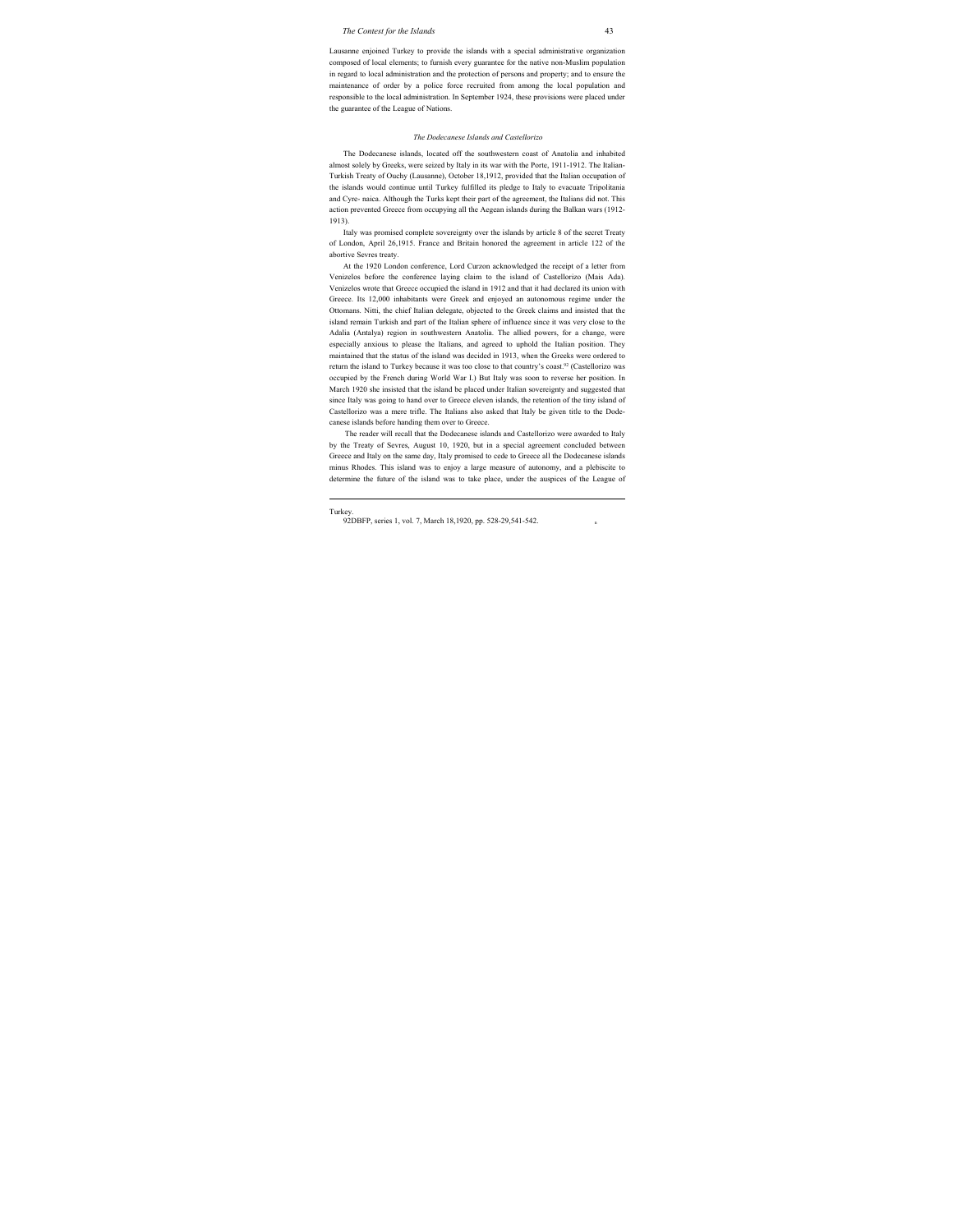Lausanne enjoined Turkey to provide the islands with a special administrative organization composed of local elements; to furnish every guarantee for the native non-Muslim population in regard to local administration and the protection of persons and property; and to ensure the maintenance of order by a police force recruited from among the local population and responsible to the local administration. In September 1924, these provisions were placed under the guarantee of the League of Nations.

### *The Dodecanese Islands and Castellorizo*

The Dodecanese islands, located off the southwestern coast of Anatolia and inhabited almost solely by Greeks, were seized by Italy in its war with the Porte, 1911-1912. The Italian-Turkish Treaty of Ouchy (Lausanne), October 18,1912, provided that the Italian occupation of the islands would continue until Turkey fulfilled its pledge to Italy to evacuate Tripolitania and Cyre- naica. Although the Turks kept their part of the agreement, the Italians did not. This action prevented Greece from occupying all the Aegean islands during the Balkan wars (1912-1913).

Italy was promised complete sovereignty over the islands by article 8 of the secret Treaty of London, April 26,1915. France and Britain honored the agreement in article 122 of the abortive Sevres treaty.

At the 1920 London conference, Lord Curzon acknowledged the receipt of a letter from Venizelos before the conference laying claim to the island of Castellorizo (Mais Ada). Venizelos wrote that Greece occupied the island in 1912 and that it had declared its union with Greece. Its 12,000 inhabitants were Greek and enjoyed an autonomous regime under the Ottomans. Nitti, the chief Italian delegate, objected to the Greek claims and insisted that the island remain Turkish and part of the Italian sphere of influence since it was very close to the Adalia (Antalya) region in southwestern Anatolia. The allied powers, for a change, were especially anxious to please the Italians, and agreed to uphold the Italian position. They maintained that the status of the island was decided in 1913, when the Greeks were ordered to return the island to Turkey because it was too close to that country's coast.[92] (Castellorizo was occupied by the French during World War I.) But Italy was soon to reverse her position. In March 1920 she insisted that the island be placed under Italian sovereignty and suggested that since Italy was going to hand over to Greece eleven islands, the retention of the tiny island of Castellorizo was a mere trifle. The Italians also asked that Italy be given title to the Dode- canese islands before handing them over to Greece.

The reader will recall that the Dodecanese islands and Castellorizo were awarded to Italy by the Treaty of Sevres, August 10, 1920, but in a special agreement concluded between Greece and Italy on the same day, Italy promised to cede to Greece all the Dodecanese islands minus Rhodes. This island was to enjoy a large measure of autonomy, and a plebiscite to determine the future of the island was to take place, under the auspices of the League of

---

Turkey.

92DBFP, series 1, vol. 7, March 18,1920, pp. 528-29,541-542.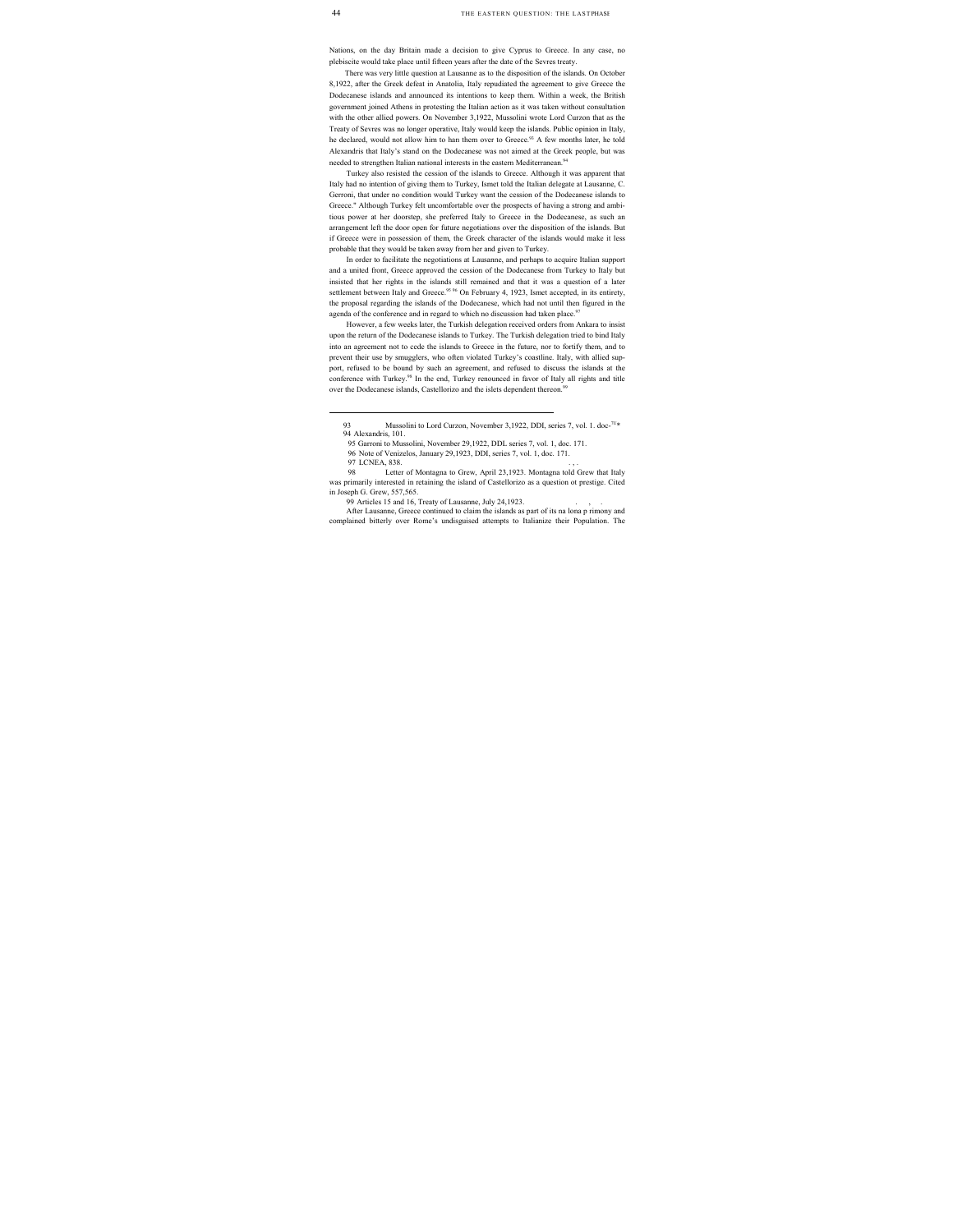Nations, on the day Britain made a decision to give Cyprus to Greece. In any case, no plebiscite would take place until fifteen years after the date of the Sevres treaty.

There was very little question at Lausanne as to the disposition of the islands. On October 8,1922, after the Greek defeat in Anatolia, Italy repudiated the agreement to give Greece the Dodecanese islands and announced its intentions to keep them. Within a week, the British government joined Athens in protesting the Italian action as it was taken without consultation with the other allied powers. On November 3,1922, Mussolini wrote Lord Curzon that as the Treaty of Sevres was no longer operative, Italy would keep the islands. Public opinion in Italy, he declared, would not allow him to han them over to Greece.[93] A few months later, he told Alexandris that Italy's stand on the Dodecanese was not aimed at the Greek people, but was needed to strengthen Italian national interests in the eastern Mediterranean.[94]

Turkey also resisted the cession of the islands to Greece. Although it was apparent that Italy had no intention of giving them to Turkey, Ismet told the Italian delegate at Lausanne, C. Gerroni, that under no condition would Turkey want the cession of the Dodecanese islands to Greece." Although Turkey felt uncomfortable over the prospects of having a strong and ambitious power at her doorstep, she preferred Italy to Greece in the Dodecanese, as such an arrangement left the door open for future negotiations over the disposition of the islands. But if Greece were in possession of them, the Greek character of the islands would make it less probable that they would be taken away from her and given to Turkey.

In order to facilitate the negotiations at Lausanne, and perhaps to acquire Italian support and a united front, Greece approved the cession of the Dodecanese from Turkey to Italy but insisted that her rights in the islands still remained and that it was a question of a later settlement between Italy and Greece.[95 96] On February 4, 1923, Ismet accepted, in its entirety, the proposal regarding the islands of the Dodecanese, which had not until then figured in the agenda of the conference and in regard to which no discussion had taken place.[97]

However, a few weeks later, the Turkish delegation received orders from Ankara to insist upon the return of the Dodecanese islands to Turkey. The Turkish delegation tried to bind Italy into an agreement not to cede the islands to Greece in the future, nor to fortify them, and to prevent their use by smugglers, who often violated Turkey's coastline. Italy, with allied support, refused to be bound by such an agreement, and refused to discuss the islands at the conference with Turkey.[98] In the end, Turkey renounced in favor of Italy all rights and title over the Dodecanese islands, Castellorizo and the islets dependent thereon.[99]

---

93 Mussolini to Lord Curzon, November 3,1922, DDI, series 7, vol. 1. doc-

94 Alexandris, 101.

95 Garroni to Mussolini, November 29,1922, DDL series 7, vol. 1, doc. 171.

96 Note of Venizelos, January 29,1923, DDI, series 7, vol. 1, doc. 171.

97 LCNEA, 838.

98 Letter of Montagna to Grew, April 23,1923. Montagna told Grew that Italy was primarily interested in retaining the island of Castellorizo as a question ot prestige. Cited in Joseph G. Grew, 557,565.

99 Articles 15 and 16, Treaty of Lausanne, July 24,1923.

After Lausanne, Greece continued to claim the islands as part of its na lona p rimony and complained bitterly over Rome's undisguised attempts to Italianize their Population. The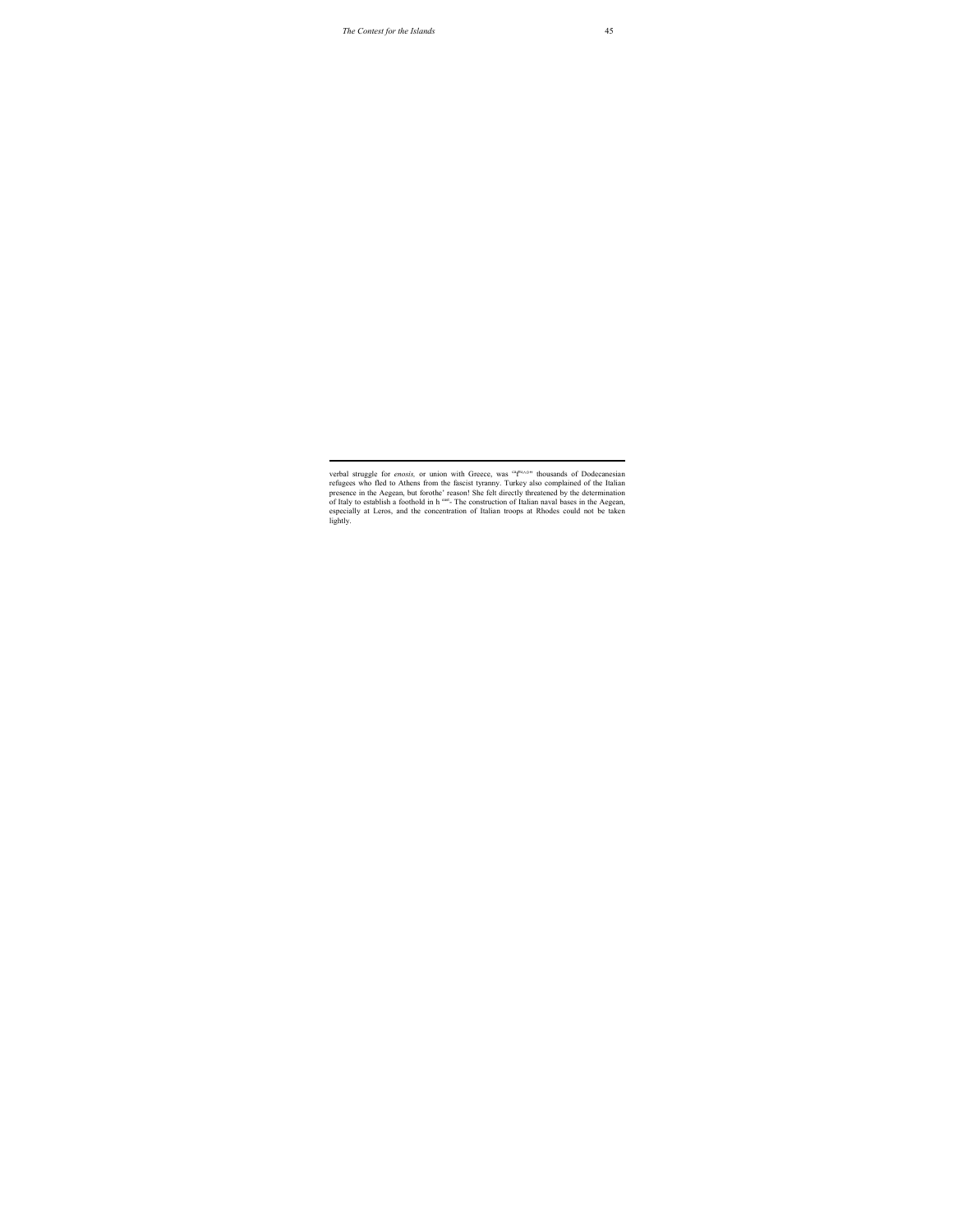verbal struggle for *enosis,* or union with Greece, was "the" thousands of Dodecanesian refugees who fled to Athens from the fascist tyranny. Turkey also complained of the Italian presence in the Aegean, but forothe' reason! She felt directly threatened by the determination of Italy to establish a foothold in h east- The construction of Italian naval bases in the Aegean, especially at Leros, and the concentration of Italian troops at Rhodes could not be taken lightly.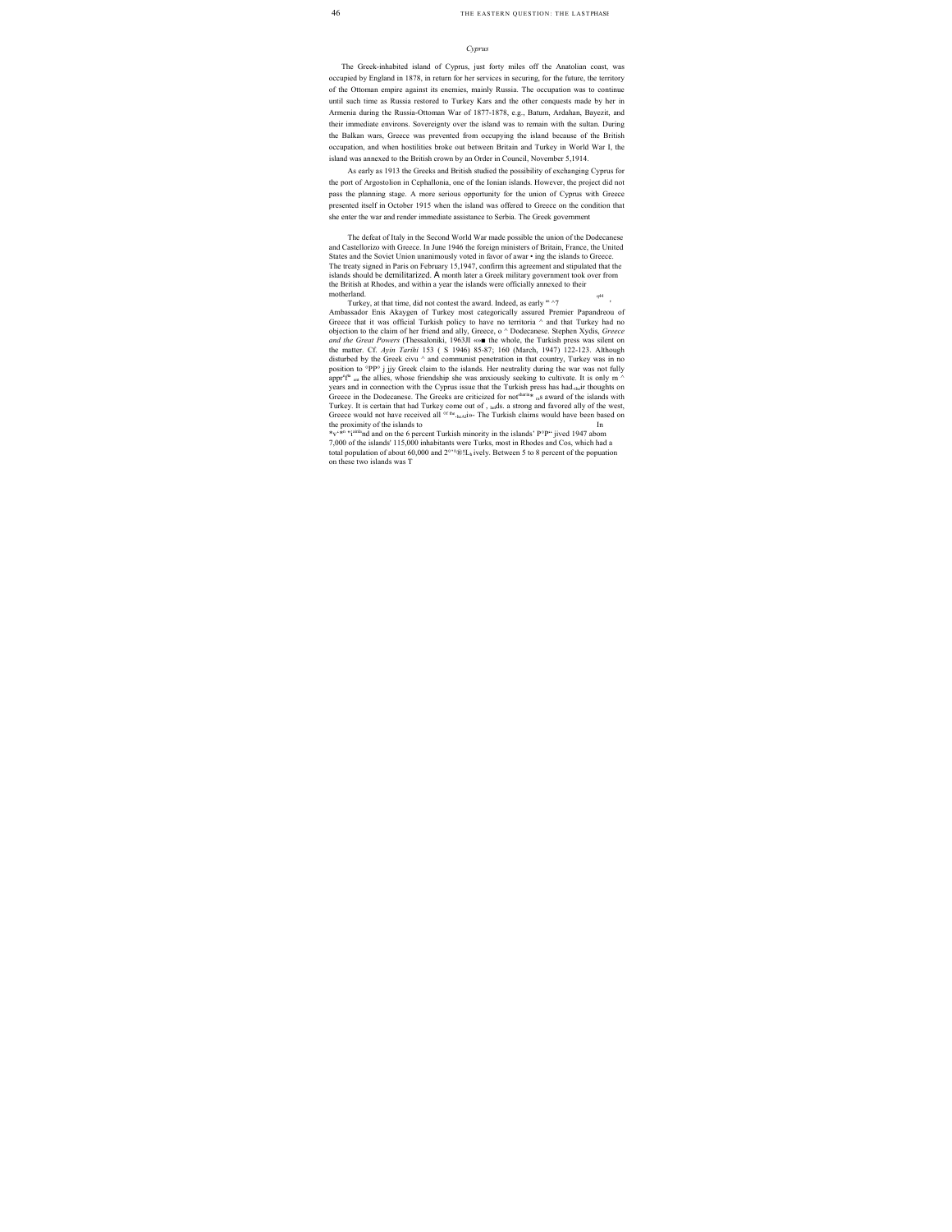*Cyprus*

The Greek-inhabited island of Cyprus, just forty miles off the Anatolian coast, was occupied by England in 1878, in return for her services in securing, for the future, the territory of the Ottoman empire against its enemies, mainly Russia. The occupation was to continue until such time as Russia restored to Turkey Kars and the other conquests made by her in Armenia during the Russia-Ottoman War of 1877-1878, e.g., Batum, Ardahan, Bayezit, and their immediate environs. Sovereignty over the island was to remain with the sultan. During the Balkan wars, Greece was prevented from occupying the island because of the British occupation, and when hostilities broke out between Britain and Turkey in World War I, the island was annexed to the British crown by an Order in Council, November 5,1914.

As early as 1913 the Greeks and British studied the possibility of exchanging Cyprus for the port of Argostolion in Cephallonia, one of the Ionian islands. However, the project did not pass the planning stage. A more serious opportunity for the union of Cyprus with Greece presented itself in October 1915 when the island was offered to Greece on the condition that she enter the war and render immediate assistance to Serbia. The Greek government

The defeat of Italy in the Second World War made possible the union of the Dodecanese and Castellorizo with Greece. In June 1946 the foreign ministers of Britain, France, the United States and the Soviet Union unanimously voted in favor of awar • ing the islands to Greece. The treaty signed in Paris on February 15,1947, confirm this agreement and stipulated that the islands should be demilitarized. A month later a Greek military government took over from the British at Rhodes, and within a year the islands were officially annexed to their motherland.

Turkey, at that time, did not contest the award. Indeed, as early ^7 Ambassador Enis Akaygen of Turkey most categorically assured Premier Papandreou of Greece that it was official Turkish policy to have no territoria ^ and that Turkey had no objection to the claim of her friend and ally, Greece, o ^ Dodecanese. Stephen Xydis, *Greece and the Great Powers* (Thessaloniki, 1963Jl «»■ the whole, the Turkish press was silent on the matter. Cf. *Ayin Tarihi* 153 ( S 1946) 85-87; 160 (March, 1947) 122-123. Although disturbed by the Greek civu ^ and communist penetration in that country, Turkey was in no position to °PP° j jjy Greek claim to the islands. Her neutrality during the war was not fully appr'f* the allies, whose friendship she was anxiously seeking to cultivate. It is only m ^ years and in connection with the Cyprus issue that the Turkish press has had their thoughts on Greece in the Dodecanese. The Greeks are criticized for not sharing s award of the islands with Turkey. It is certain that had Turkey come out of , ds. a strong and favored ally of the west, Greece would not have received all of the islands. The Turkish claims would have been based on the proximity of the islands to In
*v'·*° "i nd and on the 6 percent Turkish minority in the islands' P°P" jived 1947 abom 7,000 of the islands' 115,000 inhabitants were Turks, most in Rhodes and Cos, which had a total population of about 60,000 and 2°'°®!L ively. Between 5 to 8 percent of the popuation on these two islands was T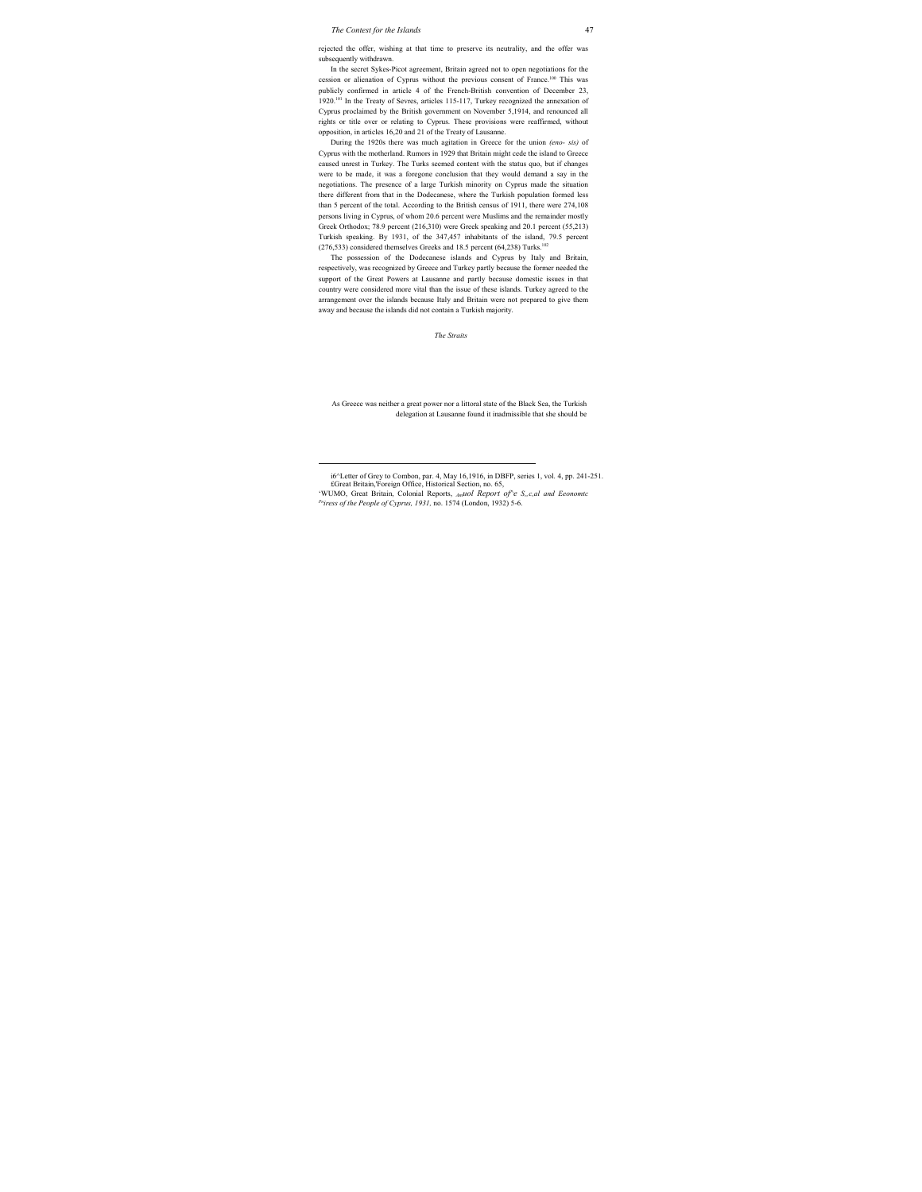rejected the offer, wishing at that time to preserve its neutrality, and the offer was subsequently withdrawn.

In the secret Sykes-Picot agreement, Britain agreed not to open negotiations for the cession or alienation of Cyprus without the previous consent of France.[100] This was publicly confirmed in article 4 of the French-British convention of December 23, 1920.[101] In the Treaty of Sevres, articles 115-117, Turkey recognized the annexation of Cyprus proclaimed by the British government on November 5,1914, and renounced all rights or title over or relating to Cyprus. These provisions were reaffirmed, without opposition, in articles 16,20 and 21 of the Treaty of Lausanne.

During the 1920s there was much agitation in Greece for the union *(eno- sis)* of Cyprus with the motherland. Rumors in 1929 that Britain might cede the island to Greece caused unrest in Turkey. The Turks seemed content with the status quo, but if changes were to be made, it was a foregone conclusion that they would demand a say in the negotiations. The presence of a large Turkish minority on Cyprus made the situation there different from that in the Dodecanese, where the Turkish population formed less than 5 percent of the total. According to the British census of 1911, there were 274,108 persons living in Cyprus, of whom 20.6 percent were Muslims and the remainder mostly Greek Orthodox; 78.9 percent (216,310) were Greek speaking and 20.1 percent (55,213) Turkish speaking. By 1931, of the 347,457 inhabitants of the island, 79.5 percent (276,533) considered themselves Greeks and 18.5 percent (64,238) Turks.[102]

The possession of the Dodecanese islands and Cyprus by Italy and Britain, respectively, was recognized by Greece and Turkey partly because the former needed the support of the Great Powers at Lausanne and partly because domestic issues in that country were considered more vital than the issue of these islands. Turkey agreed to the arrangement over the islands because Italy and Britain were not prepared to give them away and because the islands did not contain a Turkish majority.

## *The Straits*

As Greece was neither a great power nor a littoral state of the Black Sea, the Turkish delegation at Lausanne found it inadmissible that she should be

---

i6^Letter of Grey to Combon, par. 4, May 16,1916, in DBFP, series 1, vol. 4, pp. 241-251. £Great Britain,'Foreign Office, Historical Section, no. 65,

'WUMO, Great Britain, Colonial Reports, *Anuol Report of'e S,,c,al and Eeonomtc Pr iress of the People of Cyprus, 1931,* no. 1574 (London, 1932) 5-6.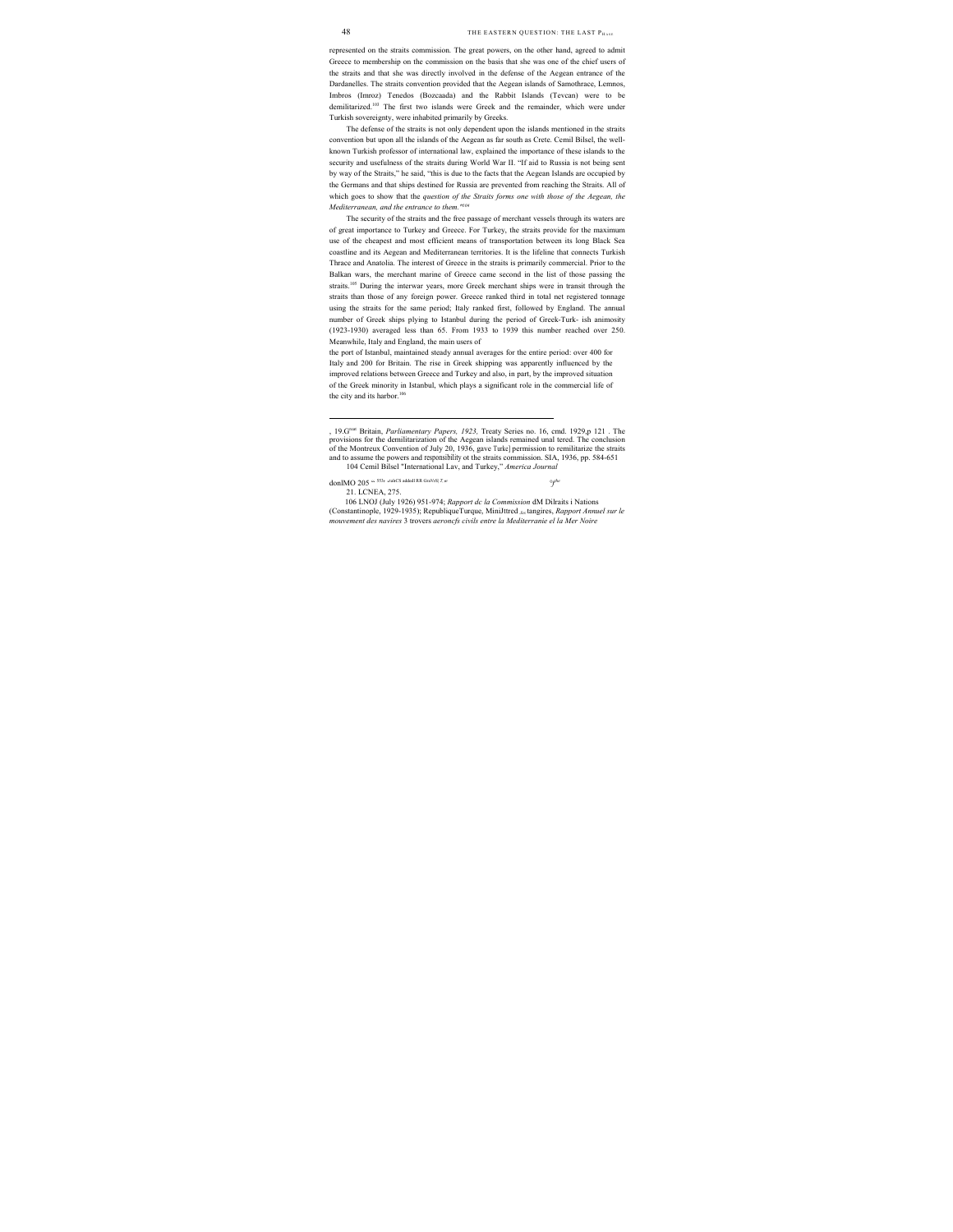represented on the straits commission. The great powers, on the other hand, agreed to admit Greece to membership on the commission on the basis that she was one of the chief users of the straits and that she was directly involved in the defense of the Aegean entrance of the Dardanelles. The straits convention provided that the Aegean islands of Samothrace, Lemnos, Imbros (Imroz) Tenedos (Bozcaada) and the Rabbit Islands (Tevcan) were to be demilitarized.[103] The first two islands were Greek and the remainder, which were under Turkish sovereignty, were inhabited primarily by Greeks.

The defense of the straits is not only dependent upon the islands mentioned in the straits convention but upon all the islands of the Aegean as far south as Crete. Cemil Bilsel, the well-known Turkish professor of international law, explained the importance of these islands to the security and usefulness of the straits during World War II. "If aid to Russia is not being sent by way of the Straits," he said, "this is due to the facts that the Aegean Islands are occupied by the Germans and that ships destined for Russia are prevented from reaching the Straits. All of which goes to show that the *question of the Straits forms one with those of the Aegean, the Mediterranean, and the entrance to them.*"[104]

The security of the straits and the free passage of merchant vessels through its waters are of great importance to Turkey and Greece. For Turkey, the straits provide for the maximum use of the cheapest and most efficient means of transportation between its long Black Sea coastline and its Aegean and Mediterranean territories. It is the lifeline that connects Turkish Thrace and Anatolia. The interest of Greece in the straits is primarily commercial. Prior to the Balkan wars, the merchant marine of Greece came second in the list of those passing the straits.[105] During the interwar years, more Greek merchant ships were in transit through the straits than those of any foreign power. Greece ranked third in total net registered tonnage using the straits for the same period; Italy ranked first, followed by England. The annual number of Greek ships plying to Istanbul during the period of Greek-Turk- ish animosity (1923-1930) averaged less than 65. From 1933 to 1939 this number reached over 250. Meanwhile, Italy and England, the main users of the port of Istanbul, maintained steady annual averages for the entire period: over 400 for Italy and 200 for Britain. The rise in Greek shipping was apparently influenced by the improved relations between Greece and Turkey and also, in part, by the improved situation of the Greek minority in Istanbul, which plays a significant role in the commercial life of the city and its harbor.[106]

---

, 19.G[reat] Britain, *Parliamentary Papers, 1923,* Treaty Series no. 16, cmd. 1929,p 121 . The provisions for the demilitarization of the Aegean islands remained unal tered. The conclusion of the Montreux Convention of July 20, 1936, gave Turke] permission to remilitarize the straits and to assume the powers and responsibility ot the straits commission. SIA, 1936, pp. 584-651

104 Cemil Bilsel "International Lav, and Turkey," *America Journal*

donlMO 205 ... 555s .italsCS addedl RR GralVsS[ Z w

21. LCNEA, 275.

106 LNOJ (July 1926) 951-974; *Rapport dc la Commission* dM Dilraits i Nations (Constantinople, 1929-1935); RepubliqueTurque, MiniJttred ..tangires, *Rapport Annuel sur le mouvement des navires* 3 trovers *aeroncfs civils entre la Mediterranie el la Mer Noire*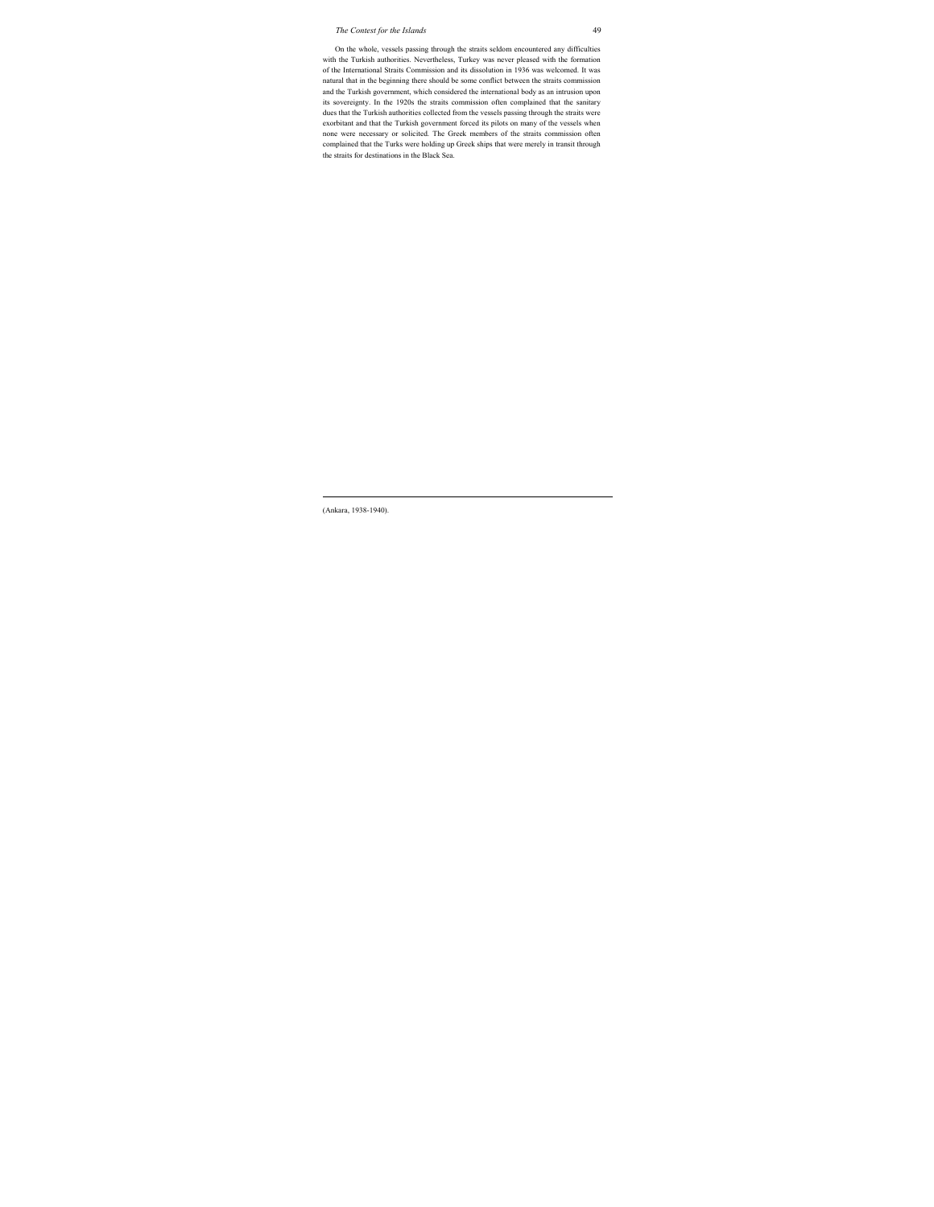On the whole, vessels passing through the straits seldom encountered any difficulties with the Turkish authorities. Nevertheless, Turkey was never pleased with the formation of the International Straits Commission and its dissolution in 1936 was welcomed. It was natural that in the beginning there should be some conflict between the straits commission and the Turkish government, which considered the international body as an intrusion upon its sovereignty. In the 1920s the straits commission often complained that the sanitary dues that the Turkish authorities collected from the vessels passing through the straits were exorbitant and that the Turkish government forced its pilots on many of the vessels when none were necessary or solicited. The Greek members of the straits commission often complained that the Turks were holding up Greek ships that were merely in transit through the straits for destinations in the Black Sea.

---

(Ankara, 1938-1940).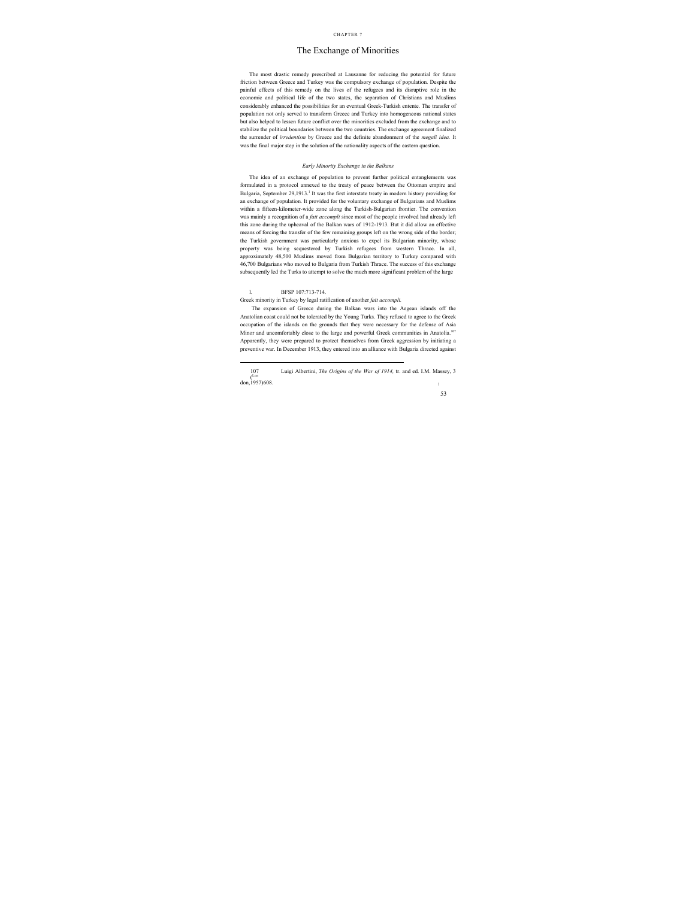CHAPTER 7

# The Exchange of Minorities

The most drastic remedy prescribed at Lausanne for reducing the potential for future friction between Greece and Turkey was the compulsory exchange of population. Despite the painful effects of this remedy on the lives of the refugees and its disruptive role in the economic and political life of the two states, the separation of Christians and Muslims considerably enhanced the possibilities for an eventual Greek-Turkish entente. The transfer of population not only served to transform Greece and Turkey into homogeneous national states but also helped to lessen future conflict over the minorities excluded from the exchange and to stabilize the political boundaries between the two countries. The exchange agreement finalized the surrender of *irredentism* by Greece and the definite abandonment of the *megali idea.* It was the final major step in the solution of the nationality aspects of the eastern question.

### *Early Minority Exchange in the Balkans*

The idea of an exchange of population to prevent further political entanglements was formulated in a protocol annexed to the treaty of peace between the Ottoman empire and Bulgaria, September 29,1913.[1] It was the first interstate treaty in modern history providing for an exchange of population. It provided for the voluntary exchange of Bulgarians and Muslims within a fifteen-kilometer-wide zone along the Turkish-Bulgarian frontier. The convention was mainly a recognition of a *fait accompli* since most of the people involved had already left this zone during the upheaval of the Balkan wars of 1912-1913. But it did allow an effective means of forcing the transfer of the few remaining groups left on the wrong side of the border; the Turkish government was particularly anxious to expel its Bulgarian minority, whose property was being sequestered by Turkish refugees from western Thrace. In all, approximately 48,500 Muslims moved from Bulgarian territory to Turkey compared with 46,700 Bulgarians who moved to Bulgaria from Turkish Thrace. The success of this exchange subsequently led the Turks to attempt to solve the much more significant problem of the large

l. BFSP 107:713-714.

Greek minority in Turkey by legal ratification of another *fait accompli.*

The expansion of Greece during the Balkan wars into the Aegean islands off the Anatolian coast could not be tolerated by the Young Turks. They refused to agree to the Greek occupation of the islands on the grounds that they were necessary for the defense of Asia Minor and uncomfortably close to the large and powerful Greek communities in Anatolia.[107] Apparently, they were prepared to protect themselves from Greek aggression by initiating a preventive war. In December 1913, they entered into an alliance with Bulgaria directed against

107 Luigi Albertini, *The Origins of the War of 1914,* tr. and ed. I.M. Massey, 3 (London,1957)608.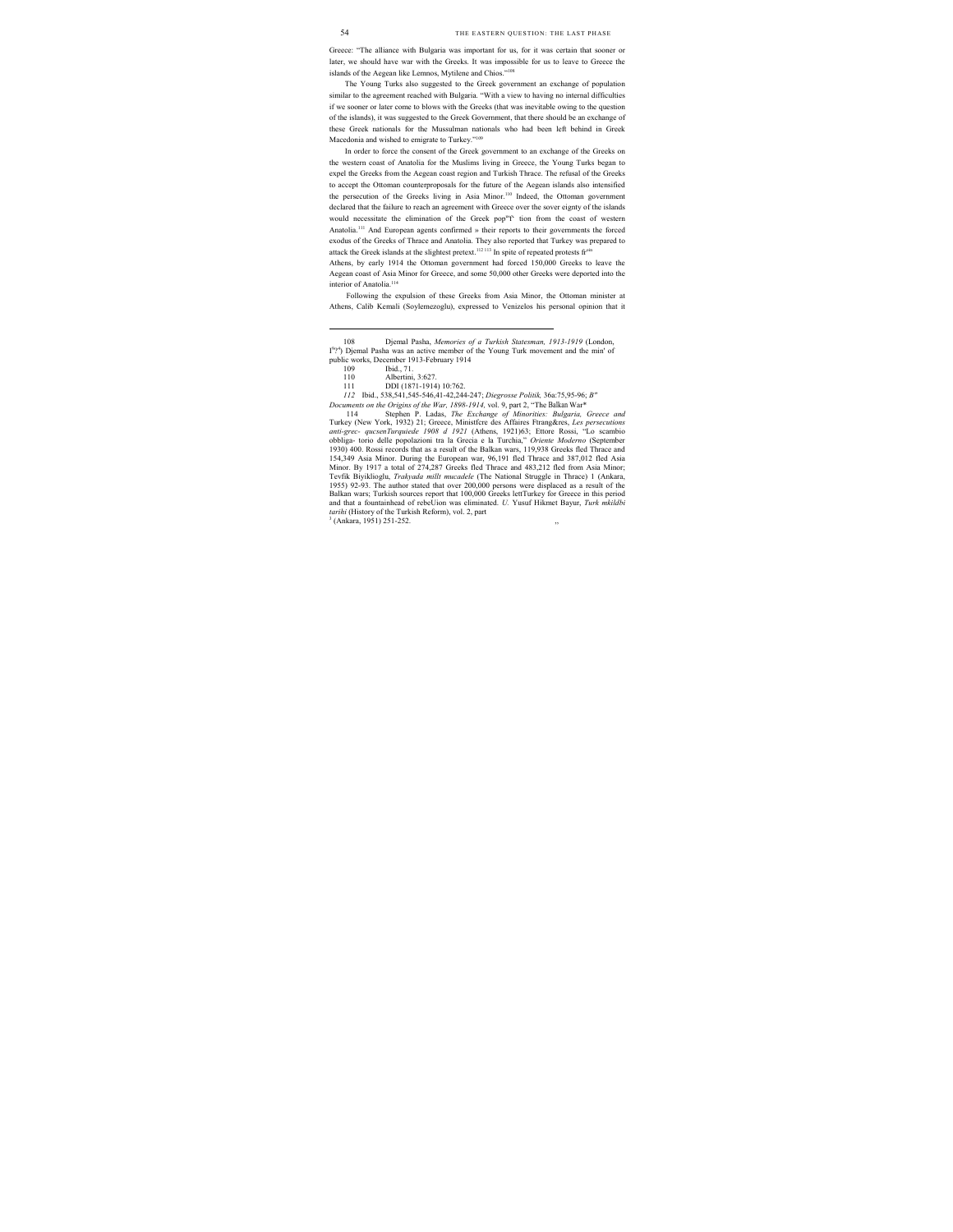Greece: "The alliance with Bulgaria was important for us, for it was certain that sooner or later, we should have war with the Greeks. It was impossible for us to leave to Greece the islands of the Aegean like Lemnos, Mytilene and Chios."[108]

The Young Turks also suggested to the Greek government an exchange of population similar to the agreement reached with Bulgaria. "With a view to having no internal difficulties if we sooner or later come to blows with the Greeks (that was inevitable owing to the question of the islands), it was suggested to the Greek Government, that there should be an exchange of these Greek nationals for the Mussulman nationals who had been left behind in Greek Macedonia and wished to emigrate to Turkey."[109]

In order to force the consent of the Greek government to an exchange of the Greeks on the western coast of Anatolia for the Muslims living in Greece, the Young Turks began to expel the Greeks from the Aegean coast region and Turkish Thrace. The refusal of the Greeks to accept the Ottoman counterproposals for the future of the Aegean islands also intensified the persecution of the Greeks living in Asia Minor.[110] Indeed, the Ottoman government declared that the failure to reach an agreement with Greece over the sover eignty of the islands would necessitate the elimination of the Greek pop"l' tion from the coast of western Anatolia.[111] And European agents confirmed » their reports to their governments the forced exodus of the Greeks of Thrace and Anatolia. They also reported that Turkey was prepared to attack the Greek islands at the slightest pretext.[112 113] In spite of repeated protests fr
Athens, by early 1914 the Ottoman government had forced 150,000 Greeks to leave the Aegean coast of Asia Minor for Greece, and some 50,000 other Greeks were deported into the interior of Anatolia.[114]

Following the expulsion of these Greeks from Asia Minor, the Ottoman minister at Athens, Calib Kemali (Soylemezoglu), expressed to Venizelos his personal opinion that it

---

108 Djemal Pasha, *Memories of a Turkish Statesman, 1913-1919* (London, I?) Djemal Pasha was an active member of the Young Turk movement and the min' of public works, December 1913-February 1914

109 Ibid., 71.

110 Albertini, 3:627.

111 DDI (1871-1914) 10:762.

*112* Ibid., 538,541,545-546,41-42,244-247; *Diegrosse Politik,* 36a:75,95-96; *B" Documents on the Origins of the War, 1898-1914,* vol. 9, part 2, "The Balkan War*

114 Stephen P. Ladas, *The Exchange of Minorities: Bulgaria, Greece and* Turkey (New York, 1932) 21; Greece, Ministfcre des Affaires Ftrang&res, *Les persecutions anti-grec- qucsenTurquiede 1908 d 1921* (Athens, 1921)63; Ettore Rossi, "Lo scambio obbliga- torio delle popolazioni tra la Grecia e la Turchia," *Oriente Moderno* (September 1930) 400. Rossi records that as a result of the Balkan wars, 119,938 Greeks fled Thrace and 154,349 Asia Minor. During the European war, 96,191 fled Thrace and 387,012 fled Asia Minor. By 1917 a total of 274,287 Greeks fled Thrace and 483,212 fled from Asia Minor; Tevfik Biyiklioglu, *Trakyada millt mucadele* (The National Struggle in Thrace) 1 (Ankara, 1955) 92-93. The author stated that over 200,000 persons were displaced as a result of the Balkan wars; Turkish sources report that 100,000 Greeks lettTurkey for Greece in this period and that a fountainhead of rebeUion was eliminated. *U.* Yusuf Hikmet Bayur, *Turk mkildbi tarihi* (History of the Turkish Reform), vol. 2, part 3 (Ankara, 1951) 251-252.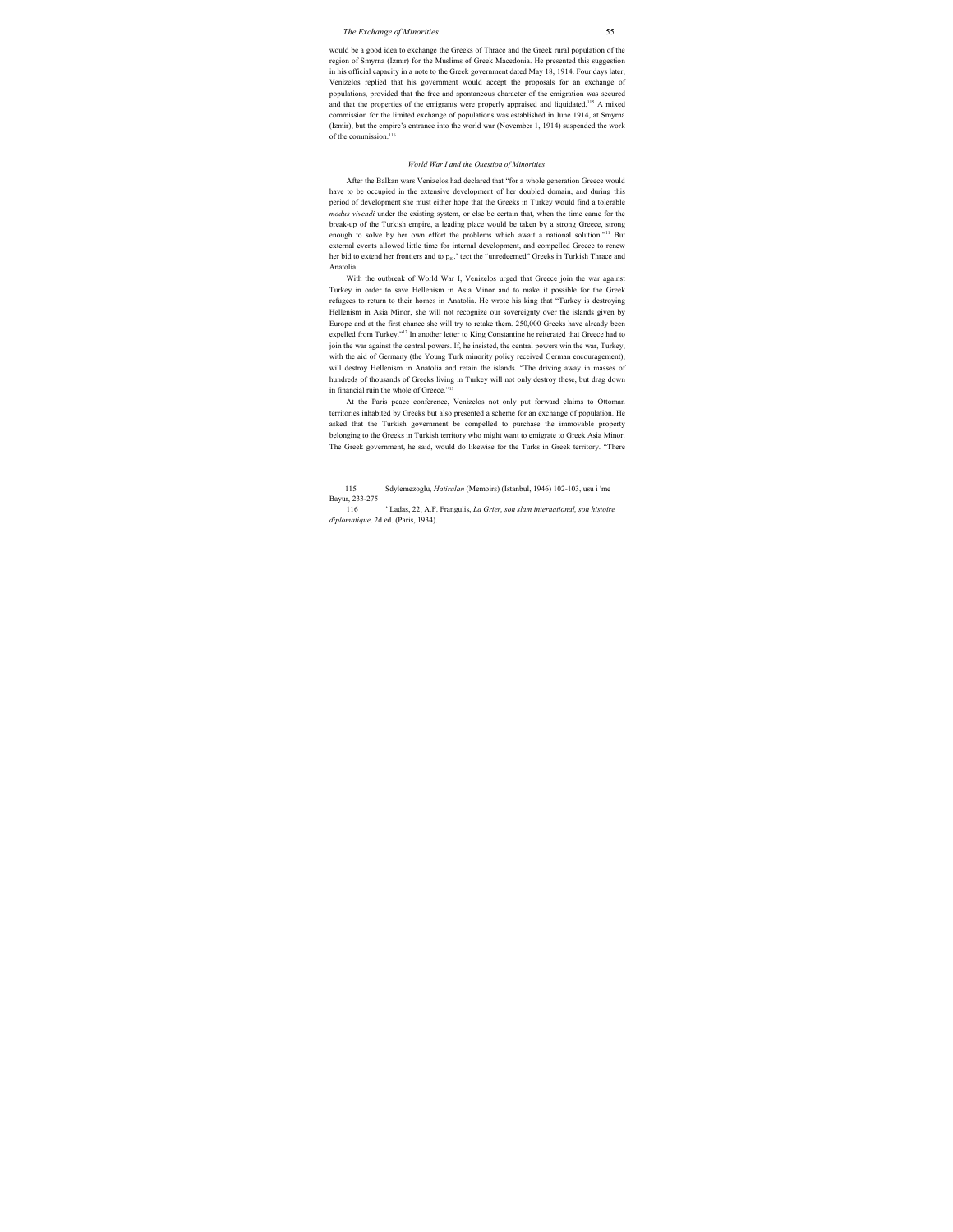would be a good idea to exchange the Greeks of Thrace and the Greek rural population of the region of Smyrna (Izmir) for the Muslims of Greek Macedonia. He presented this suggestion in his official capacity in a note to the Greek government dated May 18, 1914. Four days later, Venizelos replied that his government would accept the proposals for an exchange of populations, provided that the free and spontaneous character of the emigration was secured and that the properties of the emigrants were properly appraised and liquidated.[115] A mixed commission for the limited exchange of populations was established in June 1914, at Smyrna (Izmir), but the empire's entrance into the world war (November 1, 1914) suspended the work of the commission.[116]

### *World War I and the Question of Minorities*

After the Balkan wars Venizelos had declared that "for a whole generation Greece would have to be occupied in the extensive development of her doubled domain, and during this period of development she must either hope that the Greeks in Turkey would find a tolerable *modus vivendi* under the existing system, or else be certain that, when the time came for the break-up of the Turkish empire, a leading place would be taken by a strong Greece, strong enough to solve by her own effort the problems which await a national solution."[11] But external events allowed little time for internal development, and compelled Greece to renew her bid to extend her frontiers and to p...' tect the "unredeemed" Greeks in Turkish Thrace and Anatolia.

With the outbreak of World War I, Venizelos urged that Greece join the war against Turkey in order to save Hellenism in Asia Minor and to make it possible for the Greek refugees to return to their homes in Anatolia. He wrote his king that "Turkey is destroying Hellenism in Asia Minor, she will not recognize our sovereignty over the islands given by Europe and at the first chance she will try to retake them. 250,000 Greeks have already been expelled from Turkey."[12] In another letter to King Constantine he reiterated that Greece had to join the war against the central powers. If, he insisted, the central powers win the war, Turkey, with the aid of Germany (the Young Turk minority policy received German encouragement), will destroy Hellenism in Anatolia and retain the islands. "The driving away in masses of hundreds of thousands of Greeks living in Turkey will not only destroy these, but drag down in financial ruin the whole of Greece."[13]

At the Paris peace conference, Venizelos not only put forward claims to Ottoman territories inhabited by Greeks but also presented a scheme for an exchange of population. He asked that the Turkish government be compelled to purchase the immovable property belonging to the Greeks in Turkish territory who might want to emigrate to Greek Asia Minor. The Greek government, he said, would do likewise for the Turks in Greek territory. "There

---

115 Sdylemezoglu, *Hatiralan* (Memoirs) (Istanbul, 1946) 102-103, usu i 'me Bayur, 233-275

116 ' Ladas, 22; A.F. Frangulis, *La Grier, son slam international, son histoire diplomatique,* 2d ed. (Paris, 1934).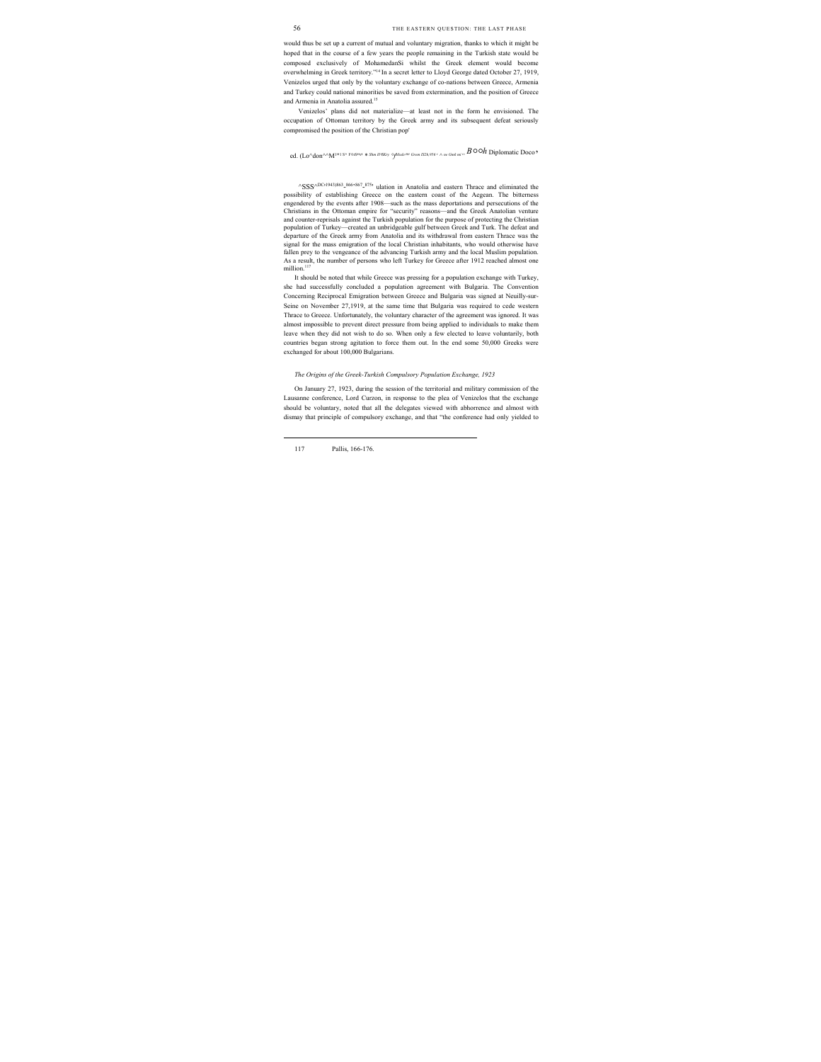would thus be set up a current of mutual and voluntary migration, thanks to which it might be hoped that in the course of a few years the people remaining in the Turkish state would be composed exclusively of MohamedanSi whilst the Greek element would become overwhelming in Greek territory."[14] In a secret letter to Lloyd George dated October 27, 1919, Venizelos urged that only by the voluntary exchange of co-nations between Greece, Armenia and Turkey could national minorities be saved from extermination, and the position of Greece and Armenia in Anatolia assured.[15]

Venizelos' plans did not materialize—at least not in the form he envisioned. The occupation of Ottoman territory by the Greek army and its subsequent defeat seriously compromised the position of the Christian pop'

ed. (Lo^don^^M... Diplomatic Doco

^SSS^DC>1943)863_866>867_875> ulation in Anatolia and eastern Thrace and eliminated the possibility of establishing Greece on the eastern coast of the Aegean. The bitterness engendered by the events after 1908—such as the mass deportations and persecutions of the Christians in the Ottoman empire for "security" reasons—and the Greek Anatolian venture and counter-reprisals against the Turkish population for the purpose of protecting the Christian population of Turkey—created an unbridgeable gulf between Greek and Turk. The defeat and departure of the Greek army from Anatolia and its withdrawal from eastern Thrace was the signal for the mass emigration of the local Christian inhabitants, who would otherwise have fallen prey to the vengeance of the advancing Turkish army and the local Muslim population. As a result, the number of persons who left Turkey for Greece after 1912 reached almost one million.[117]

It should be noted that while Greece was pressing for a population exchange with Turkey, she had successfully concluded a population agreement with Bulgaria. The Convention Concerning Reciprocal Emigration between Greece and Bulgaria was signed at Neuilly-sur-Seine on November 27,1919, at the same time that Bulgaria was required to cede western Thrace to Greece. Unfortunately, the voluntary character of the agreement was ignored. It was almost impossible to prevent direct pressure from being applied to individuals to make them leave when they did not wish to do so. When only a few elected to leave voluntarily, both countries began strong agitation to force them out. In the end some 50,000 Greeks were exchanged for about 100,000 Bulgarians.

### *The Origins of the Greek-Turkish Compulsory Population Exchange, 1923*

On January 27, 1923, during the session of the territorial and military commission of the Lausanne conference, Lord Curzon, in response to the plea of Venizelos that the exchange should be voluntary, noted that all the delegates viewed with abhorrence and almost with dismay that principle of compulsory exchange, and that "the conference had only yielded to

---

117 Pallis, 166-176.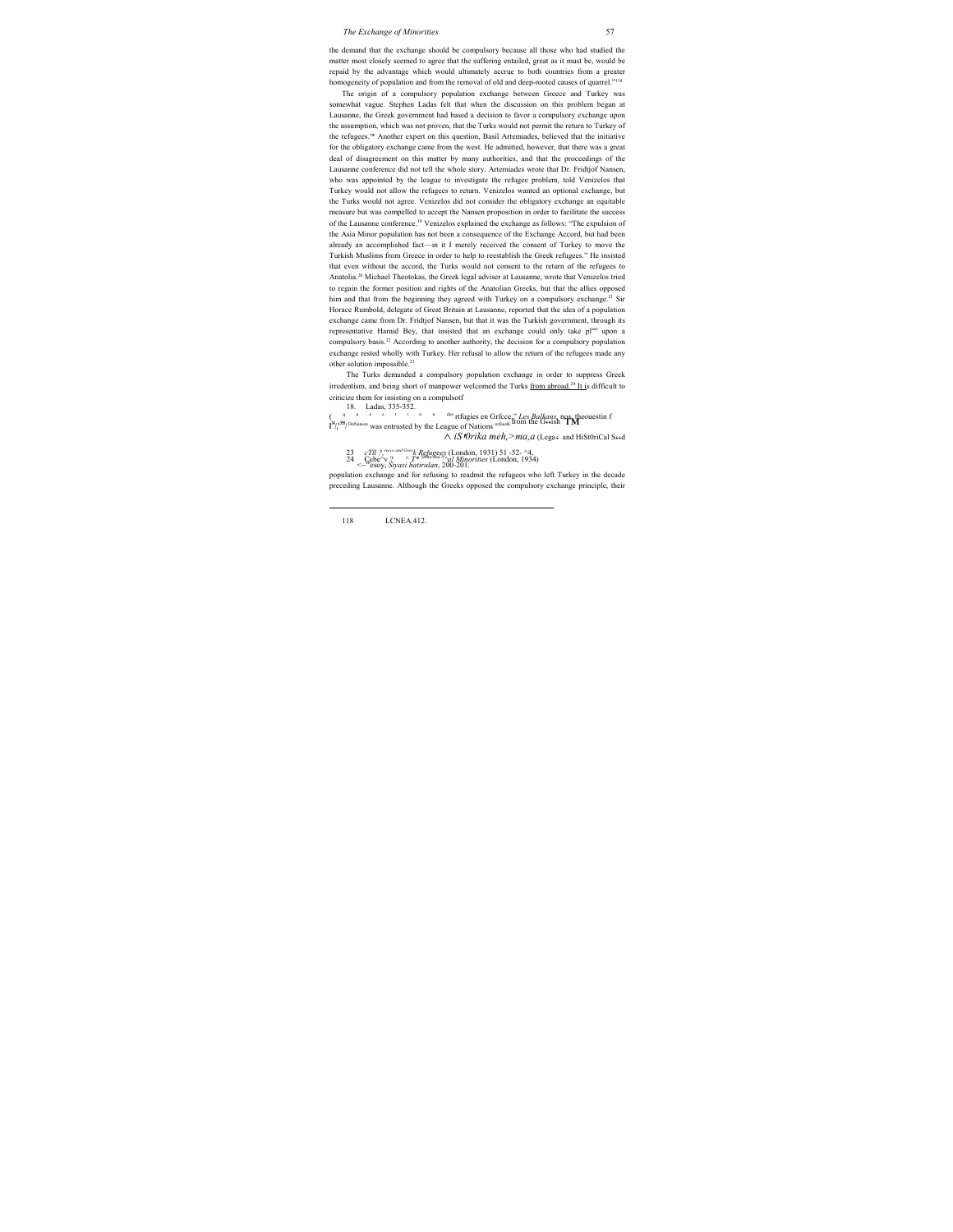the demand that the exchange should be compulsory because all those who had studied the matter most closely seemed to agree that the suffering entailed, great as it must be, would be repaid by the advantage which would ultimately accrue to both countries from a greater homogeneity of population and from the removal of old and deep-rooted causes of quarrel."[118]

The origin of a compulsory population exchange between Greece and Turkey was somewhat vague. Stephen Ladas felt that when the discussion on this problem began at Lausanne, the Greek government had based a decision to favor a compulsory exchange upon the assumption, which was not proven, that the Turks would not permit the return to Turkey of the refugees.[18] Another expert on this question, Basil Artemiades, believed that the initiative for the obligatory exchange came from the west. He admitted, however, that there was a great deal of disagreement on this matter by many authorities, and that the proceedings of the Lausanne conference did not tell the whole story. Artemiades wrote that Dr. Fridtjof Nansen, who was appointed by the league to investigate the refugee problem, told Venizelos that Turkey would not allow the refugees to return. Venizelos wanted an optional exchange, but the Turks would not agree. Venizelos did not consider the obligatory exchange an equitable measure but was compelled to accept the Nansen proposition in order to facilitate the success of the Lausanne conference.[19] Venizelos explained the exchange as follows: "The expulsion of the Asia Minor population has not been a consequence of the Exchange Accord, but had been already an accomplished fact—in it I merely received the consent of Turkey to move the Turkish Muslims from Greece in order to help to reestablish the Greek refugees." He insisted that even without the accord, the Turks would not consent to the return of the refugees to Anatolia.[20] Michael Theotokas, the Greek legal adviser at Lausanne, wrote that Venizelos tried to regain the former position and rights of the Anatolian Greeks, but that the allies opposed him and that from the beginning they agreed with Turkey on a compulsory exchange.[21] Sir Horace Rumbold, delegate of Great Britain at Lausanne, reported that the idea of a population exchange came from Dr. Fridtjof Nansen, but that it was the Turkish government, through its representative Hamid Bey, that insisted that an exchange could only take place upon a compulsory basis.[22] According to another authority, the decision for a compulsory population exchange rested wholly with Turkey. Her refusal to allow the return of the refugees made any other solution impossible.[23]

The Turks demanded a compulsory population exchange in order to suppress Greek irredentism, and being short of manpower welcomed the Turks from abroad.[24] It is difficult to criticize them for insisting on a compulsotf

18. Ladas, 335-352.

( ... rtfugies en Grfcce," *Les Balkans*, nos. theouestin f ... Dr. Nansen was entrusted by the League of Nations ... from the Greek ... TM

^ *iS*'*0rika meh,>ma,a* (Lega... and HiSt0riCal S...d

23 ... *Greek Refugees* (London, 1931) 51 -52- ^4.

24 ... *al Minorities* (London, 1934) ...esoy, *Siyasi hatiralan*, 200-201.

population exchange and for refusing to readmit the refugees who left Turkey in the decade preceding Lausanne. Although the Greeks opposed the compulsory exchange principle, their

118 LCNEA.412.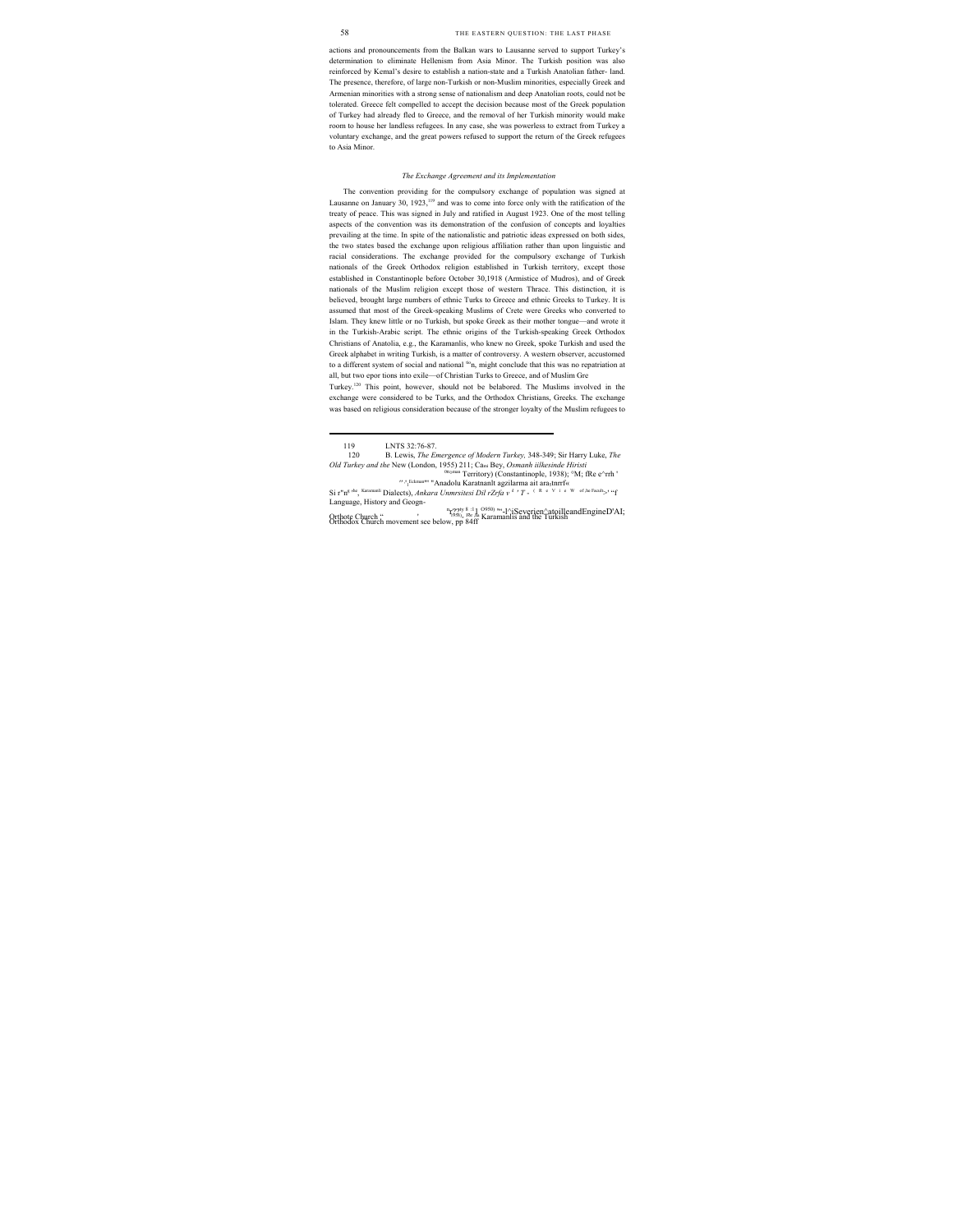actions and pronouncements from the Balkan wars to Lausanne served to support Turkey's determination to eliminate Hellenism from Asia Minor. The Turkish position was also reinforced by Kemal's desire to establish a nation-state and a Turkish Anatolian father- land. The presence, therefore, of large non-Turkish or non-Muslim minorities, especially Greek and Armenian minorities with a strong sense of nationalism and deep Anatolian roots, could not be tolerated. Greece felt compelled to accept the decision because most of the Greek population of Turkey had already fled to Greece, and the removal of her Turkish minority would make room to house her landless refugees. In any case, she was powerless to extract from Turkey a voluntary exchange, and the great powers refused to support the return of the Greek refugees to Asia Minor.

### *The Exchange Agreement and its Implementation*

The convention providing for the compulsory exchange of population was signed at Lausanne on January 30, 1923,[119] and was to come into force only with the ratification of the treaty of peace. This was signed in July and ratified in August 1923. One of the most telling aspects of the convention was its demonstration of the confusion of concepts and loyalties prevailing at the time. In spite of the nationalistic and patriotic ideas expressed on both sides, the two states based the exchange upon religious affiliation rather than upon linguistic and racial considerations. The exchange provided for the compulsory exchange of Turkish nationals of the Greek Orthodox religion established in Turkish territory, except those established in Constantinople before October 30,1918 (Armistice of Mudros), and of Greek nationals of the Muslim religion except those of western Thrace. This distinction, it is believed, brought large numbers of ethnic Turks to Greece and ethnic Greeks to Turkey. It is assumed that most of the Greek-speaking Muslims of Crete were Greeks who converted to Islam. They knew little or no Turkish, but spoke Greek as their mother tongue—and wrote it in the Turkish-Arabic script. The ethnic origins of the Turkish-speaking Greek Orthodox Christians of Anatolia, e.g., the Karamanlis, who knew no Greek, spoke Turkish and used the Greek alphabet in writing Turkish, is a matter of controversy. A western observer, accustomed to a different system of social and national ᴰᶜn, might conclude that this was no repatriation at all, but two epor tions into exile—of Christian Turks to Greece, and of Muslim Gre Turkey.[120] This point, however, should not be belabored. The Muslims involved in the exchange were considered to be Turks, and the Orthodox Christians, Greeks. The exchange was based on religious consideration because of the stronger loyalty of the Muslim refugees to

---

119 LNTS 32:76-87.

120 B. Lewis, *The Emergence of Modern Turkey,* 348-349; Sir Harry Luke, *The Old Turkey and the* New (London, 1955) 211; Ca₄₄ Bey, *Osmanh iilkesinde Hiristi* Territory) (Constantinople, 1938); °M; fRe e^rrh ' "Anadolu Karatnanlt agzilarma ait ara|tnrrl« Si r"n Karamanli Dialects), *Ankara Unmrsitesi Dil rZrfa v* ⁴ ' *T* - ( R e V i e W of the Faculty ' "f Language, History and Geogn- Orthote Church " Karamanlis and the Turkish Orthodox Church movement see below, pp 84ff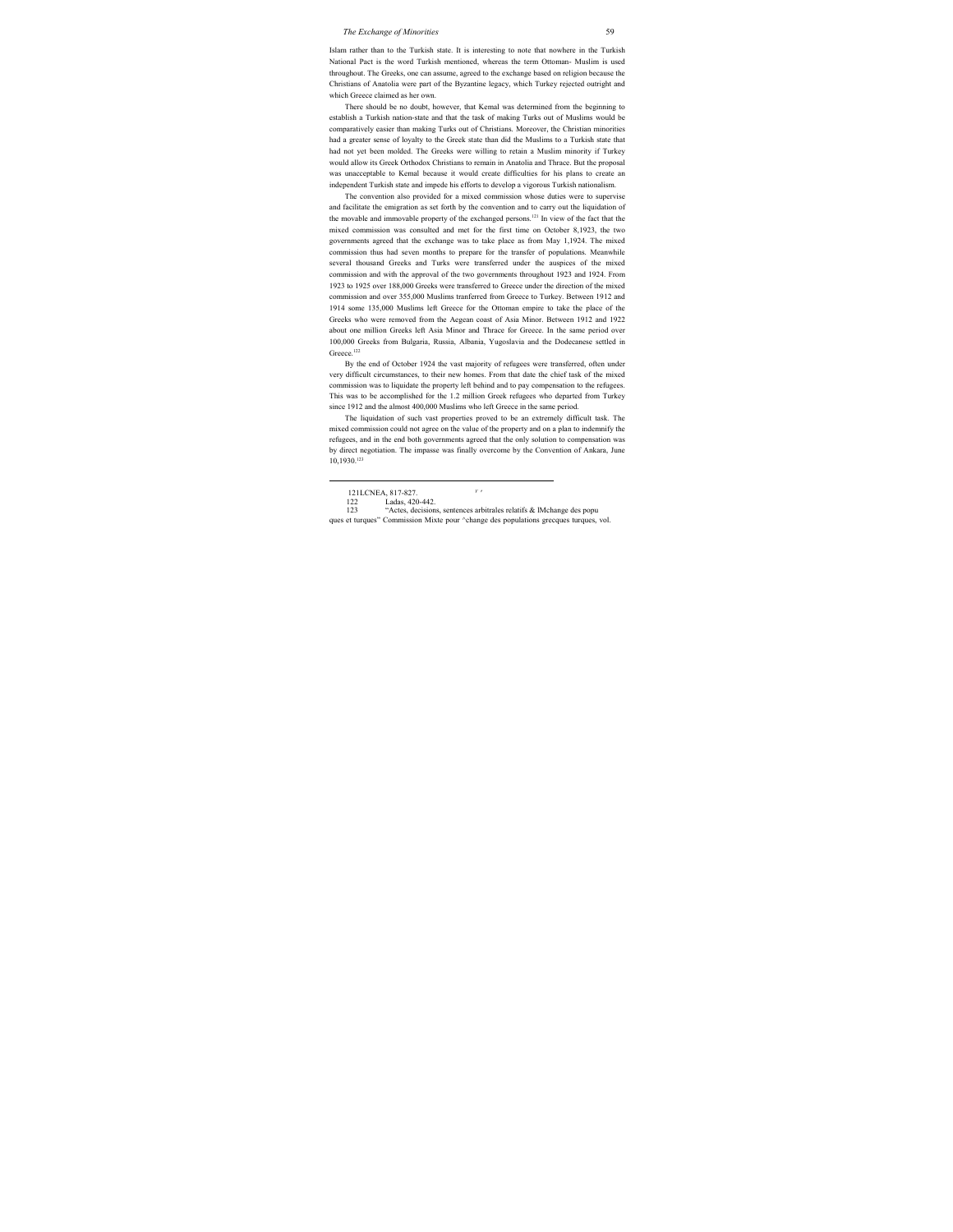Islam rather than to the Turkish state. It is interesting to note that nowhere in the Turkish National Pact is the word Turkish mentioned, whereas the term Ottoman- Muslim is used throughout. The Greeks, one can assume, agreed to the exchange based on religion because the Christians of Anatolia were part of the Byzantine legacy, which Turkey rejected outright and which Greece claimed as her own.

There should be no doubt, however, that Kemal was determined from the beginning to establish a Turkish nation-state and that the task of making Turks out of Muslims would be comparatively easier than making Turks out of Christians. Moreover, the Christian minorities had a greater sense of loyalty to the Greek state than did the Muslims to a Turkish state that had not yet been molded. The Greeks were willing to retain a Muslim minority if Turkey would allow its Greek Orthodox Christians to remain in Anatolia and Thrace. But the proposal was unacceptable to Kemal because it would create difficulties for his plans to create an independent Turkish state and impede his efforts to develop a vigorous Turkish nationalism.

The convention also provided for a mixed commission whose duties were to supervise and facilitate the emigration as set forth by the convention and to carry out the liquidation of the movable and immovable property of the exchanged persons.[121] In view of the fact that the mixed commission was consulted and met for the first time on October 8,1923, the two governments agreed that the exchange was to take place as from May 1,1924. The mixed commission thus had seven months to prepare for the transfer of populations. Meanwhile several thousand Greeks and Turks were transferred under the auspices of the mixed commission and with the approval of the two governments throughout 1923 and 1924. From 1923 to 1925 over 188,000 Greeks were transferred to Greece under the direction of the mixed commission and over 355,000 Muslims tranferred from Greece to Turkey. Between 1912 and 1914 some 135,000 Muslims left Greece for the Ottoman empire to take the place of the Greeks who were removed from the Aegean coast of Asia Minor. Between 1912 and 1922 about one million Greeks left Asia Minor and Thrace for Greece. In the same period over 100,000 Greeks from Bulgaria, Russia, Albania, Yugoslavia and the Dodecanese settled in Greece.[122]

By the end of October 1924 the vast majority of refugees were transferred, often under very difficult circumstances, to their new homes. From that date the chief task of the mixed commission was to liquidate the property left behind and to pay compensation to the refugees. This was to be accomplished for the 1.2 million Greek refugees who departed from Turkey since 1912 and the almost 400,000 Muslims who left Greece in the same period.

The liquidation of such vast properties proved to be an extremely difficult task. The mixed commission could not agree on the value of the property and on a plan to indemnify the refugees, and in the end both governments agreed that the only solution to compensation was by direct negotiation. The impasse was finally overcome by the Convention of Ankara, June 10,1930.[123]

---

121 LCNEA, 817-827.

122 Ladas, 420-442.

123 "Actes, decisions, sentences arbitrales relatifs & lMchange des popu ques et turques" Commission Mixte pour ^change des populations grecques turques, vol.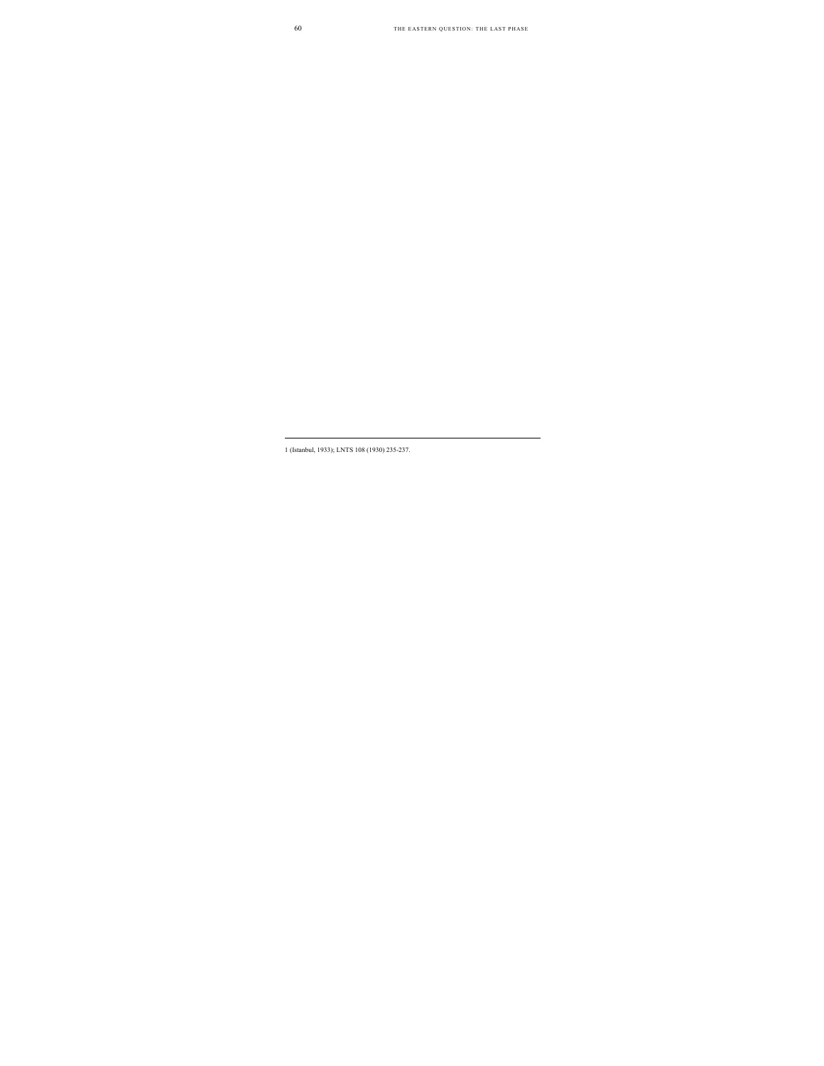[1] (Istanbul, 1933); LNTS 108 (1930) 235-237.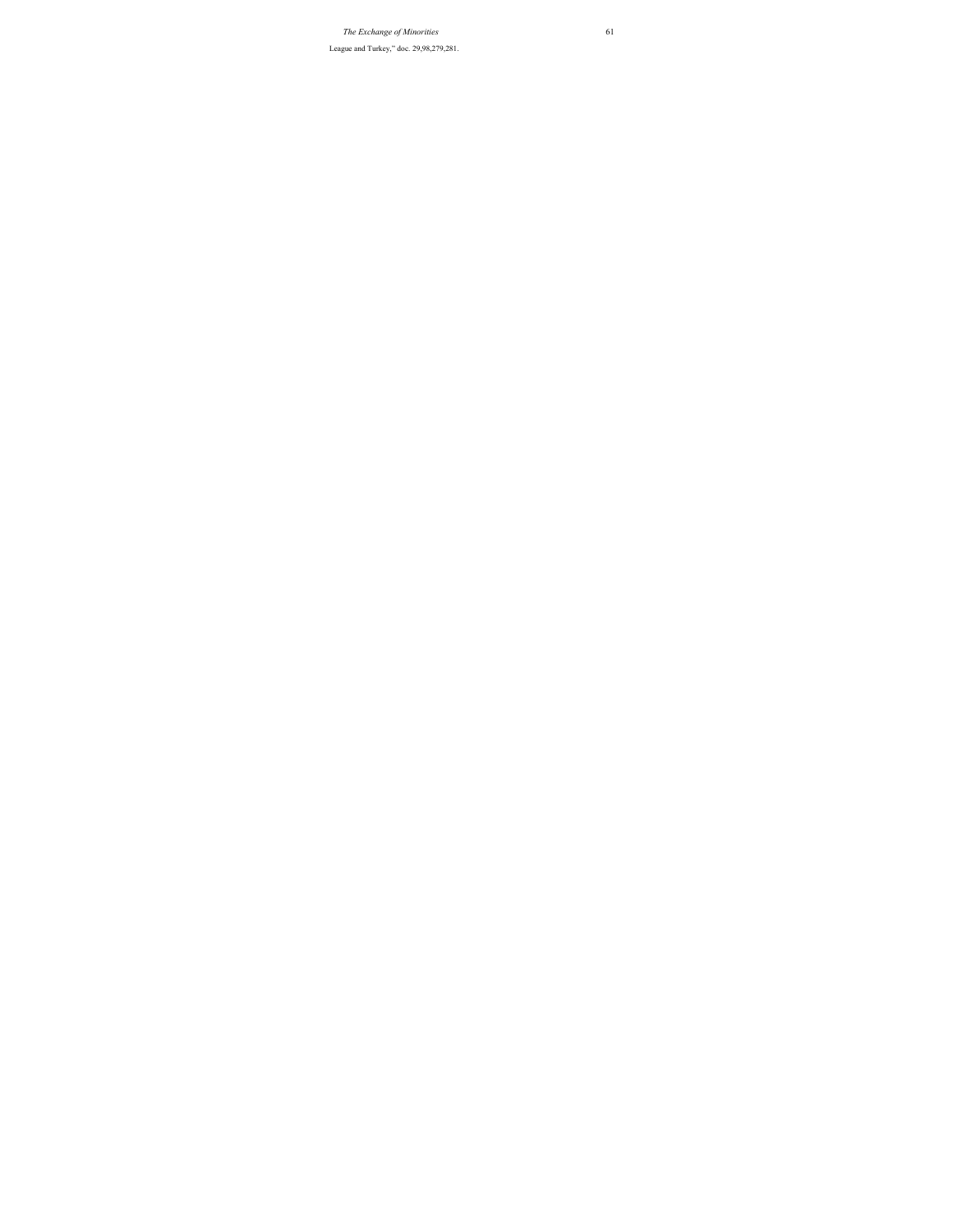League and Turkey," doc. 29,98,279,281.